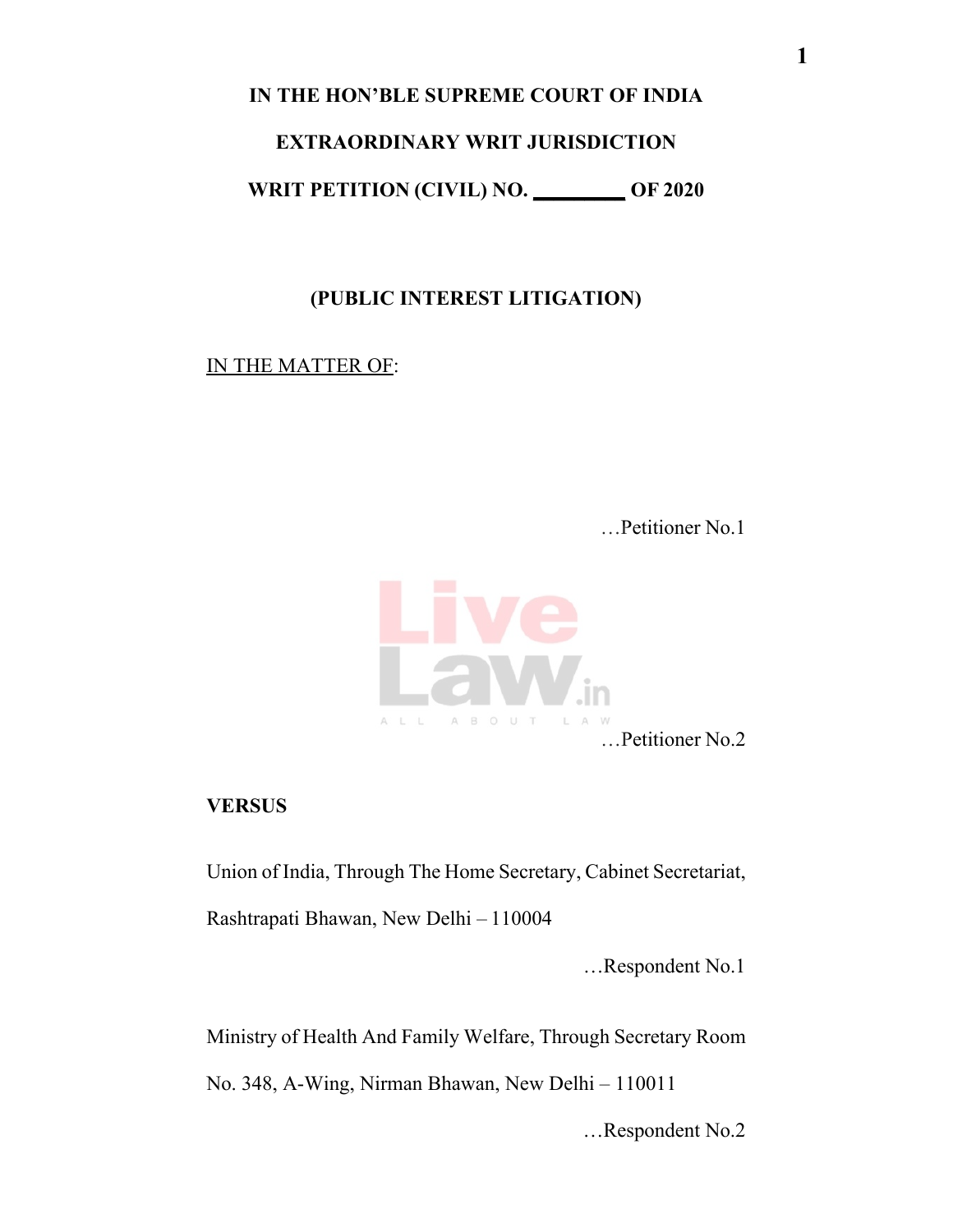**IN THE HON'BLE SUPREME COURT OF INDIA**

**EXTRAORDINARY WRIT JURISDICTION**

**WRIT PETITION (CIVIL) NO. _________ OF 2020**

**(PUBLIC INTEREST LITIGATION)**

IN THE MATTER OF:

…Petitioner No.1

…Petitioner No.2

**VERSUS**

Union of India, Through The Home Secretary, Cabinet Secretariat, Rashtrapati Bhawan, New Delhi – 110004

…Respondent No.1

Ministry of Health And Family Welfare, Through Secretary Room No. 348, A-Wing, Nirman Bhawan, New Delhi – 110011

…Respondent No.2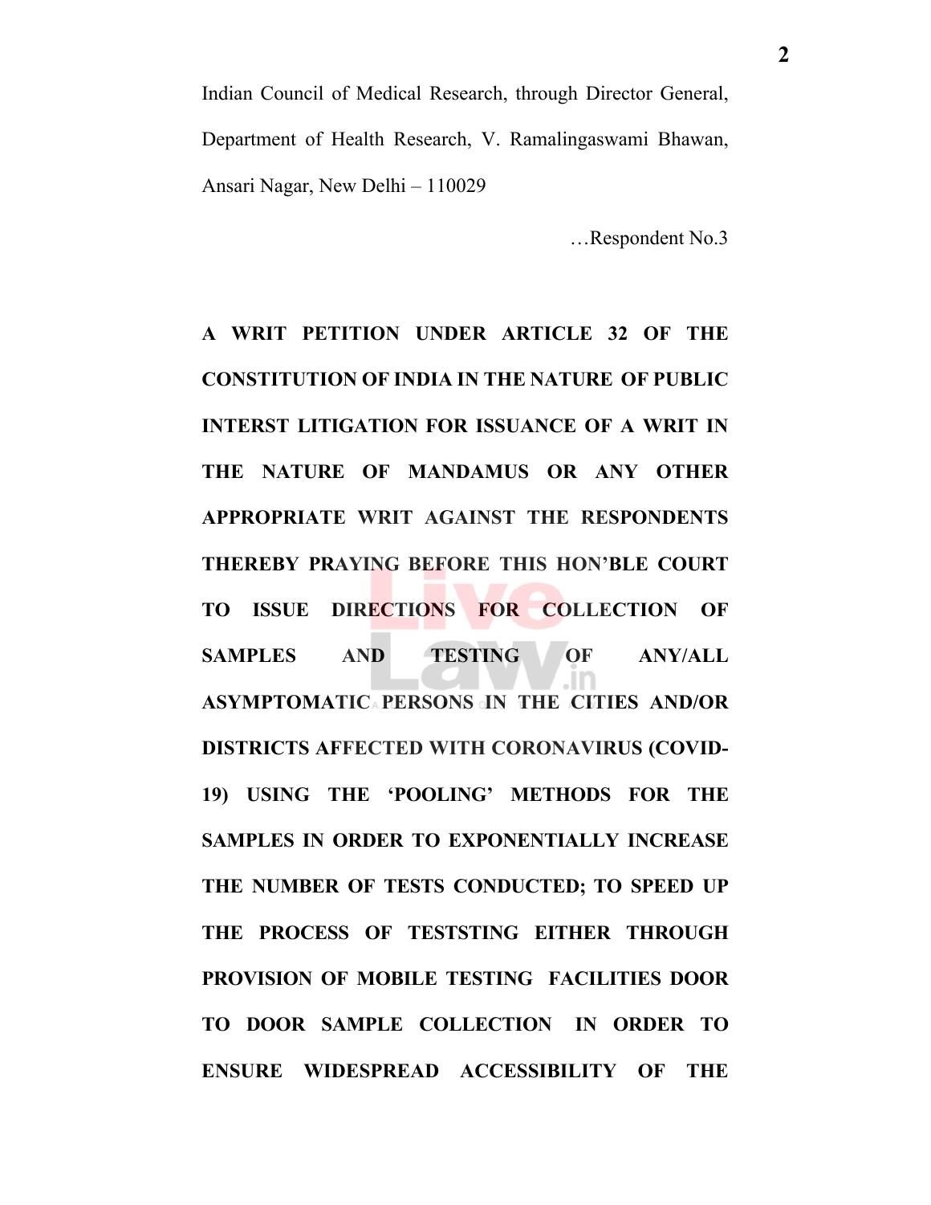Indian Council of Medical Research, through Director General, Department of Health Research, V. Ramalingaswami Bhawan, Ansari Nagar, New Delhi – 110029

…Respondent No.3

**A WRIT PETITION UNDER ARTICLE 32 OF THE CONSTITUTION OF INDIA IN THE NATURE OF PUBLIC INTERST LITIGATION FOR ISSUANCE OF A WRIT IN THE NATURE OF MANDAMUS OR ANY OTHER APPROPRIATE WRIT AGAINST THE RESPONDENTS THEREBY PRAYING BEFORE THIS HON'BLE COURT TO ISSUE DIRECTIONS FOR COLLECTION OF SAMPLES AND TESTING OF ANY/ALL ASYMPTOMATIC PERSONS IN THE CITIES AND/OR DISTRICTS AFFECTED WITH CORONAVIRUS (COVID-19) USING THE 'POOLING' METHODS FOR THE SAMPLES IN ORDER TO EXPONENTIALLY INCREASE THE NUMBER OF TESTS CONDUCTED; TO SPEED UP THE PROCESS OF TESTSTING EITHER THROUGH PROVISION OF MOBILE TESTING FACILITIES DOOR TO DOOR SAMPLE COLLECTION IN ORDER TO ENSURE WIDESPREAD ACCESSIBILITY OF THE**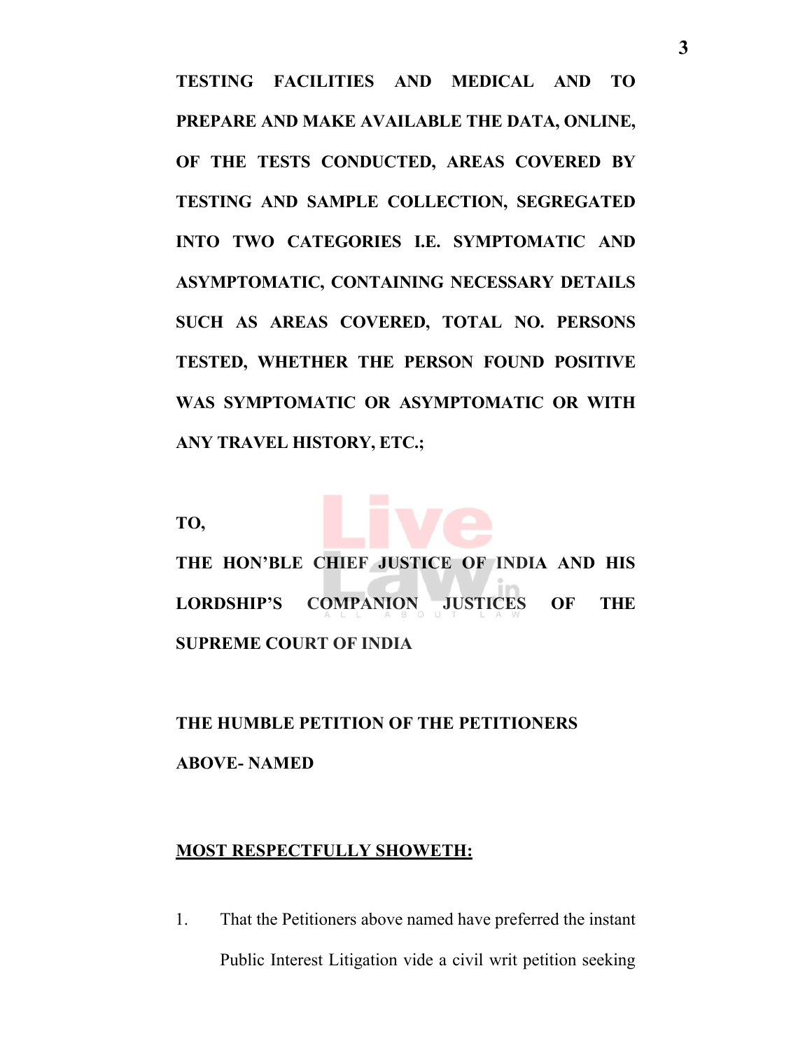**TESTING FACILITIES AND MEDICAL AND TO PREPARE AND MAKE AVAILABLE THE DATA, ONLINE, OF THE TESTS CONDUCTED, AREAS COVERED BY TESTING AND SAMPLE COLLECTION, SEGREGATED INTO TWO CATEGORIES I.E. SYMPTOMATIC AND ASYMPTOMATIC, CONTAINING NECESSARY DETAILS SUCH AS AREAS COVERED, TOTAL NO. PERSONS TESTED, WHETHER THE PERSON FOUND POSITIVE WAS SYMPTOMATIC OR ASYMPTOMATIC OR WITH ANY TRAVEL HISTORY, ETC.;**

**TO,**

**THE HON'BLE CHIEF JUSTICE OF INDIA AND HIS LORDSHIP'S COMPANION JUSTICES OF THE SUPREME COURT OF INDIA**

**THE HUMBLE PETITION OF THE PETITIONERS ABOVE- NAMED**

**MOST RESPECTFULLY SHOWETH:**

1. That the Petitioners above named have preferred the instant Public Interest Litigation vide a civil writ petition seeking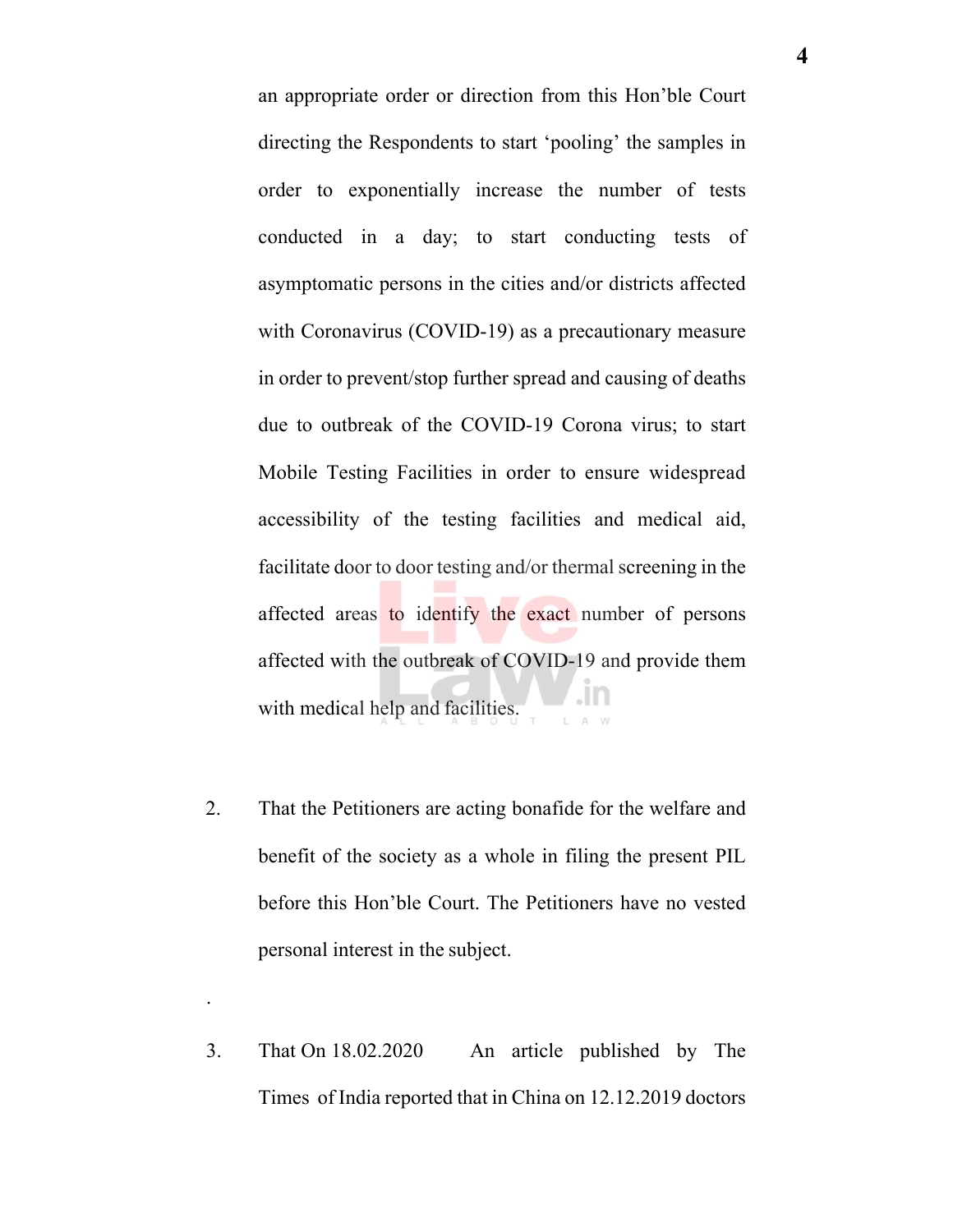an appropriate order or direction from this Hon'ble Court directing the Respondents to start 'pooling' the samples in order to exponentially increase the number of tests conducted in a day; to start conducting tests of asymptomatic persons in the cities and/or districts affected with Coronavirus (COVID-19) as a precautionary measure in order to prevent/stop further spread and causing of deaths due to outbreak of the COVID-19 Corona virus; to start Mobile Testing Facilities in order to ensure widespread accessibility of the testing facilities and medical aid, facilitate door to door testing and/or thermal screening in the affected areas to identify the exact number of persons affected with the outbreak of COVID-19 and provide them with medical help and facilities.

2. That the Petitioners are acting bonafide for the welfare and benefit of the society as a whole in filing the present PIL before this Hon'ble Court. The Petitioners have no vested personal interest in the subject.

.

3. That On 18.02.2020 An article published by The Times of India reported that in China on 12.12.2019 doctors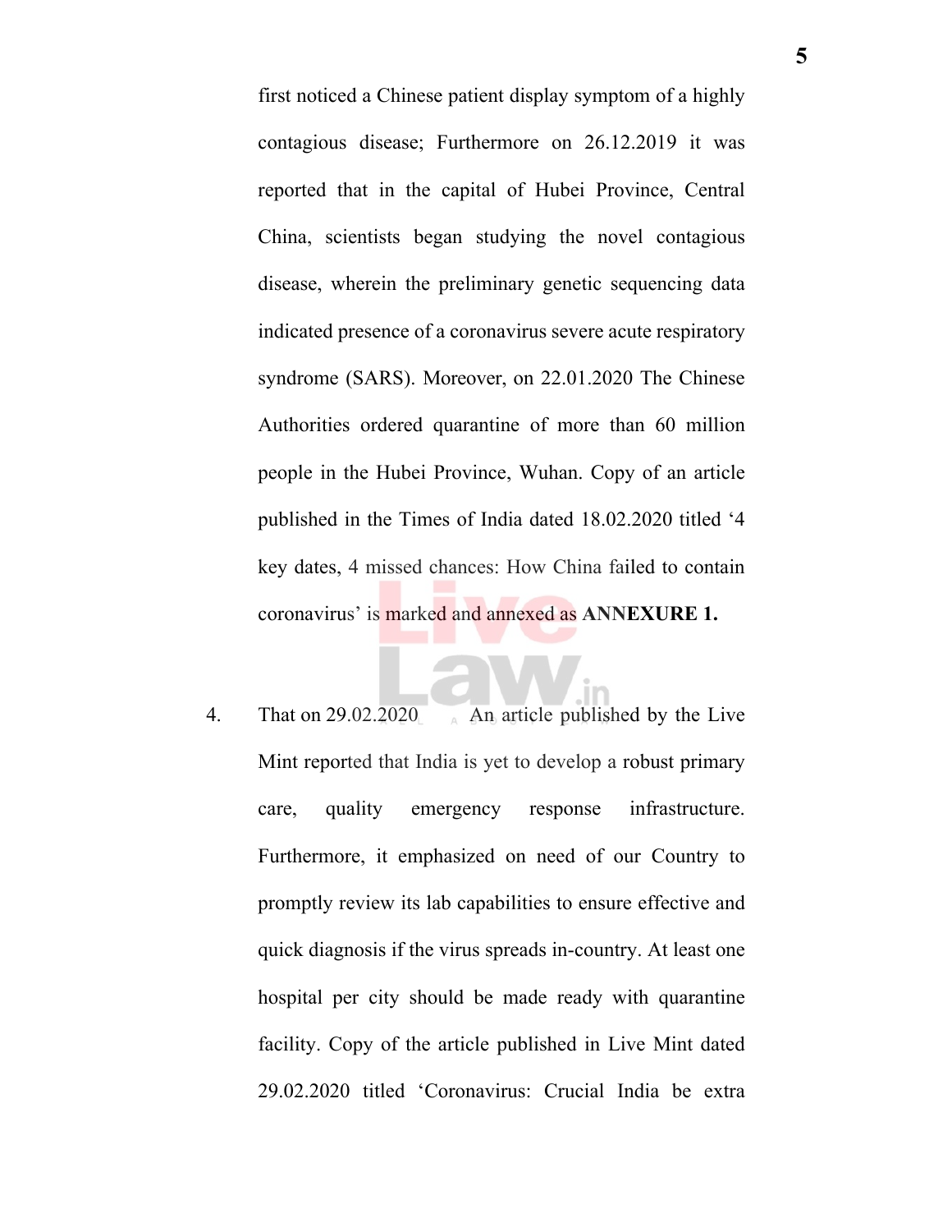first noticed a Chinese patient display symptom of a highly contagious disease; Furthermore on 26.12.2019 it was reported that in the capital of Hubei Province, Central China, scientists began studying the novel contagious disease, wherein the preliminary genetic sequencing data indicated presence of a coronavirus severe acute respiratory syndrome (SARS). Moreover, on 22.01.2020 The Chinese Authorities ordered quarantine of more than 60 million people in the Hubei Province, Wuhan. Copy of an article published in the Times of India dated 18.02.2020 titled '4 key dates, 4 missed chances: How China failed to contain coronavirus' is marked and annexed as **ANNEXURE 1.**

4. That on 29.02.2020 An article published by the Live Mint reported that India is yet to develop a robust primary care, quality emergency response infrastructure. Furthermore, it emphasized on need of our Country to promptly review its lab capabilities to ensure effective and quick diagnosis if the virus spreads in-country. At least one hospital per city should be made ready with quarantine facility. Copy of the article published in Live Mint dated 29.02.2020 titled 'Coronavirus: Crucial India be extra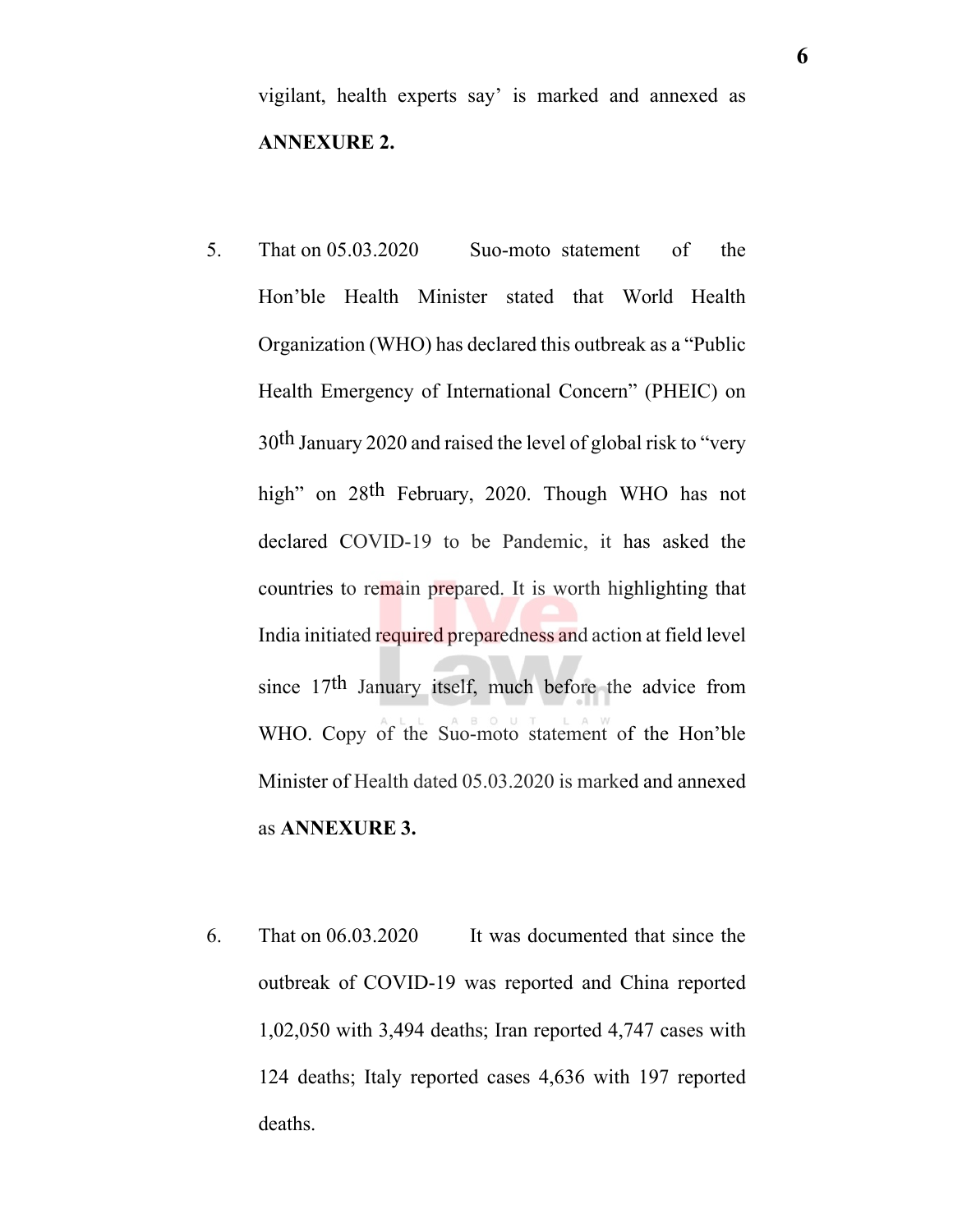vigilant, health experts say' is marked and annexed as **ANNEXURE 2.**

5. That on 05.03.2020 Suo-moto statement of the Hon'ble Health Minister stated that World Health Organization (WHO) has declared this outbreak as a "Public Health Emergency of International Concern" (PHEIC) on 30th January 2020 and raised the level of global risk to "very high" on 28th February, 2020. Though WHO has not declared COVID-19 to be Pandemic, it has asked the countries to remain prepared. It is worth highlighting that India initiated required preparedness and action at field level since 17th January itself, much before the advice from WHO. Copy of the Suo-moto statement of the Hon'ble Minister of Health dated 05.03.2020 is marked and annexed as **ANNEXURE 3.**

6. That on 06.03.2020 It was documented that since the outbreak of COVID-19 was reported and China reported 1,02,050 with 3,494 deaths; Iran reported 4,747 cases with 124 deaths; Italy reported cases 4,636 with 197 reported deaths.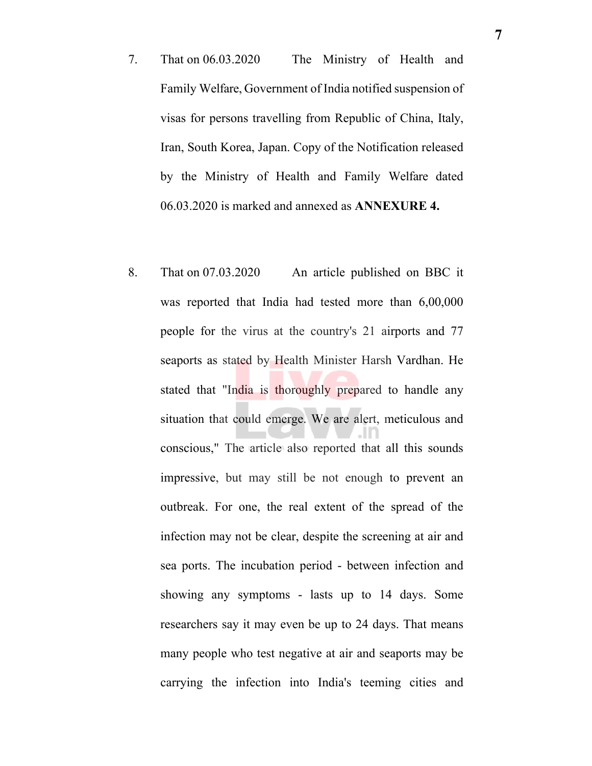7. That on 06.03.2020 The Ministry of Health and Family Welfare, Government of India notified suspension of visas for persons travelling from Republic of China, Italy, Iran, South Korea, Japan. Copy of the Notification released by the Ministry of Health and Family Welfare dated 06.03.2020 is marked and annexed as **ANNEXURE 4.**

8. That on 07.03.2020 An article published on BBC it was reported that India had tested more than 6,00,000 people for the virus at the country's 21 airports and 77 seaports as stated by Health Minister Harsh Vardhan. He stated that "India is thoroughly prepared to handle any situation that could emerge. We are alert, meticulous and conscious," The article also reported that all this sounds impressive, but may still be not enough to prevent an outbreak. For one, the real extent of the spread of the infection may not be clear, despite the screening at air and sea ports. The incubation period - between infection and showing any symptoms - lasts up to 14 days. Some researchers say it may even be up to 24 days. That means many people who test negative at air and seaports may be carrying the infection into India's teeming cities and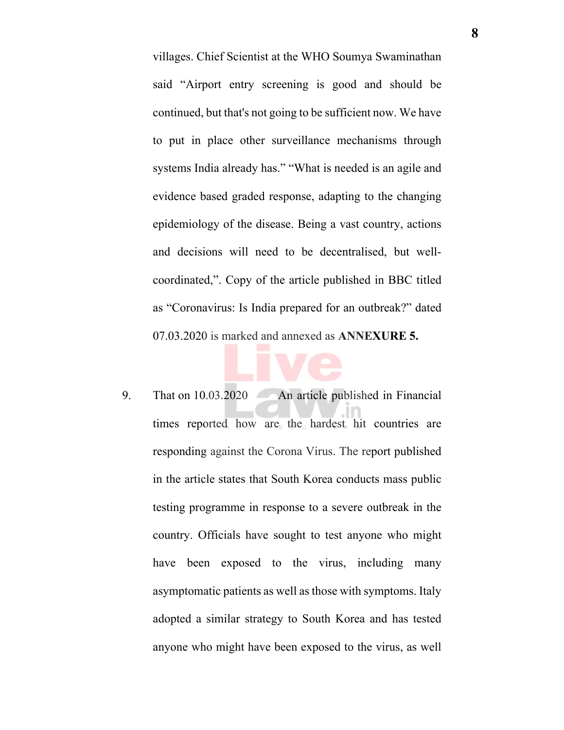villages. Chief Scientist at the WHO Soumya Swaminathan said “Airport entry screening is good and should be continued, but that's not going to be sufficient now. We have to put in place other surveillance mechanisms through systems India already has.” “What is needed is an agile and evidence based graded response, adapting to the changing epidemiology of the disease. Being a vast country, actions and decisions will need to be decentralised, but well-coordinated,”. Copy of the article published in BBC titled as “Coronavirus: Is India prepared for an outbreak?” dated 07.03.2020 is marked and annexed as **ANNEXURE 5.**

9. That on 10.03.2020 An article published in Financial times reported how are the hardest hit countries are responding against the Corona Virus. The report published in the article states that South Korea conducts mass public testing programme in response to a severe outbreak in the country. Officials have sought to test anyone who might have been exposed to the virus, including many asymptomatic patients as well as those with symptoms. Italy adopted a similar strategy to South Korea and has tested anyone who might have been exposed to the virus, as well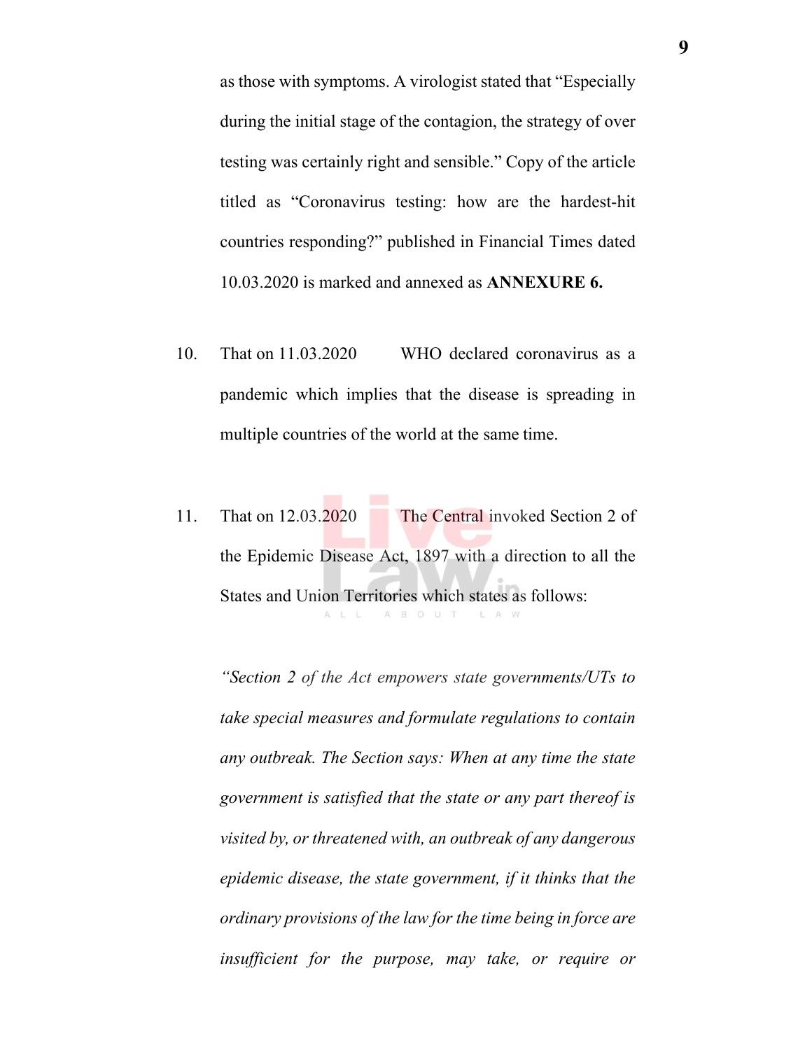as those with symptoms. A virologist stated that "Especially during the initial stage of the contagion, the strategy of over testing was certainly right and sensible." Copy of the article titled as "Coronavirus testing: how are the hardest-hit countries responding?" published in Financial Times dated 10.03.2020 is marked and annexed as **ANNEXURE 6.**

10. That on 11.03.2020 WHO declared coronavirus as a pandemic which implies that the disease is spreading in multiple countries of the world at the same time.

11. That on 12.03.2020 The Central invoked Section 2 of the Epidemic Disease Act, 1897 with a direction to all the States and Union Territories which states as follows:

*"Section 2 of the Act empowers state governments/UTs to take special measures and formulate regulations to contain any outbreak. The Section says: When at any time the state government is satisfied that the state or any part thereof is visited by, or threatened with, an outbreak of any dangerous epidemic disease, the state government, if it thinks that the ordinary provisions of the law for the time being in force are insufficient for the purpose, may take, or require or*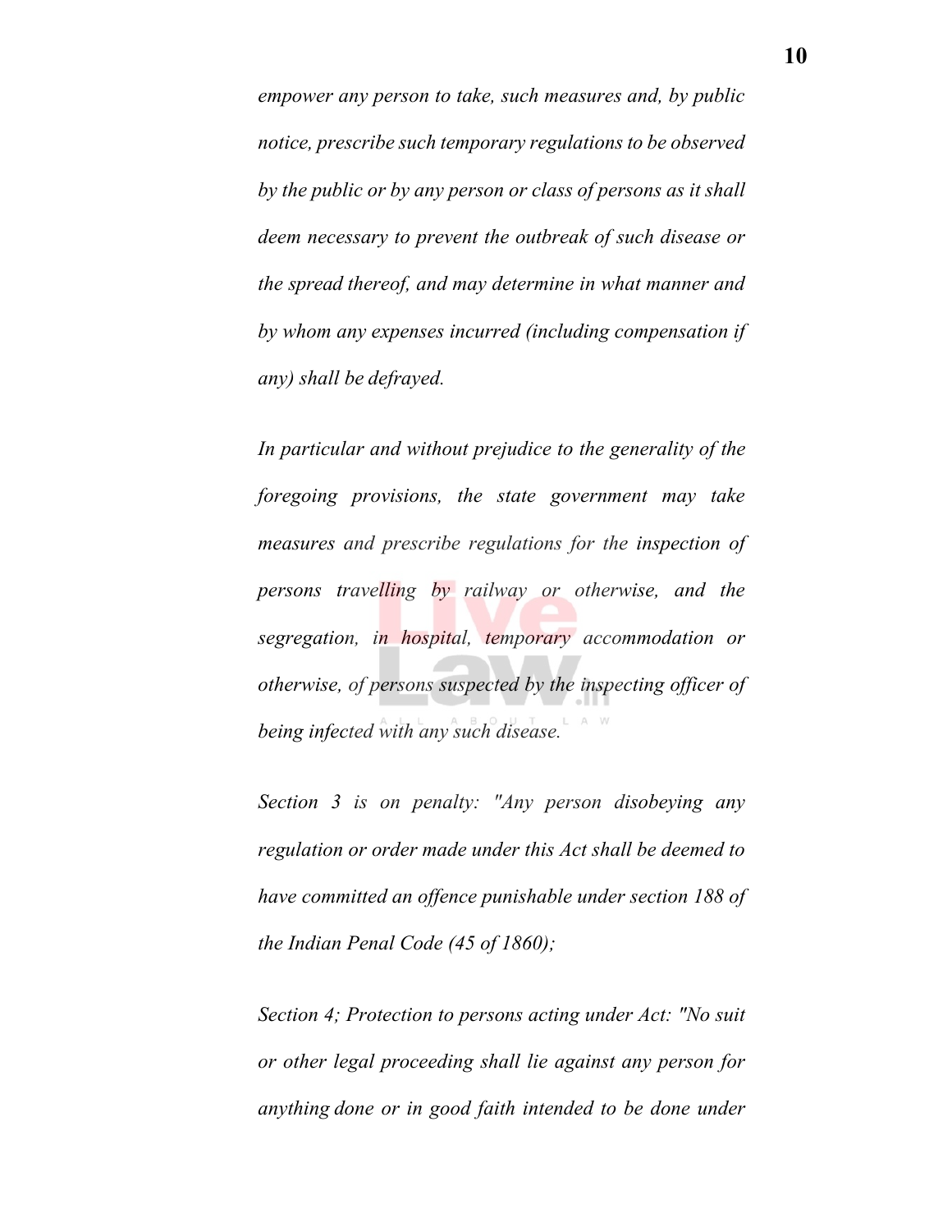*empower any person to take, such measures and, by public notice, prescribe such temporary regulations to be observed by the public or by any person or class of persons as it shall deem necessary to prevent the outbreak of such disease or the spread thereof, and may determine in what manner and by whom any expenses incurred (including compensation if any) shall be defrayed.*

*In particular and without prejudice to the generality of the foregoing provisions, the state government may take measures and prescribe regulations for the inspection of persons travelling by railway or otherwise, and the segregation, in hospital, temporary accommodation or otherwise, of persons suspected by the inspecting officer of being infected with any such disease.*

*Section 3 is on penalty: "Any person disobeying any regulation or order made under this Act shall be deemed to have committed an offence punishable under section 188 of the Indian Penal Code (45 of 1860);*

*Section 4; Protection to persons acting under Act: "No suit or other legal proceeding shall lie against any person for anything done or in good faith intended to be done under*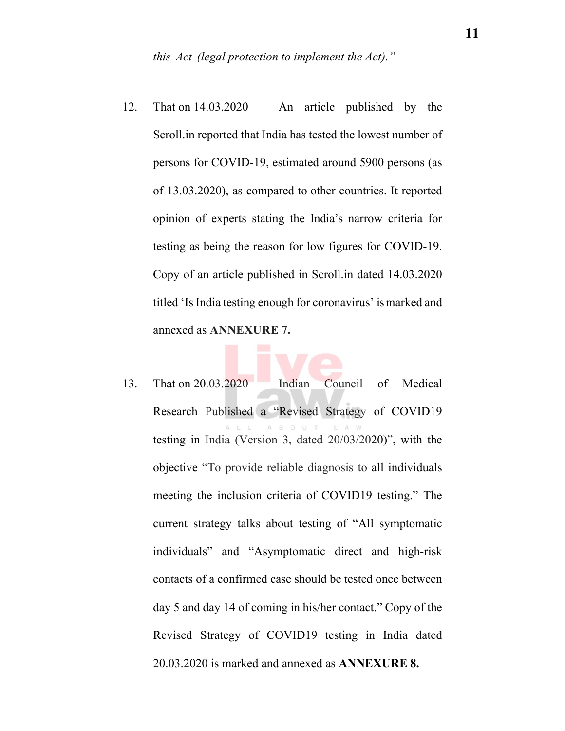*this Act (legal protection to implement the Act)."*

12. That on 14.03.2020 An article published by the Scroll.in reported that India has tested the lowest number of persons for COVID-19, estimated around 5900 persons (as of 13.03.2020), as compared to other countries. It reported opinion of experts stating the India's narrow criteria for testing as being the reason for low figures for COVID-19. Copy of an article published in Scroll.in dated 14.03.2020 titled 'Is India testing enough for coronavirus' is marked and annexed as **ANNEXURE 7.**

13. That on 20.03.2020 Indian Council of Medical Research Published a "Revised Strategy of COVID19 testing in India (Version 3, dated 20/03/2020)", with the objective "To provide reliable diagnosis to all individuals meeting the inclusion criteria of COVID19 testing." The current strategy talks about testing of "All symptomatic individuals" and "Asymptomatic direct and high-risk contacts of a confirmed case should be tested once between day 5 and day 14 of coming in his/her contact." Copy of the Revised Strategy of COVID19 testing in India dated 20.03.2020 is marked and annexed as **ANNEXURE 8.**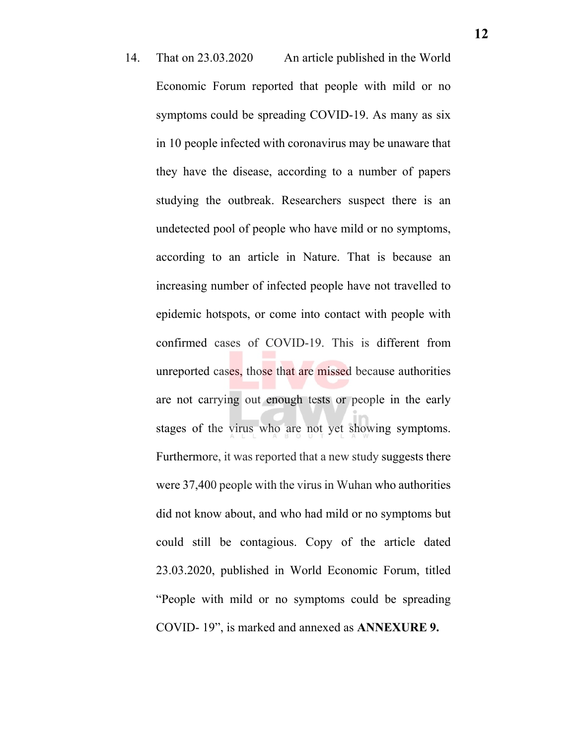14. That on 23.03.2020 An article published in the World Economic Forum reported that people with mild or no symptoms could be spreading COVID-19. As many as six in 10 people infected with coronavirus may be unaware that they have the disease, according to a number of papers studying the outbreak. Researchers suspect there is an undetected pool of people who have mild or no symptoms, according to an article in Nature. That is because an increasing number of infected people have not travelled to epidemic hotspots, or come into contact with people with confirmed cases of COVID-19. This is different from unreported cases, those that are missed because authorities are not carrying out enough tests or people in the early stages of the virus who are not yet showing symptoms. Furthermore, it was reported that a new study suggests there were 37,400 people with the virus in Wuhan who authorities did not know about, and who had mild or no symptoms but could still be contagious. Copy of the article dated 23.03.2020, published in World Economic Forum, titled "People with mild or no symptoms could be spreading COVID- 19", is marked and annexed as **ANNEXURE 9.**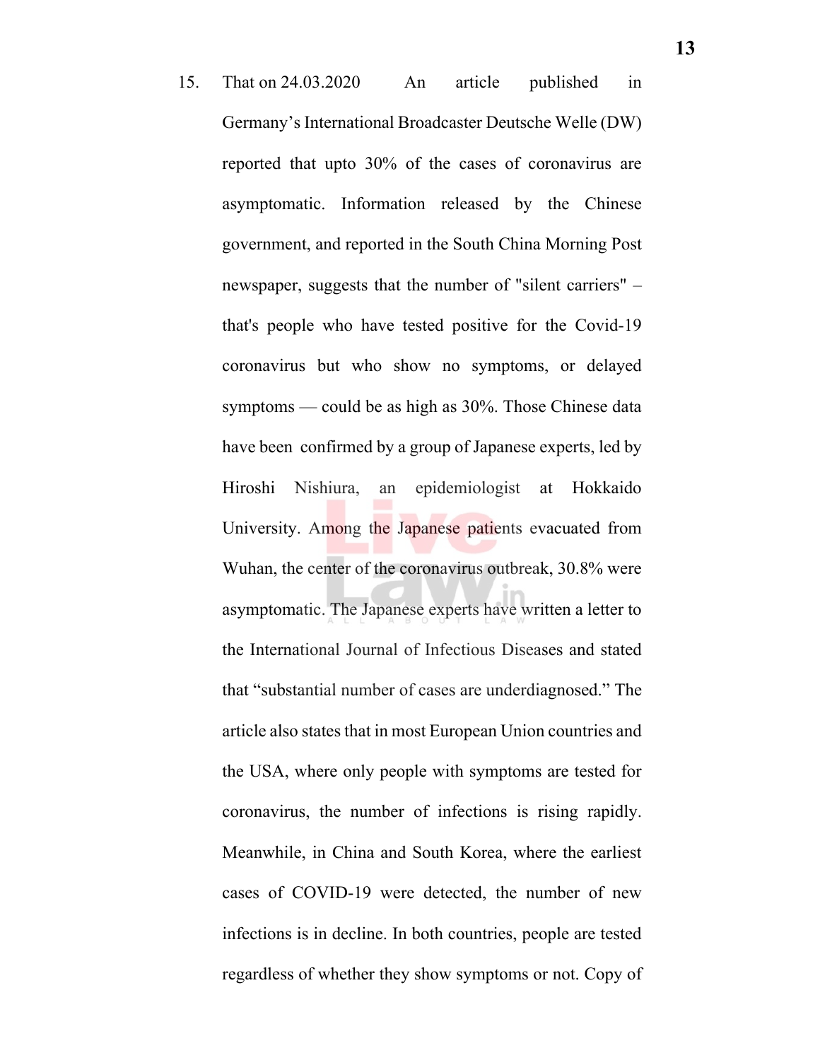15. That on 24.03.2020 An article published in Germany's International Broadcaster Deutsche Welle (DW) reported that upto 30% of the cases of coronavirus are asymptomatic. Information released by the Chinese government, and reported in the South China Morning Post newspaper, suggests that the number of "silent carriers" – that's people who have tested positive for the Covid-19 coronavirus but who show no symptoms, or delayed symptoms — could be as high as 30%. Those Chinese data have been confirmed by a group of Japanese experts, led by Hiroshi Nishiura, an epidemiologist at Hokkaido University. Among the Japanese patients evacuated from Wuhan, the center of the coronavirus outbreak, 30.8% were asymptomatic. The Japanese experts have written a letter to the International Journal of Infectious Diseases and stated that "substantial number of cases are underdiagnosed." The article also states that in most European Union countries and the USA, where only people with symptoms are tested for coronavirus, the number of infections is rising rapidly. Meanwhile, in China and South Korea, where the earliest cases of COVID-19 were detected, the number of new infections is in decline. In both countries, people are tested regardless of whether they show symptoms or not. Copy of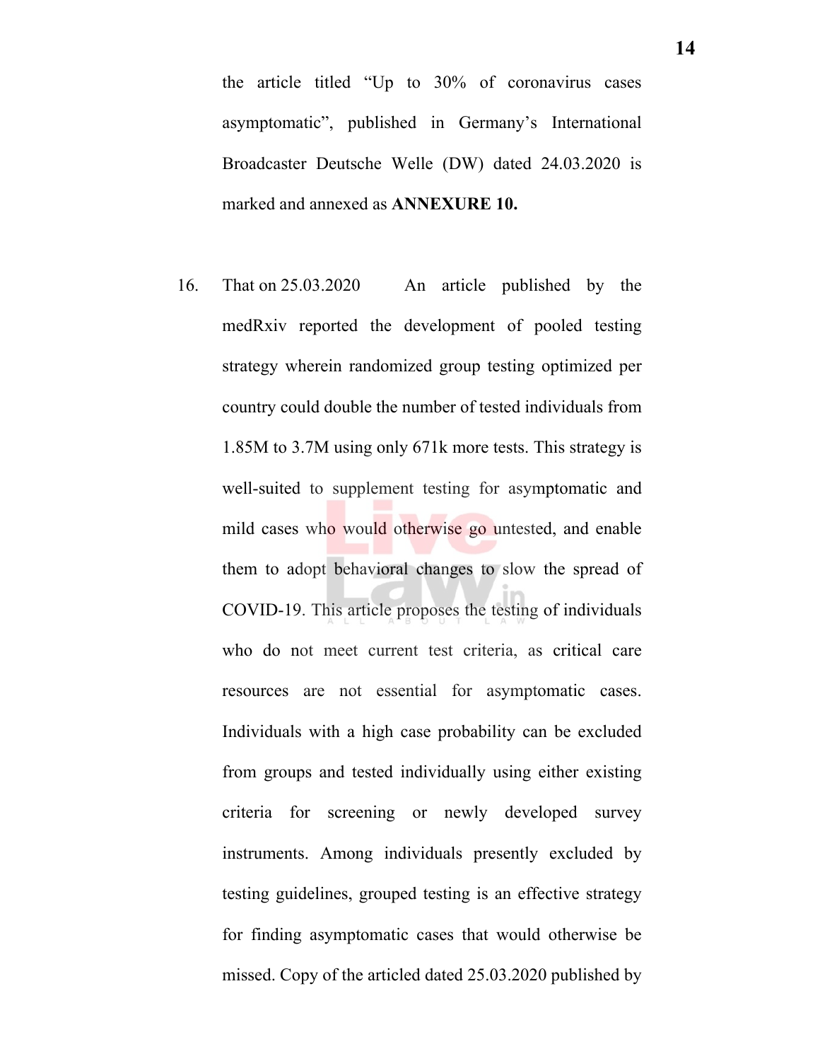the article titled "Up to 30% of coronavirus cases asymptomatic", published in Germany's International Broadcaster Deutsche Welle (DW) dated 24.03.2020 is marked and annexed as **ANNEXURE 10.**

16. That on 25.03.2020 An article published by the medRxiv reported the development of pooled testing strategy wherein randomized group testing optimized per country could double the number of tested individuals from 1.85M to 3.7M using only 671k more tests. This strategy is well-suited to supplement testing for asymptomatic and mild cases who would otherwise go untested, and enable them to adopt behavioral changes to slow the spread of COVID-19. This article proposes the testing of individuals who do not meet current test criteria, as critical care resources are not essential for asymptomatic cases. Individuals with a high case probability can be excluded from groups and tested individually using either existing criteria for screening or newly developed survey instruments. Among individuals presently excluded by testing guidelines, grouped testing is an effective strategy for finding asymptomatic cases that would otherwise be missed. Copy of the articled dated 25.03.2020 published by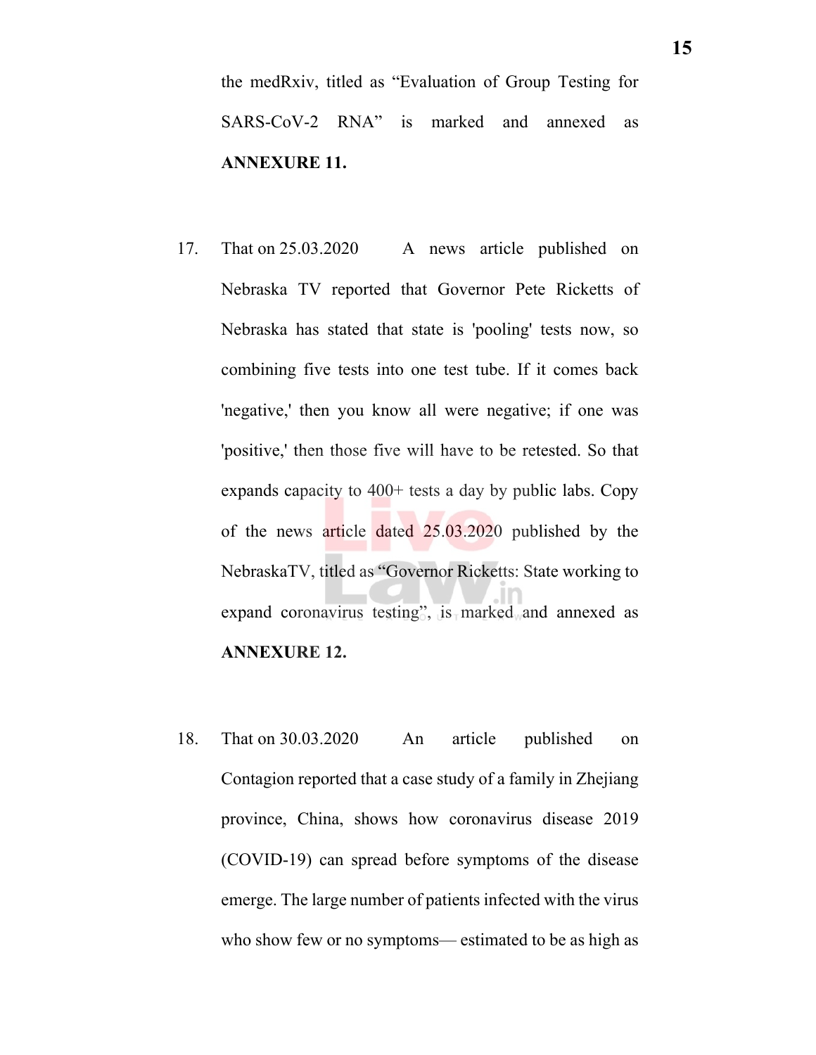the medRxiv, titled as "Evaluation of Group Testing for SARS-CoV-2 RNA" is marked and annexed as **ANNEXURE 11.**

17. That on 25.03.2020 A news article published on Nebraska TV reported that Governor Pete Ricketts of Nebraska has stated that state is 'pooling' tests now, so combining five tests into one test tube. If it comes back 'negative,' then you know all were negative; if one was 'positive,' then those five will have to be retested. So that expands capacity to 400+ tests a day by public labs. Copy of the news article dated 25.03.2020 published by the NebraskaTV, titled as "Governor Ricketts: State working to expand coronavirus testing", is marked and annexed as **ANNEXURE 12.**

18. That on 30.03.2020 An article published on Contagion reported that a case study of a family in Zhejiang province, China, shows how coronavirus disease 2019 (COVID-19) can spread before symptoms of the disease emerge. The large number of patients infected with the virus who show few or no symptoms— estimated to be as high as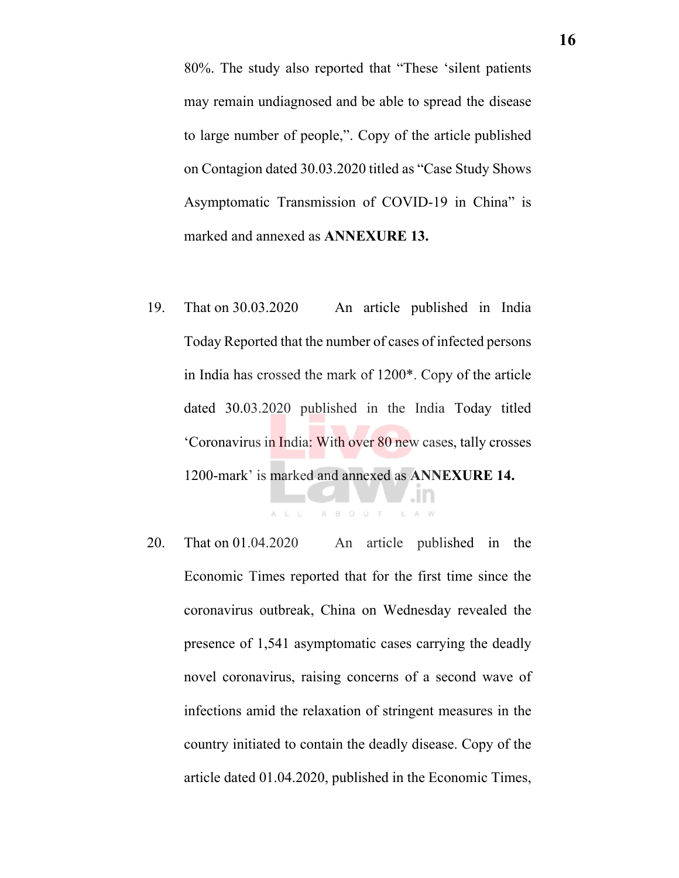80%. The study also reported that "These 'silent patients may remain undiagnosed and be able to spread the disease to large number of people,". Copy of the article published on Contagion dated 30.03.2020 titled as "Case Study Shows Asymptomatic Transmission of COVID-19 in China" is marked and annexed as **ANNEXURE 13.**

19. That on 30.03.2020 An article published in India Today Reported that the number of cases of infected persons in India has crossed the mark of 1200*. Copy of the article dated 30.03.2020 published in the India Today titled 'Coronavirus in India: With over 80 new cases, tally crosses 1200-mark' is marked and annexed as **ANNEXURE 14.**

20. That on 01.04.2020 An article published in the Economic Times reported that for the first time since the coronavirus outbreak, China on Wednesday revealed the presence of 1,541 asymptomatic cases carrying the deadly novel coronavirus, raising concerns of a second wave of infections amid the relaxation of stringent measures in the country initiated to contain the deadly disease. Copy of the article dated 01.04.2020, published in the Economic Times,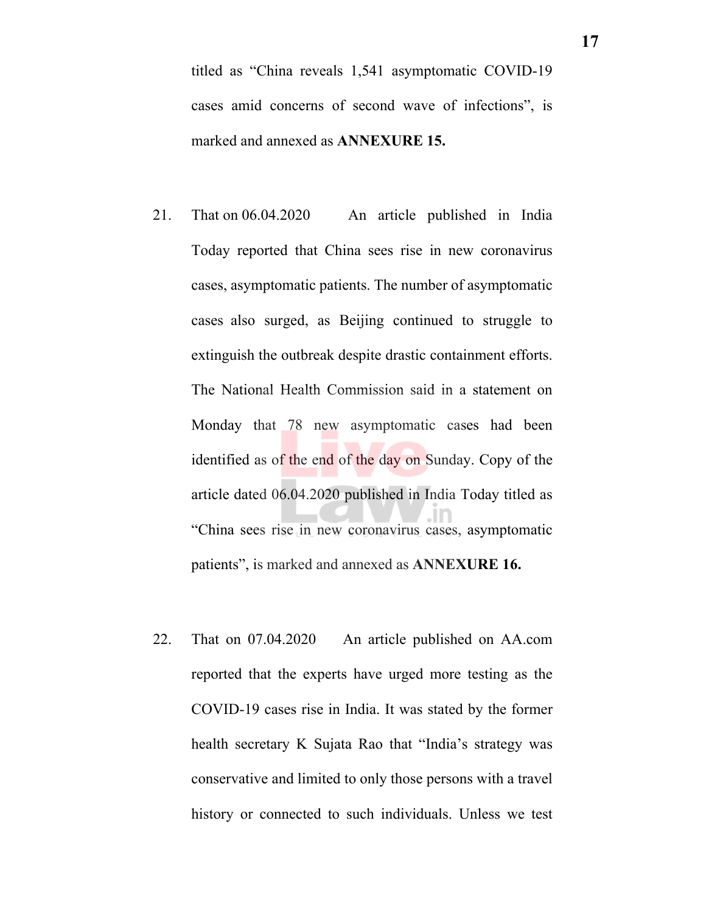titled as "China reveals 1,541 asymptomatic COVID-19 cases amid concerns of second wave of infections", is marked and annexed as **ANNEXURE 15.**

21. That on 06.04.2020 An article published in India Today reported that China sees rise in new coronavirus cases, asymptomatic patients. The number of asymptomatic cases also surged, as Beijing continued to struggle to extinguish the outbreak despite drastic containment efforts. The National Health Commission said in a statement on Monday that 78 new asymptomatic cases had been identified as of the end of the day on Sunday. Copy of the article dated 06.04.2020 published in India Today titled as "China sees rise in new coronavirus cases, asymptomatic patients", is marked and annexed as **ANNEXURE 16.**

22. That on 07.04.2020 An article published on AA.com reported that the experts have urged more testing as the COVID-19 cases rise in India. It was stated by the former health secretary K Sujata Rao that "India's strategy was conservative and limited to only those persons with a travel history or connected to such individuals. Unless we test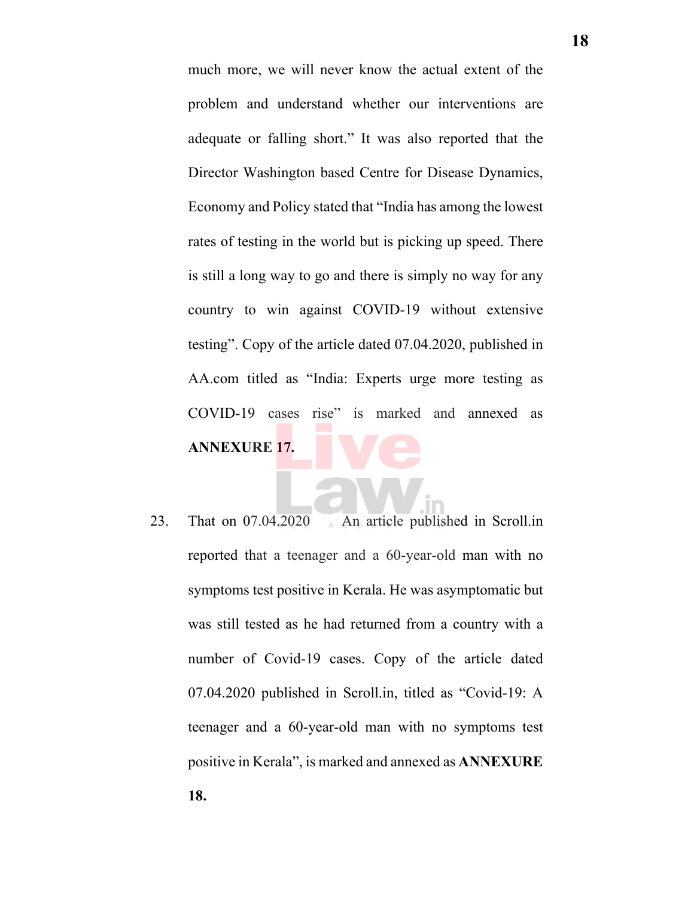much more, we will never know the actual extent of the problem and understand whether our interventions are adequate or falling short." It was also reported that the Director Washington based Centre for Disease Dynamics, Economy and Policy stated that "India has among the lowest rates of testing in the world but is picking up speed. There is still a long way to go and there is simply no way for any country to win against COVID-19 without extensive testing". Copy of the article dated 07.04.2020, published in AA.com titled as "India: Experts urge more testing as COVID-19 cases rise" is marked and annexed as **ANNEXURE 17.**

23. That on 07.04.2020 An article published in Scroll.in reported that a teenager and a 60-year-old man with no symptoms test positive in Kerala. He was asymptomatic but was still tested as he had returned from a country with a number of Covid-19 cases. Copy of the article dated 07.04.2020 published in Scroll.in, titled as "Covid-19: A teenager and a 60-year-old man with no symptoms test positive in Kerala", is marked and annexed as **ANNEXURE 18.**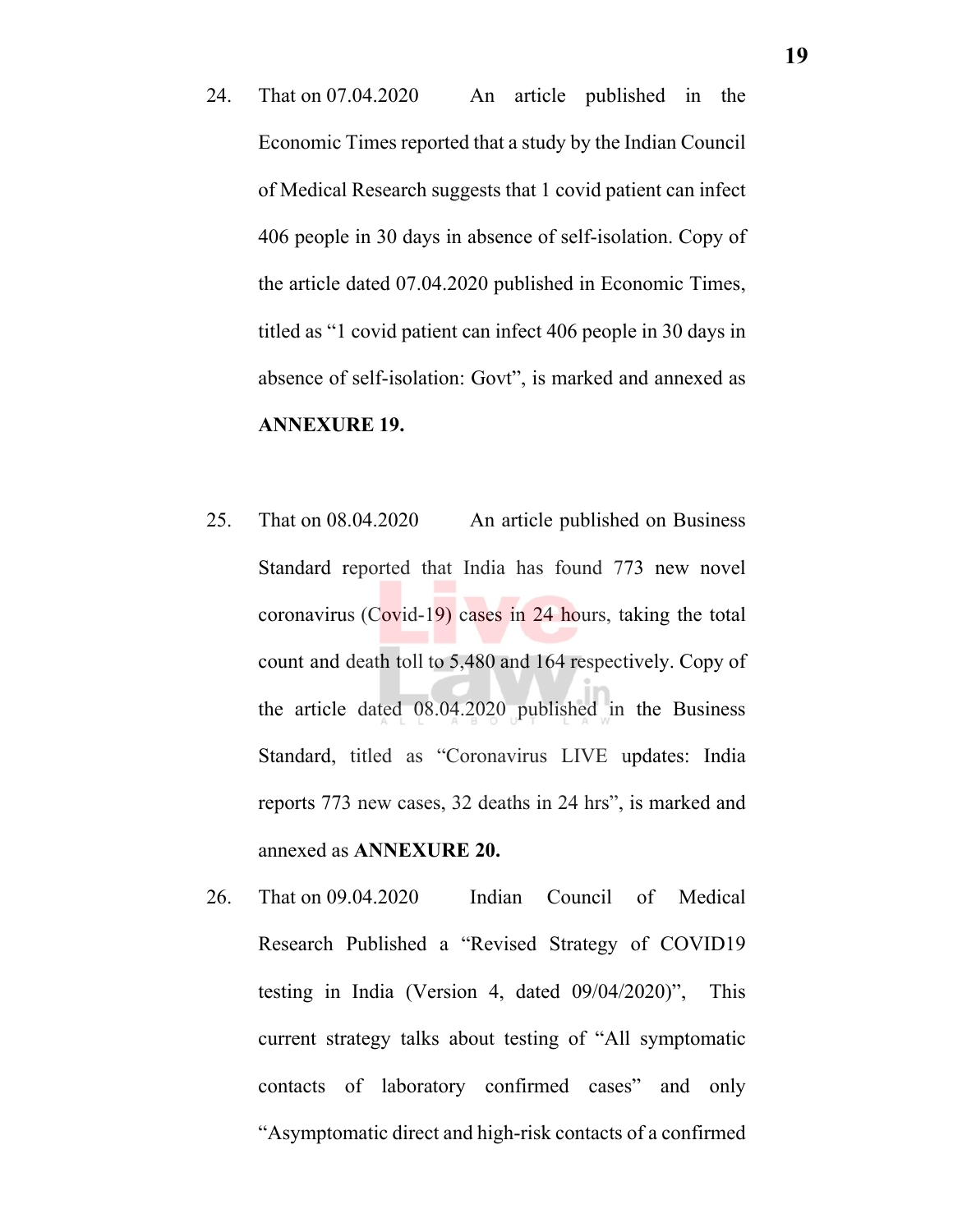24. That on 07.04.2020 An article published in the Economic Times reported that a study by the Indian Council of Medical Research suggests that 1 covid patient can infect 406 people in 30 days in absence of self-isolation. Copy of the article dated 07.04.2020 published in Economic Times, titled as "1 covid patient can infect 406 people in 30 days in absence of self-isolation: Govt", is marked and annexed as **ANNEXURE 19.**

25. That on 08.04.2020 An article published on Business Standard reported that India has found 773 new novel coronavirus (Covid-19) cases in 24 hours, taking the total count and death toll to 5,480 and 164 respectively. Copy of the article dated 08.04.2020 published in the Business Standard, titled as "Coronavirus LIVE updates: India reports 773 new cases, 32 deaths in 24 hrs", is marked and annexed as **ANNEXURE 20.**

26. That on 09.04.2020 Indian Council of Medical Research Published a "Revised Strategy of COVID19 testing in India (Version 4, dated 09/04/2020)", This current strategy talks about testing of "All symptomatic contacts of laboratory confirmed cases" and only "Asymptomatic direct and high-risk contacts of a confirmed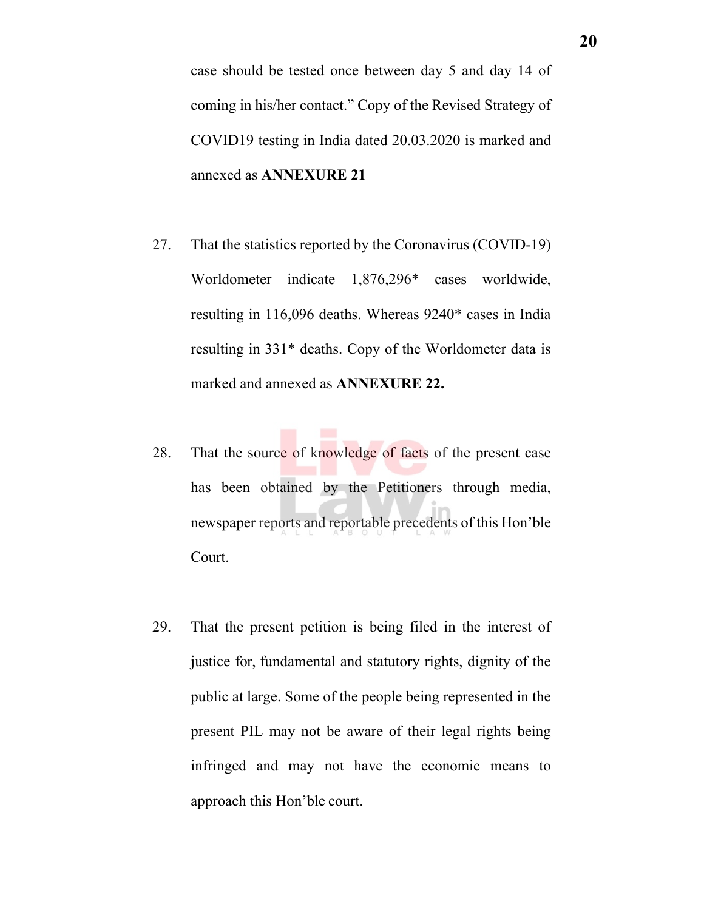case should be tested once between day 5 and day 14 of coming in his/her contact." Copy of the Revised Strategy of COVID19 testing in India dated 20.03.2020 is marked and annexed as **ANNEXURE 21**

27. That the statistics reported by the Coronavirus (COVID-19) Worldometer indicate 1,876,296* cases worldwide, resulting in 116,096 deaths. Whereas 9240* cases in India resulting in 331* deaths. Copy of the Worldometer data is marked and annexed as **ANNEXURE 22.**

28. That the source of knowledge of facts of the present case has been obtained by the Petitioners through media, newspaper reports and reportable precedents of this Hon'ble Court.

29. That the present petition is being filed in the interest of justice for, fundamental and statutory rights, dignity of the public at large. Some of the people being represented in the present PIL may not be aware of their legal rights being infringed and may not have the economic means to approach this Hon'ble court.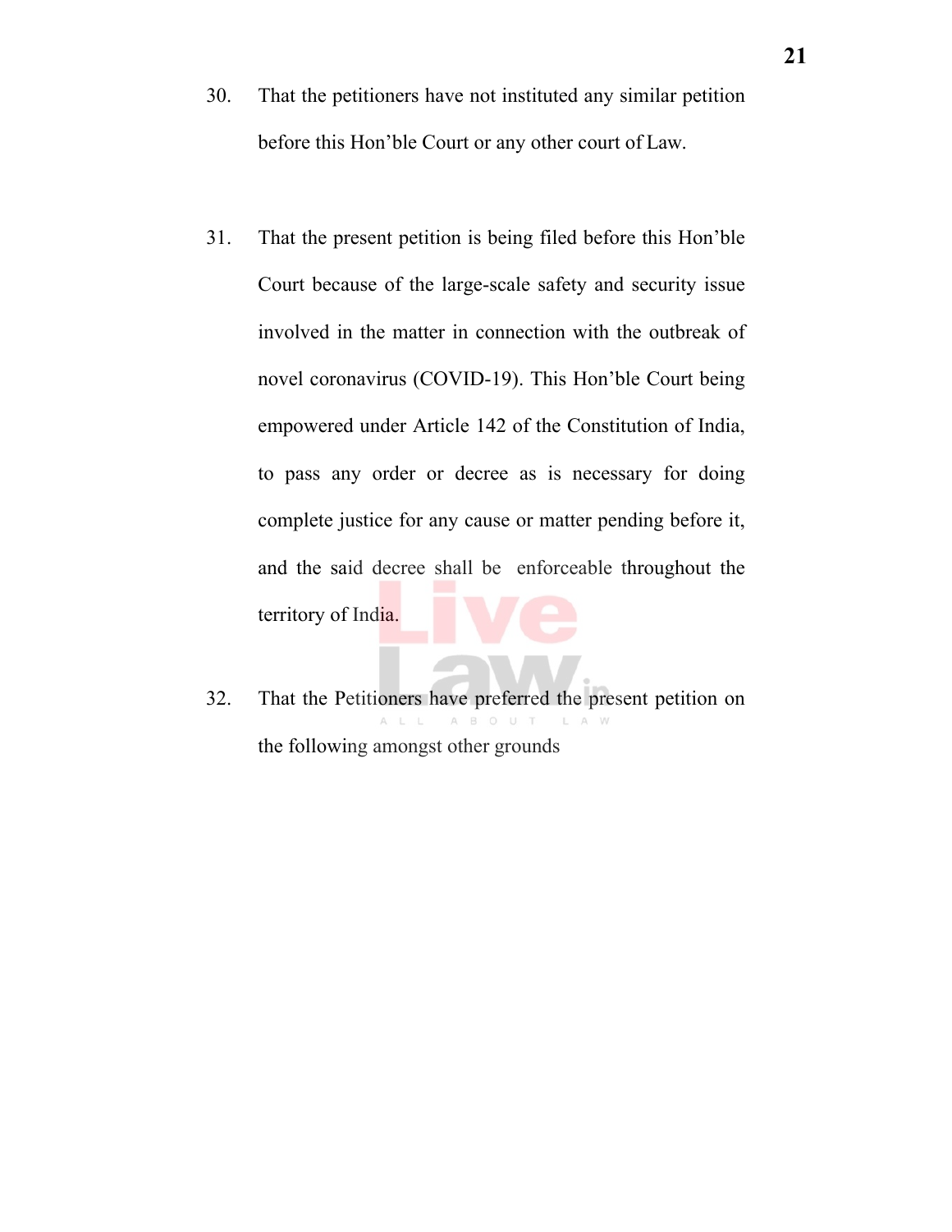30. That the petitioners have not instituted any similar petition before this Hon'ble Court or any other court of Law.

31. That the present petition is being filed before this Hon'ble Court because of the large-scale safety and security issue involved in the matter in connection with the outbreak of novel coronavirus (COVID-19). This Hon'ble Court being empowered under Article 142 of the Constitution of India, to pass any order or decree as is necessary for doing complete justice for any cause or matter pending before it, and the said decree shall be enforceable throughout the territory of India.

32. That the Petitioners have preferred the present petition on the following amongst other grounds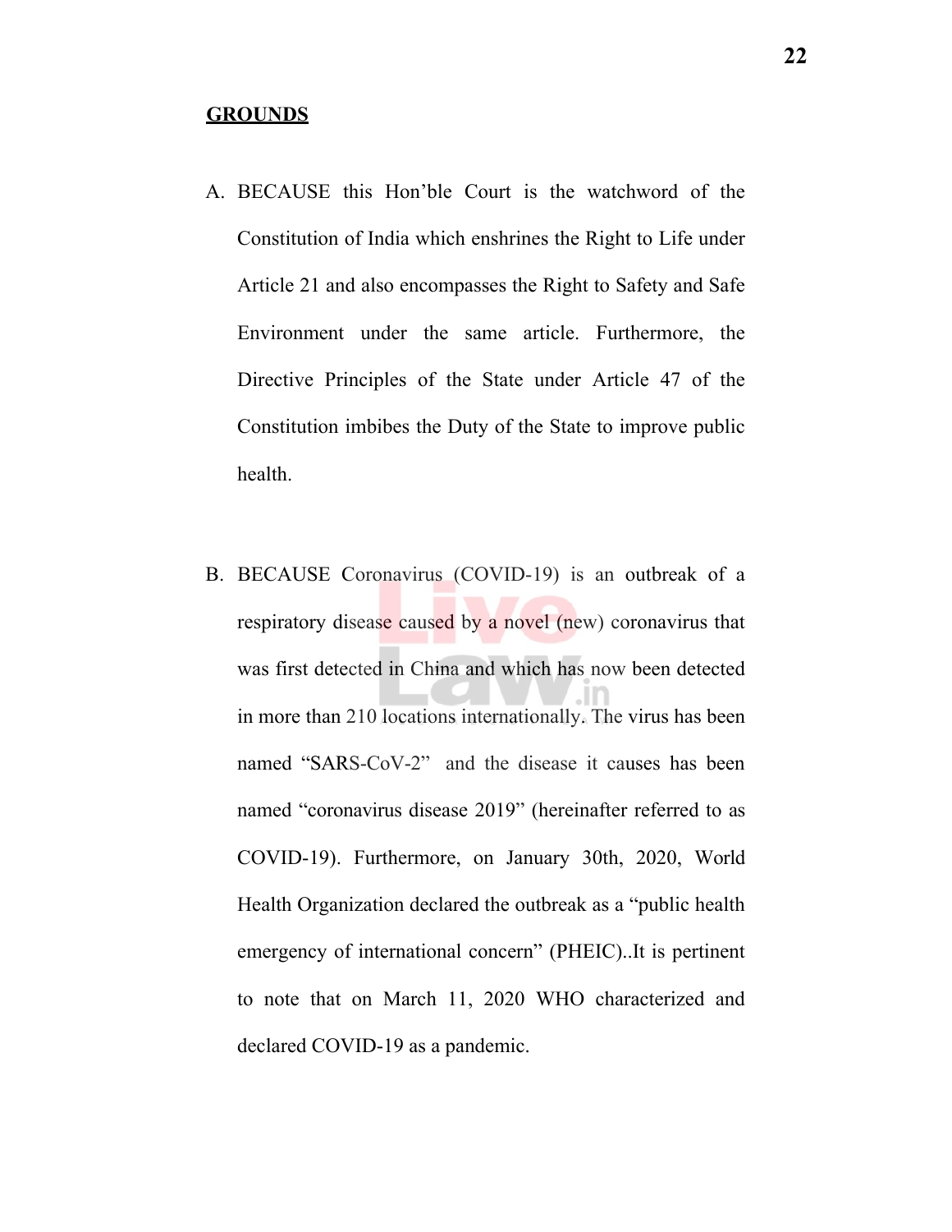**<u>GROUNDS</u>**

A. BECAUSE this Hon'ble Court is the watchword of the Constitution of India which enshrines the Right to Life under Article 21 and also encompasses the Right to Safety and Safe Environment under the same article. Furthermore, the Directive Principles of the State under Article 47 of the Constitution imbibes the Duty of the State to improve public health.

B. BECAUSE Coronavirus (COVID-19) is an outbreak of a respiratory disease caused by a novel (new) coronavirus that was first detected in China and which has now been detected in more than 210 locations internationally. The virus has been named "SARS-CoV-2" and the disease it causes has been named "coronavirus disease 2019" (hereinafter referred to as COVID-19). Furthermore, on January 30th, 2020, World Health Organization declared the outbreak as a "public health emergency of international concern" (PHEIC)..It is pertinent to note that on March 11, 2020 WHO characterized and declared COVID-19 as a pandemic.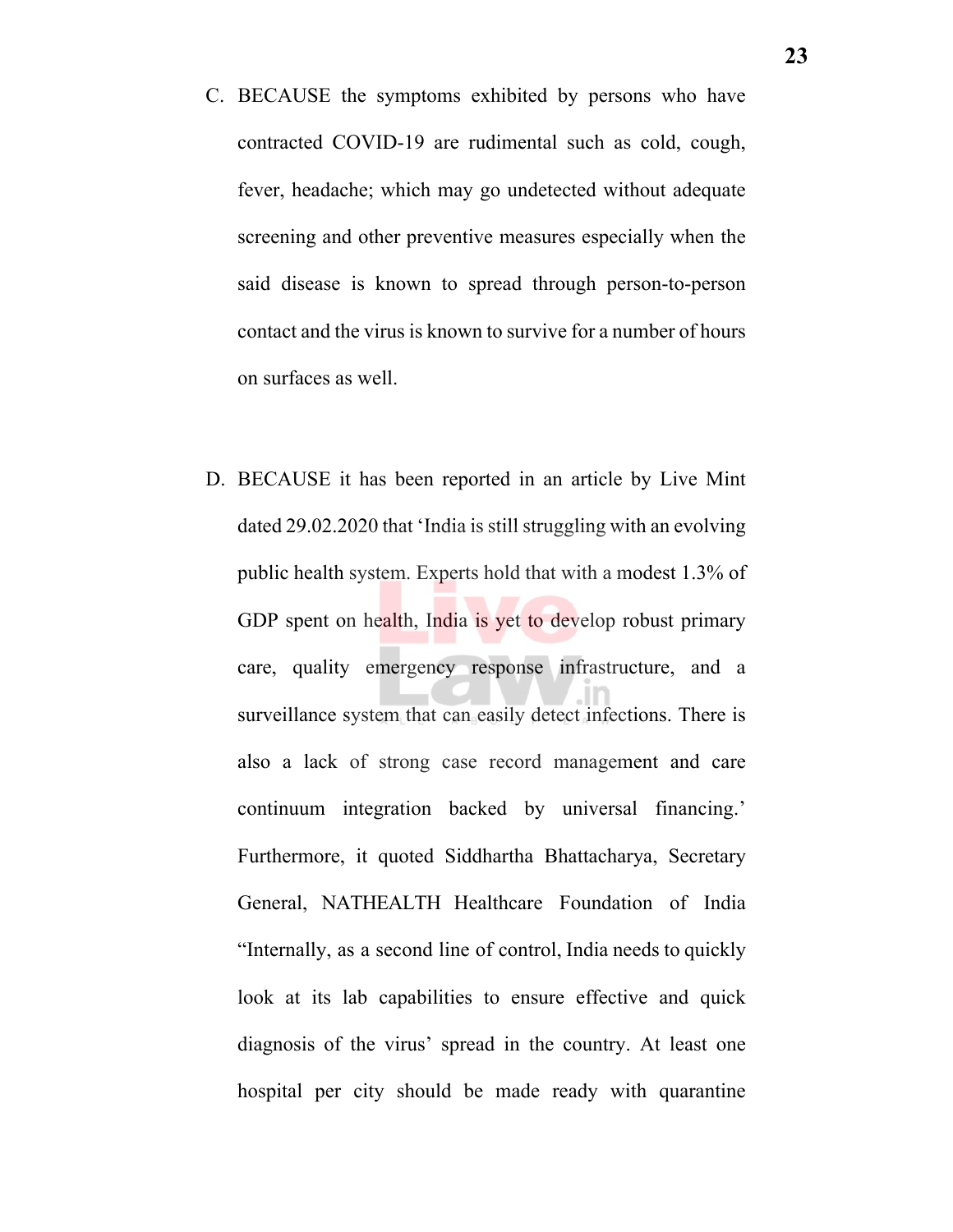C. BECAUSE the symptoms exhibited by persons who have contracted COVID-19 are rudimental such as cold, cough, fever, headache; which may go undetected without adequate screening and other preventive measures especially when the said disease is known to spread through person-to-person contact and the virus is known to survive for a number of hours on surfaces as well.

D. BECAUSE it has been reported in an article by Live Mint dated 29.02.2020 that 'India is still struggling with an evolving public health system. Experts hold that with a modest 1.3% of GDP spent on health, India is yet to develop robust primary care, quality emergency response infrastructure, and a surveillance system that can easily detect infections. There is also a lack of strong case record management and care continuum integration backed by universal financing.' Furthermore, it quoted Siddhartha Bhattacharya, Secretary General, NATHEALTH Healthcare Foundation of India "Internally, as a second line of control, India needs to quickly look at its lab capabilities to ensure effective and quick diagnosis of the virus' spread in the country. At least one hospital per city should be made ready with quarantine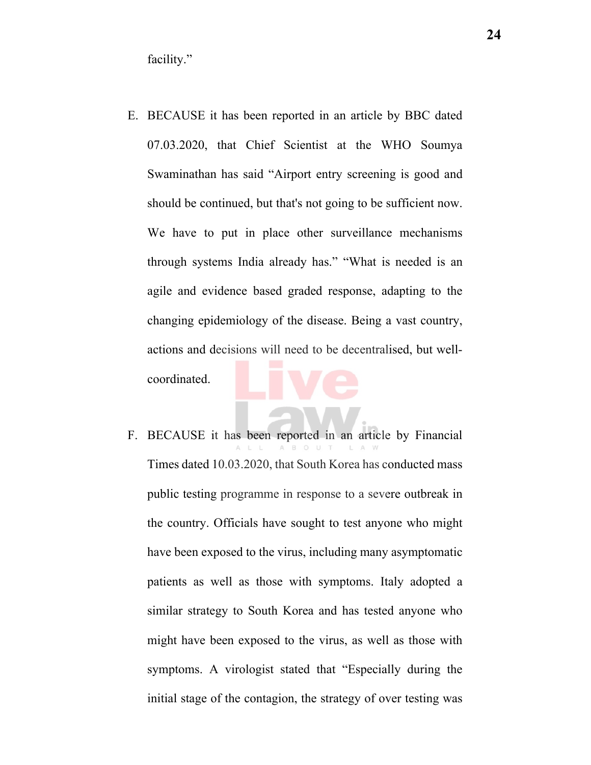facility."

E. BECAUSE it has been reported in an article by BBC dated 07.03.2020, that Chief Scientist at the WHO Soumya Swaminathan has said "Airport entry screening is good and should be continued, but that's not going to be sufficient now. We have to put in place other surveillance mechanisms through systems India already has." "What is needed is an agile and evidence based graded response, adapting to the changing epidemiology of the disease. Being a vast country, actions and decisions will need to be decentralised, but well-coordinated.

F. BECAUSE it has been reported in an article by Financial Times dated 10.03.2020, that South Korea has conducted mass public testing programme in response to a severe outbreak in the country. Officials have sought to test anyone who might have been exposed to the virus, including many asymptomatic patients as well as those with symptoms. Italy adopted a similar strategy to South Korea and has tested anyone who might have been exposed to the virus, as well as those with symptoms. A virologist stated that "Especially during the initial stage of the contagion, the strategy of over testing was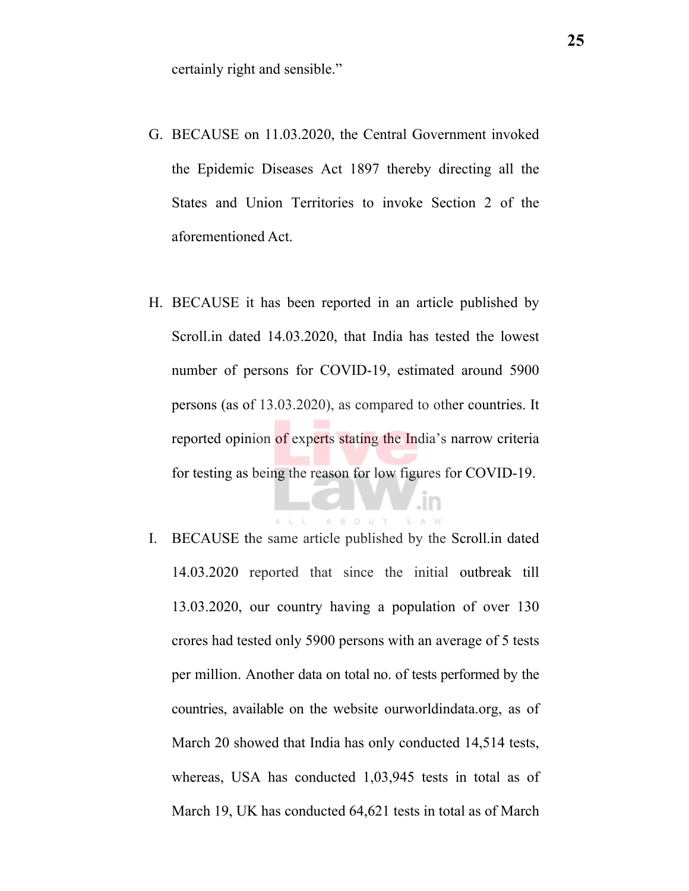certainly right and sensible."

G. BECAUSE on 11.03.2020, the Central Government invoked the Epidemic Diseases Act 1897 thereby directing all the States and Union Territories to invoke Section 2 of the aforementioned Act.

H. BECAUSE it has been reported in an article published by Scroll.in dated 14.03.2020, that India has tested the lowest number of persons for COVID-19, estimated around 5900 persons (as of 13.03.2020), as compared to other countries. It reported opinion of experts stating the India's narrow criteria for testing as being the reason for low figures for COVID-19.

I. BECAUSE the same article published by the Scroll.in dated 14.03.2020 reported that since the initial outbreak till 13.03.2020, our country having a population of over 130 crores had tested only 5900 persons with an average of 5 tests per million. Another data on total no. of tests performed by the countries, available on the website ourworldindata.org, as of March 20 showed that India has only conducted 14,514 tests, whereas, USA has conducted 1,03,945 tests in total as of March 19, UK has conducted 64,621 tests in total as of March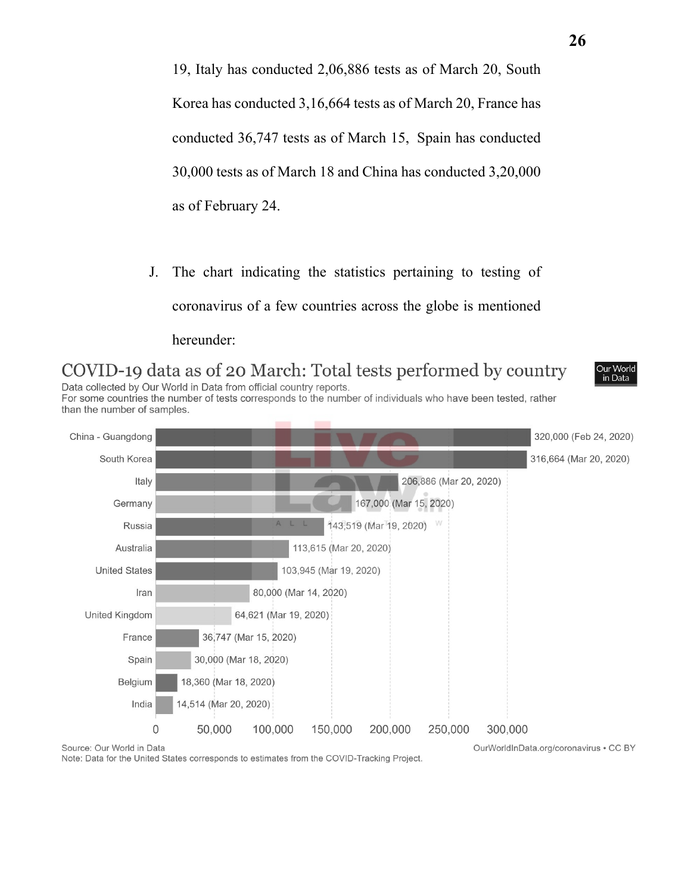19, Italy has conducted 2,06,886 tests as of March 20, South Korea has conducted 3,16,664 tests as of March 20, France has conducted 36,747 tests as of March 15, Spain has conducted 30,000 tests as of March 18 and China has conducted 3,20,000 as of February 24.

J. The chart indicating the statistics pertaining to testing of coronavirus of a few countries across the globe is mentioned hereunder:

**COVID-19 data as of 20 March: Total tests performed by country**

Data collected by Our World in Data from official country reports.
For some countries the number of tests corresponds to the number of individuals who have been tested, rather than the number of samples.

| Country | Total tests |
|---|---|
| China - Guangdong | 320,000 (Feb 24, 2020) |
| South Korea | 316,664 (Mar 20, 2020) |
| Italy | 206,886 (Mar 20, 2020) |
| Germany | 167,000 (Mar 15, 2020) |
| Russia | 143,519 (Mar 19, 2020) |
| Australia | 113,615 (Mar 20, 2020) |
| United States | 103,945 (Mar 19, 2020) |
| Iran | 80,000 (Mar 14, 2020) |
| United Kingdom | 64,621 (Mar 19, 2020) |
| France | 36,747 (Mar 15, 2020) |
| Spain | 30,000 (Mar 18, 2020) |
| Belgium | 18,360 (Mar 18, 2020) |
| India | 14,514 (Mar 20, 2020) |

Source: Our World in Data — OurWorldInData.org/coronavirus • CC BY

Note: Data for the United States corresponds to estimates from the COVID-Tracking Project.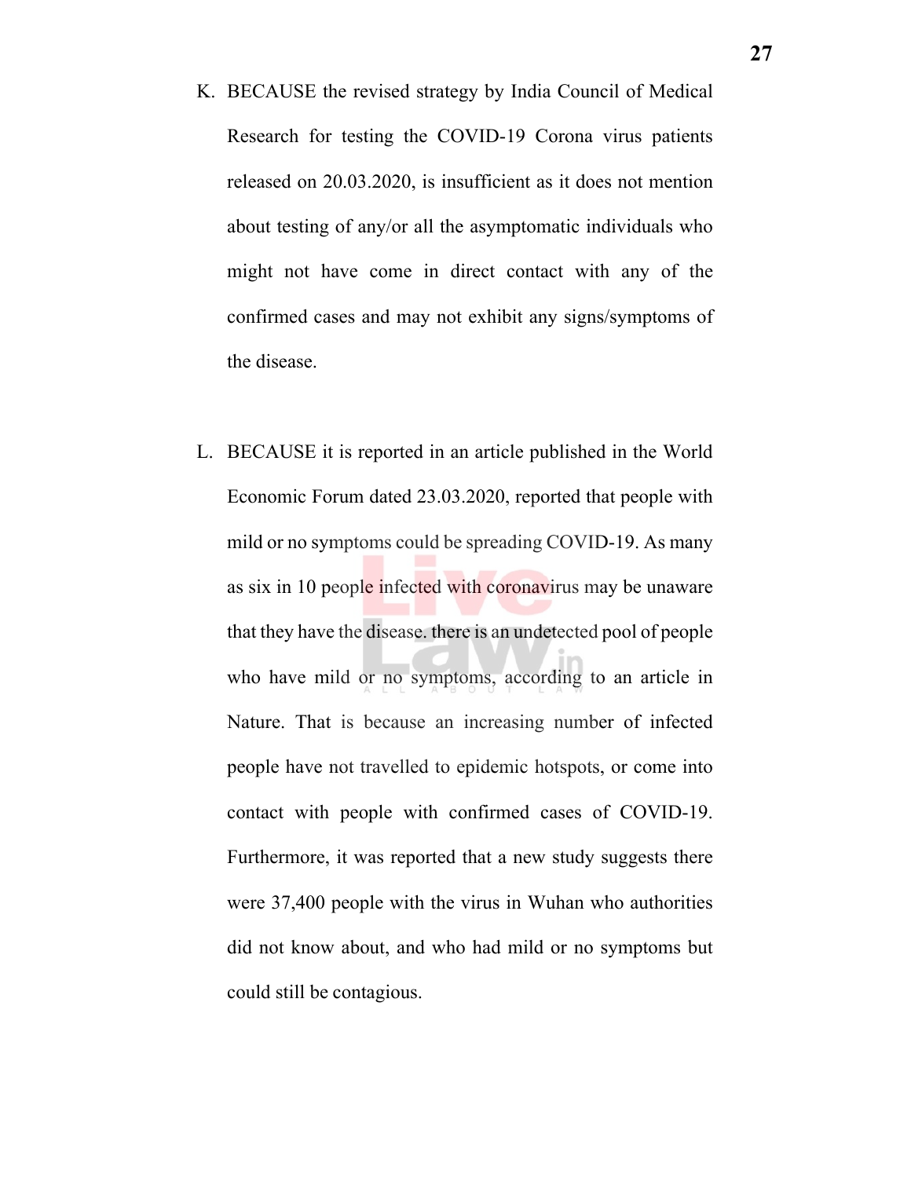K. BECAUSE the revised strategy by India Council of Medical Research for testing the COVID-19 Corona virus patients released on 20.03.2020, is insufficient as it does not mention about testing of any/or all the asymptomatic individuals who might not have come in direct contact with any of the confirmed cases and may not exhibit any signs/symptoms of the disease.

L. BECAUSE it is reported in an article published in the World Economic Forum dated 23.03.2020, reported that people with mild or no symptoms could be spreading COVID-19. As many as six in 10 people infected with coronavirus may be unaware that they have the disease. there is an undetected pool of people who have mild or no symptoms, according to an article in Nature. That is because an increasing number of infected people have not travelled to epidemic hotspots, or come into contact with people with confirmed cases of COVID-19. Furthermore, it was reported that a new study suggests there were 37,400 people with the virus in Wuhan who authorities did not know about, and who had mild or no symptoms but could still be contagious.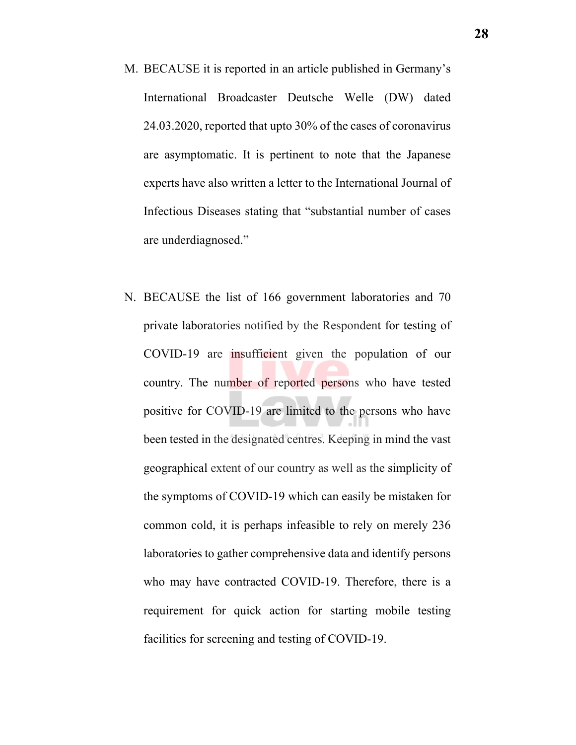M. BECAUSE it is reported in an article published in Germany's International Broadcaster Deutsche Welle (DW) dated 24.03.2020, reported that upto 30% of the cases of coronavirus are asymptomatic. It is pertinent to note that the Japanese experts have also written a letter to the International Journal of Infectious Diseases stating that "substantial number of cases are underdiagnosed."

N. BECAUSE the list of 166 government laboratories and 70 private laboratories notified by the Respondent for testing of COVID-19 are insufficient given the population of our country. The number of reported persons who have tested positive for COVID-19 are limited to the persons who have been tested in the designated centres. Keeping in mind the vast geographical extent of our country as well as the simplicity of the symptoms of COVID-19 which can easily be mistaken for common cold, it is perhaps infeasible to rely on merely 236 laboratories to gather comprehensive data and identify persons who may have contracted COVID-19. Therefore, there is a requirement for quick action for starting mobile testing facilities for screening and testing of COVID-19.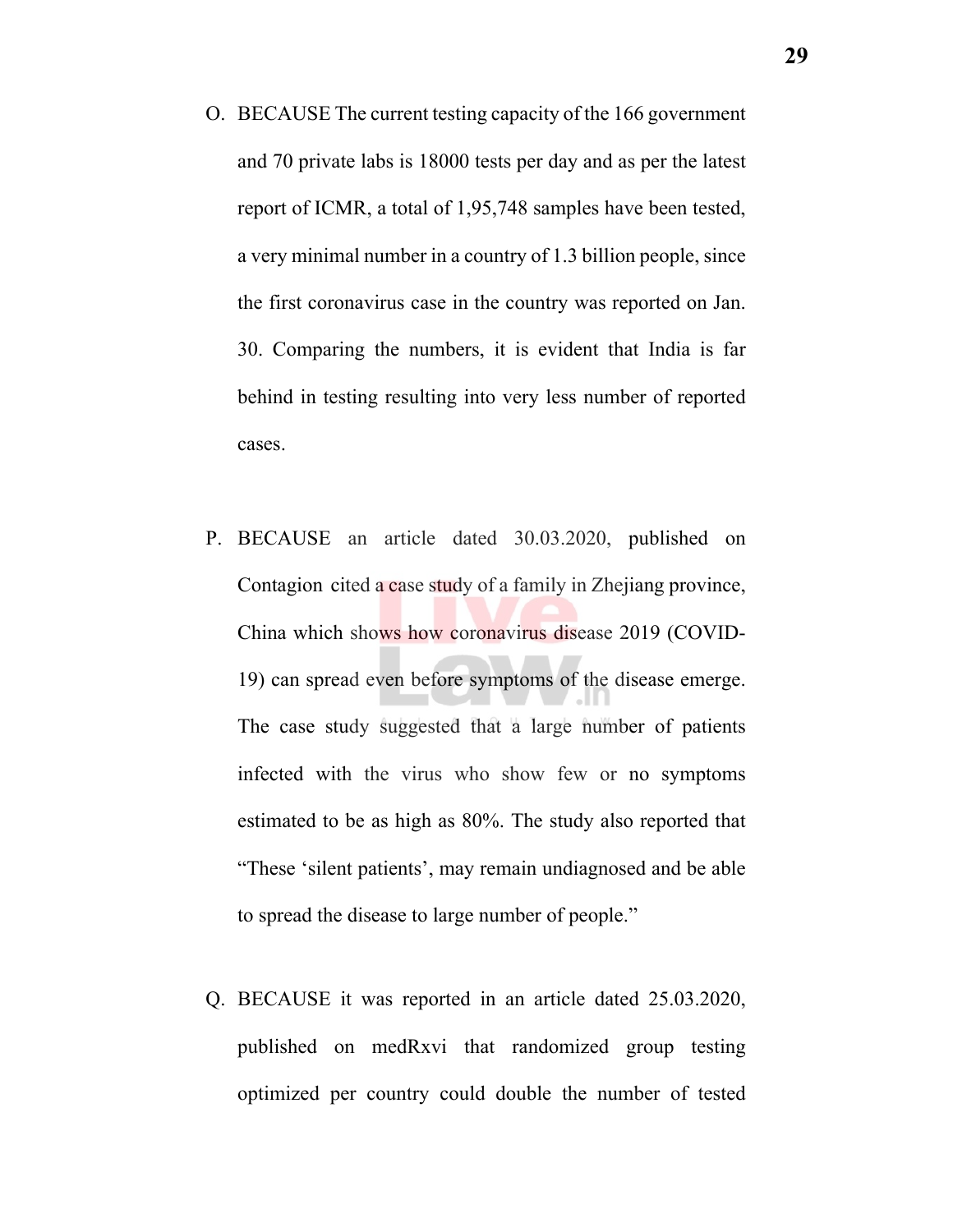O. BECAUSE The current testing capacity of the 166 government and 70 private labs is 18000 tests per day and as per the latest report of ICMR, a total of 1,95,748 samples have been tested, a very minimal number in a country of 1.3 billion people, since the first coronavirus case in the country was reported on Jan. 30. Comparing the numbers, it is evident that India is far behind in testing resulting into very less number of reported cases.

P. BECAUSE an article dated 30.03.2020, published on Contagion cited a case study of a family in Zhejiang province, China which shows how coronavirus disease 2019 (COVID-19) can spread even before symptoms of the disease emerge. The case study suggested that a large number of patients infected with the virus who show few or no symptoms estimated to be as high as 80%. The study also reported that "These 'silent patients', may remain undiagnosed and be able to spread the disease to large number of people."

Q. BECAUSE it was reported in an article dated 25.03.2020, published on medRxvi that randomized group testing optimized per country could double the number of tested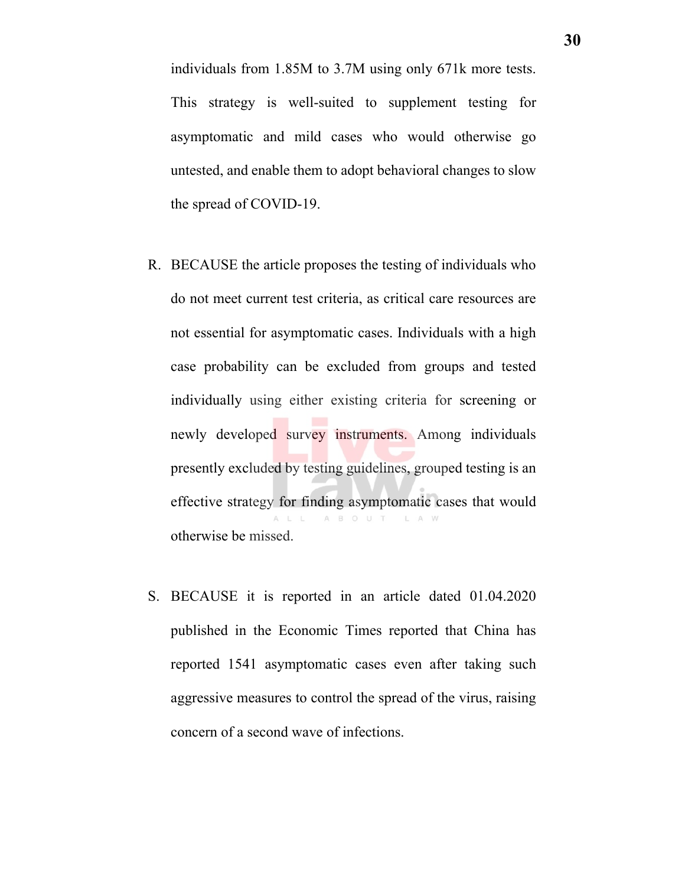individuals from 1.85M to 3.7M using only 671k more tests. This strategy is well-suited to supplement testing for asymptomatic and mild cases who would otherwise go untested, and enable them to adopt behavioral changes to slow the spread of COVID-19.

R. BECAUSE the article proposes the testing of individuals who do not meet current test criteria, as critical care resources are not essential for asymptomatic cases. Individuals with a high case probability can be excluded from groups and tested individually using either existing criteria for screening or newly developed survey instruments. Among individuals presently excluded by testing guidelines, grouped testing is an effective strategy for finding asymptomatic cases that would otherwise be missed.

S. BECAUSE it is reported in an article dated 01.04.2020 published in the Economic Times reported that China has reported 1541 asymptomatic cases even after taking such aggressive measures to control the spread of the virus, raising concern of a second wave of infections.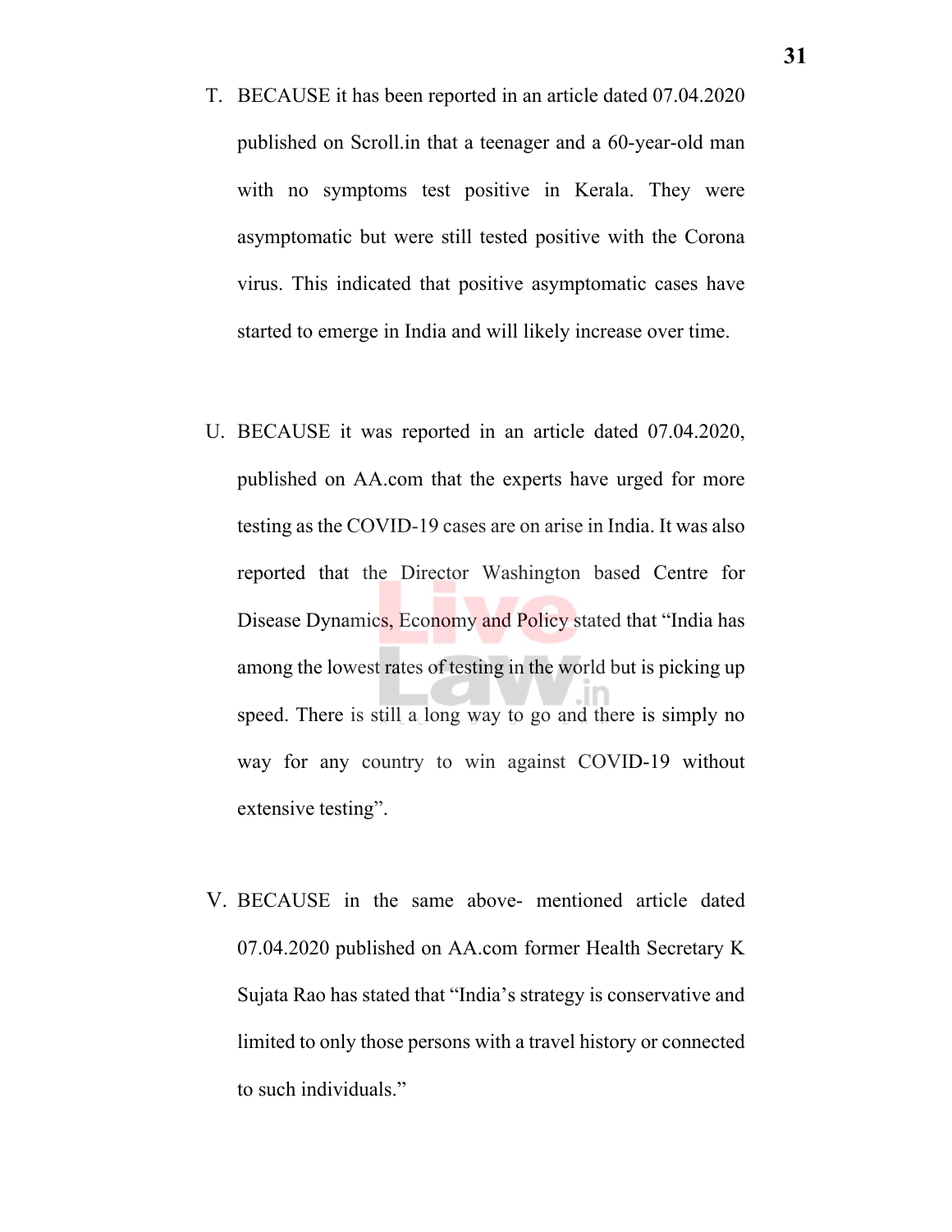T. BECAUSE it has been reported in an article dated 07.04.2020 published on Scroll.in that a teenager and a 60-year-old man with no symptoms test positive in Kerala. They were asymptomatic but were still tested positive with the Corona virus. This indicated that positive asymptomatic cases have started to emerge in India and will likely increase over time.

U. BECAUSE it was reported in an article dated 07.04.2020, published on AA.com that the experts have urged for more testing as the COVID-19 cases are on arise in India. It was also reported that the Director Washington based Centre for Disease Dynamics, Economy and Policy stated that "India has among the lowest rates of testing in the world but is picking up speed. There is still a long way to go and there is simply no way for any country to win against COVID-19 without extensive testing".

V. BECAUSE in the same above- mentioned article dated 07.04.2020 published on AA.com former Health Secretary K Sujata Rao has stated that "India's strategy is conservative and limited to only those persons with a travel history or connected to such individuals."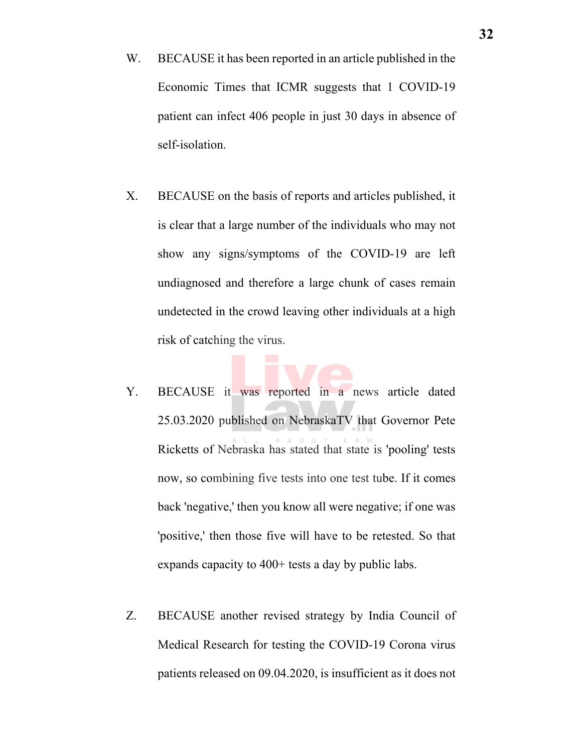W. BECAUSE it has been reported in an article published in the Economic Times that ICMR suggests that 1 COVID-19 patient can infect 406 people in just 30 days in absence of self-isolation.

X. BECAUSE on the basis of reports and articles published, it is clear that a large number of the individuals who may not show any signs/symptoms of the COVID-19 are left undiagnosed and therefore a large chunk of cases remain undetected in the crowd leaving other individuals at a high risk of catching the virus.

Y. BECAUSE it was reported in a news article dated 25.03.2020 published on NebraskaTV that Governor Pete Ricketts of Nebraska has stated that state is 'pooling' tests now, so combining five tests into one test tube. If it comes back 'negative,' then you know all were negative; if one was 'positive,' then those five will have to be retested. So that expands capacity to 400+ tests a day by public labs.

Z. BECAUSE another revised strategy by India Council of Medical Research for testing the COVID-19 Corona virus patients released on 09.04.2020, is insufficient as it does not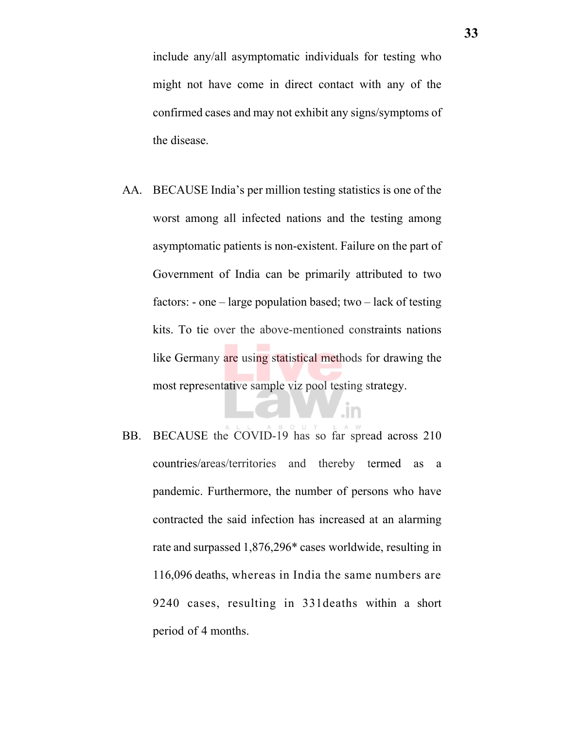include any/all asymptomatic individuals for testing who might not have come in direct contact with any of the confirmed cases and may not exhibit any signs/symptoms of the disease.

AA. BECAUSE India's per million testing statistics is one of the worst among all infected nations and the testing among asymptomatic patients is non-existent. Failure on the part of Government of India can be primarily attributed to two factors: - one – large population based; two – lack of testing kits. To tie over the above-mentioned constraints nations like Germany are using statistical methods for drawing the most representative sample viz pool testing strategy.

BB. BECAUSE the COVID-19 has so far spread across 210 countries/areas/territories and thereby termed as a pandemic. Furthermore, the number of persons who have contracted the said infection has increased at an alarming rate and surpassed 1,876,296* cases worldwide, resulting in 116,096 deaths, whereas in India the same numbers are 9240 cases, resulting in 331deaths within a short period of 4 months.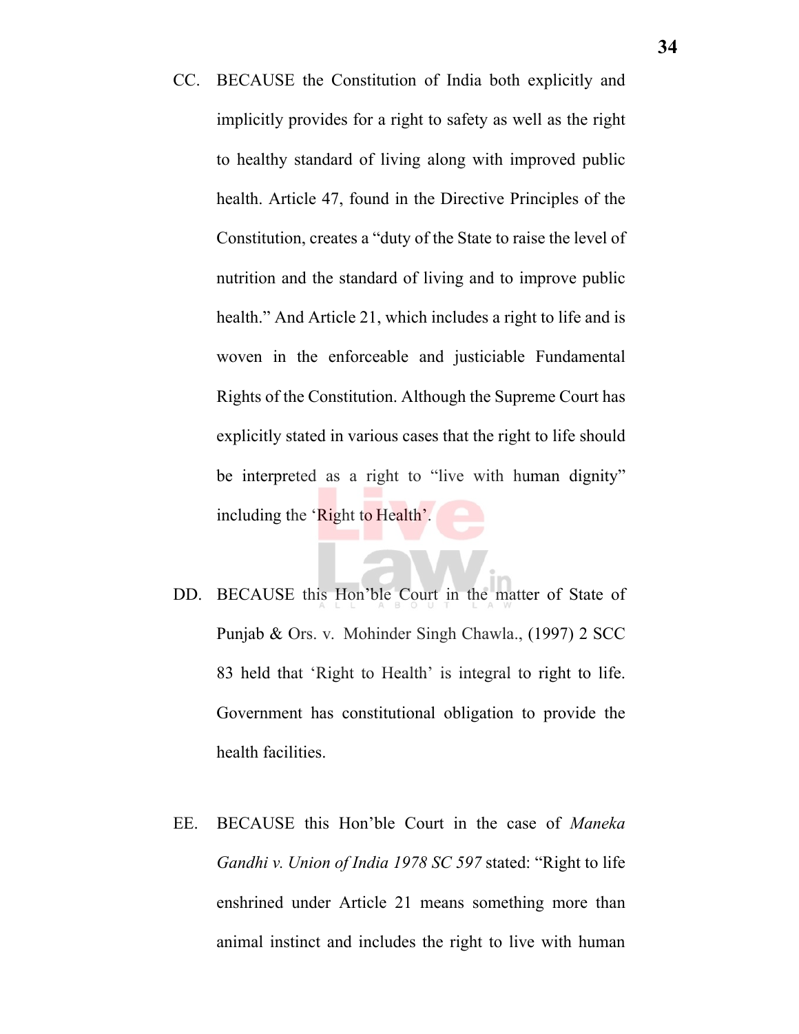CC. BECAUSE the Constitution of India both explicitly and implicitly provides for a right to safety as well as the right to healthy standard of living along with improved public health. Article 47, found in the Directive Principles of the Constitution, creates a "duty of the State to raise the level of nutrition and the standard of living and to improve public health." And Article 21, which includes a right to life and is woven in the enforceable and justiciable Fundamental Rights of the Constitution. Although the Supreme Court has explicitly stated in various cases that the right to life should be interpreted as a right to "live with human dignity" including the 'Right to Health'.

DD. BECAUSE this Hon'ble Court in the matter of State of Punjab & Ors. v. Mohinder Singh Chawla., (1997) 2 SCC 83 held that 'Right to Health' is integral to right to life. Government has constitutional obligation to provide the health facilities.

EE. BECAUSE this Hon'ble Court in the case of *Maneka Gandhi v. Union of India 1978 SC 597* stated: "Right to life enshrined under Article 21 means something more than animal instinct and includes the right to live with human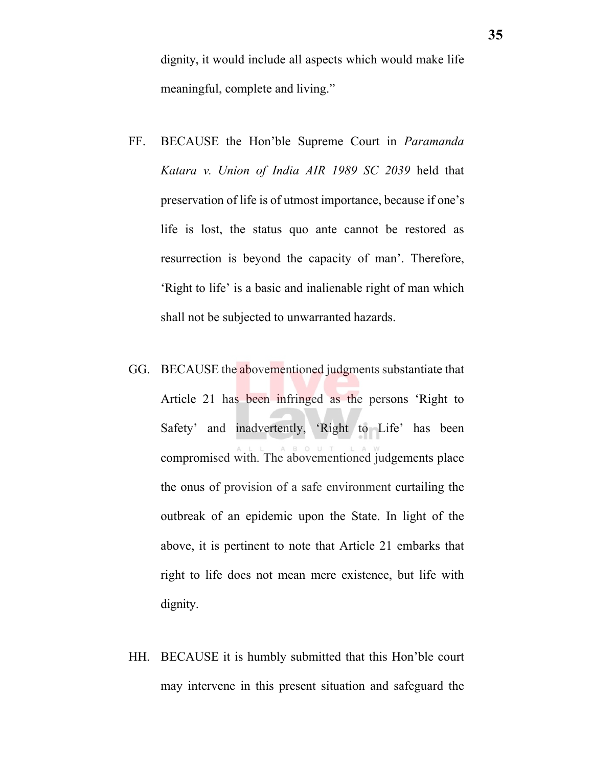dignity, it would include all aspects which would make life meaningful, complete and living."

FF. BECAUSE the Hon'ble Supreme Court in *Paramanda Katara v. Union of India AIR 1989 SC 2039* held that preservation of life is of utmost importance, because if one's life is lost, the status quo ante cannot be restored as resurrection is beyond the capacity of man'. Therefore, 'Right to life' is a basic and inalienable right of man which shall not be subjected to unwarranted hazards.

GG. BECAUSE the abovementioned judgments substantiate that Article 21 has been infringed as the persons 'Right to Safety' and inadvertently, 'Right to Life' has been compromised with. The abovementioned judgements place the onus of provision of a safe environment curtailing the outbreak of an epidemic upon the State. In light of the above, it is pertinent to note that Article 21 embarks that right to life does not mean mere existence, but life with dignity.

HH. BECAUSE it is humbly submitted that this Hon'ble court may intervene in this present situation and safeguard the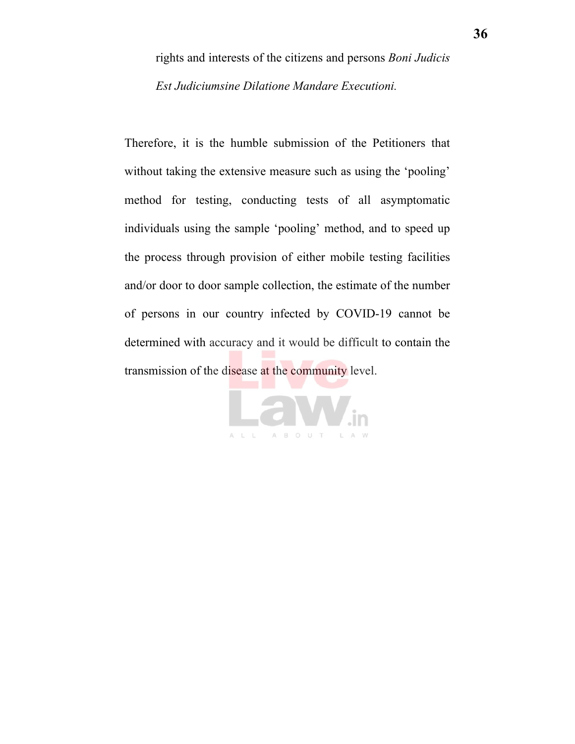rights and interests of the citizens and persons *Boni Judicis Est Judiciumsine Dilatione Mandare Executioni.*

Therefore, it is the humble submission of the Petitioners that without taking the extensive measure such as using the 'pooling' method for testing, conducting tests of all asymptomatic individuals using the sample 'pooling' method, and to speed up the process through provision of either mobile testing facilities and/or door to door sample collection, the estimate of the number of persons in our country infected by COVID-19 cannot be determined with accuracy and it would be difficult to contain the transmission of the disease at the community level.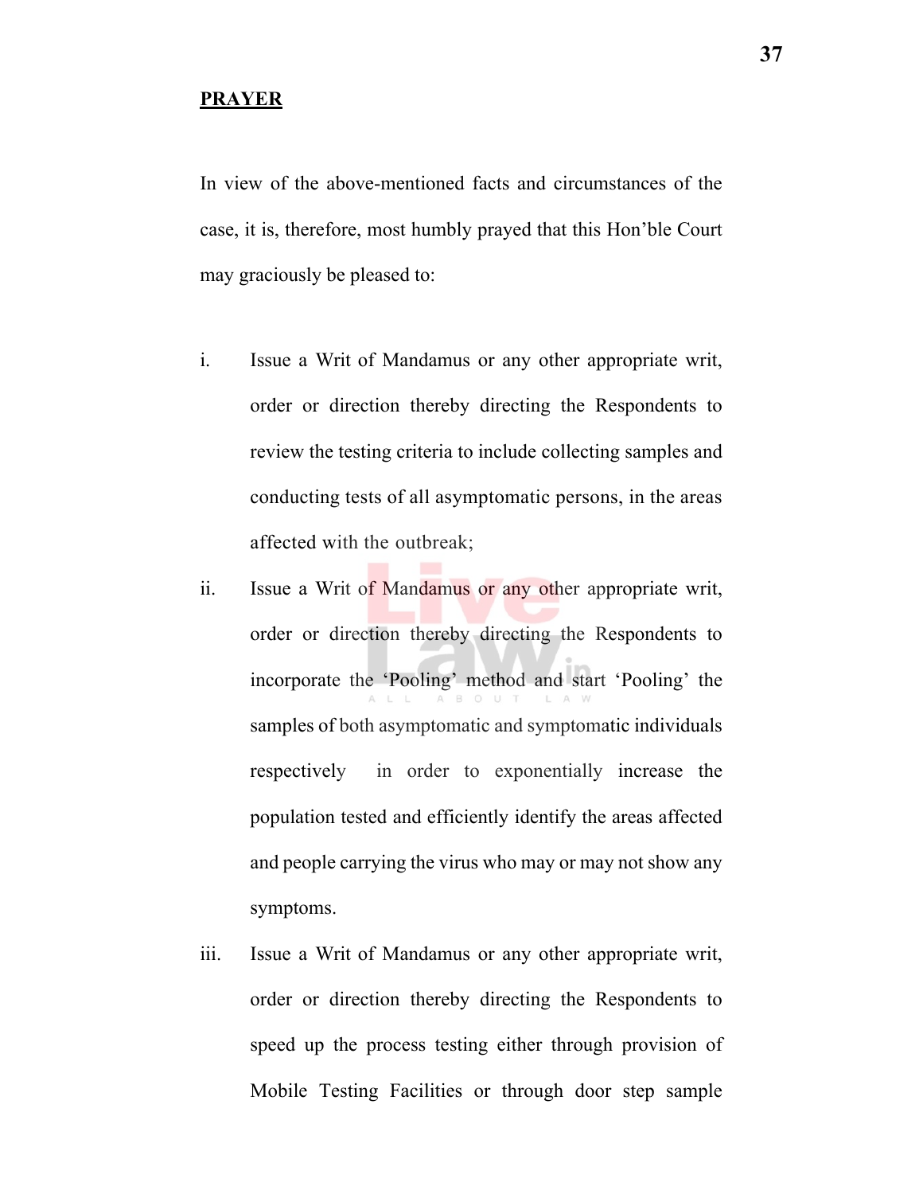**PRAYER**

In view of the above-mentioned facts and circumstances of the case, it is, therefore, most humbly prayed that this Hon'ble Court may graciously be pleased to:

i. Issue a Writ of Mandamus or any other appropriate writ, order or direction thereby directing the Respondents to review the testing criteria to include collecting samples and conducting tests of all asymptomatic persons, in the areas affected with the outbreak;

ii. Issue a Writ of Mandamus or any other appropriate writ, order or direction thereby directing the Respondents to incorporate the 'Pooling' method and start 'Pooling' the samples of both asymptomatic and symptomatic individuals respectively in order to exponentially increase the population tested and efficiently identify the areas affected and people carrying the virus who may or may not show any symptoms.

iii. Issue a Writ of Mandamus or any other appropriate writ, order or direction thereby directing the Respondents to speed up the process testing either through provision of Mobile Testing Facilities or through door step sample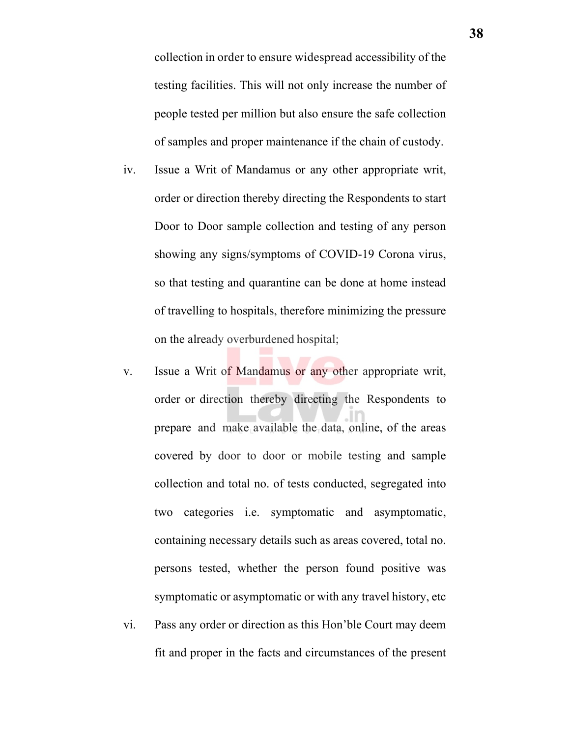collection in order to ensure widespread accessibility of the testing facilities. This will not only increase the number of people tested per million but also ensure the safe collection of samples and proper maintenance if the chain of custody.

iv. Issue a Writ of Mandamus or any other appropriate writ, order or direction thereby directing the Respondents to start Door to Door sample collection and testing of any person showing any signs/symptoms of COVID-19 Corona virus, so that testing and quarantine can be done at home instead of travelling to hospitals, therefore minimizing the pressure on the already overburdened hospital;

v. Issue a Writ of Mandamus or any other appropriate writ, order or direction thereby directing the Respondents to prepare and make available the data, online, of the areas covered by door to door or mobile testing and sample collection and total no. of tests conducted, segregated into two categories i.e. symptomatic and asymptomatic, containing necessary details such as areas covered, total no. persons tested, whether the person found positive was symptomatic or asymptomatic or with any travel history, etc

vi. Pass any order or direction as this Hon'ble Court may deem fit and proper in the facts and circumstances of the present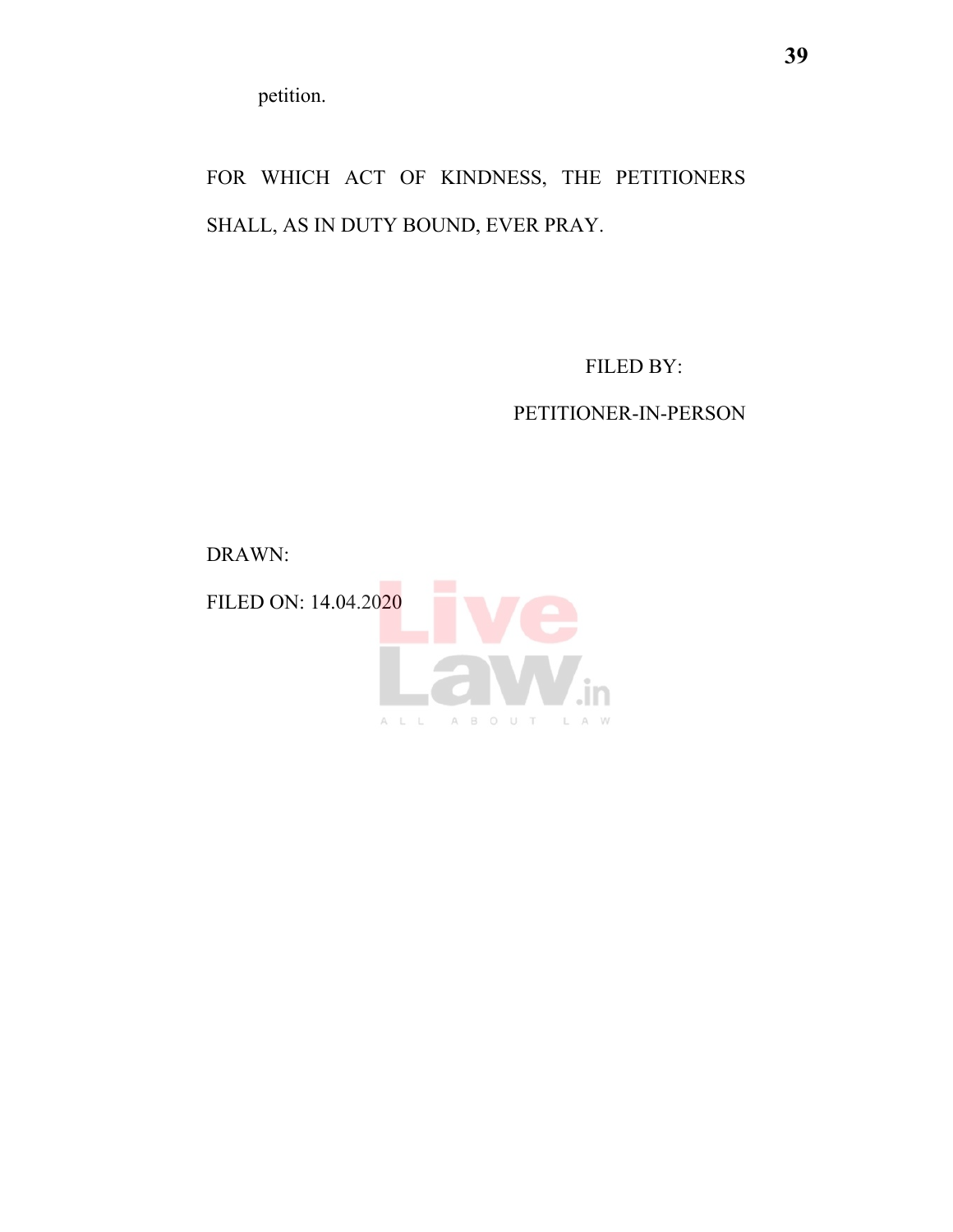petition.

FOR WHICH ACT OF KINDNESS, THE PETITIONERS SHALL, AS IN DUTY BOUND, EVER PRAY.

FILED BY:

PETITIONER-IN-PERSON

DRAWN:

FILED ON: 14.04.2020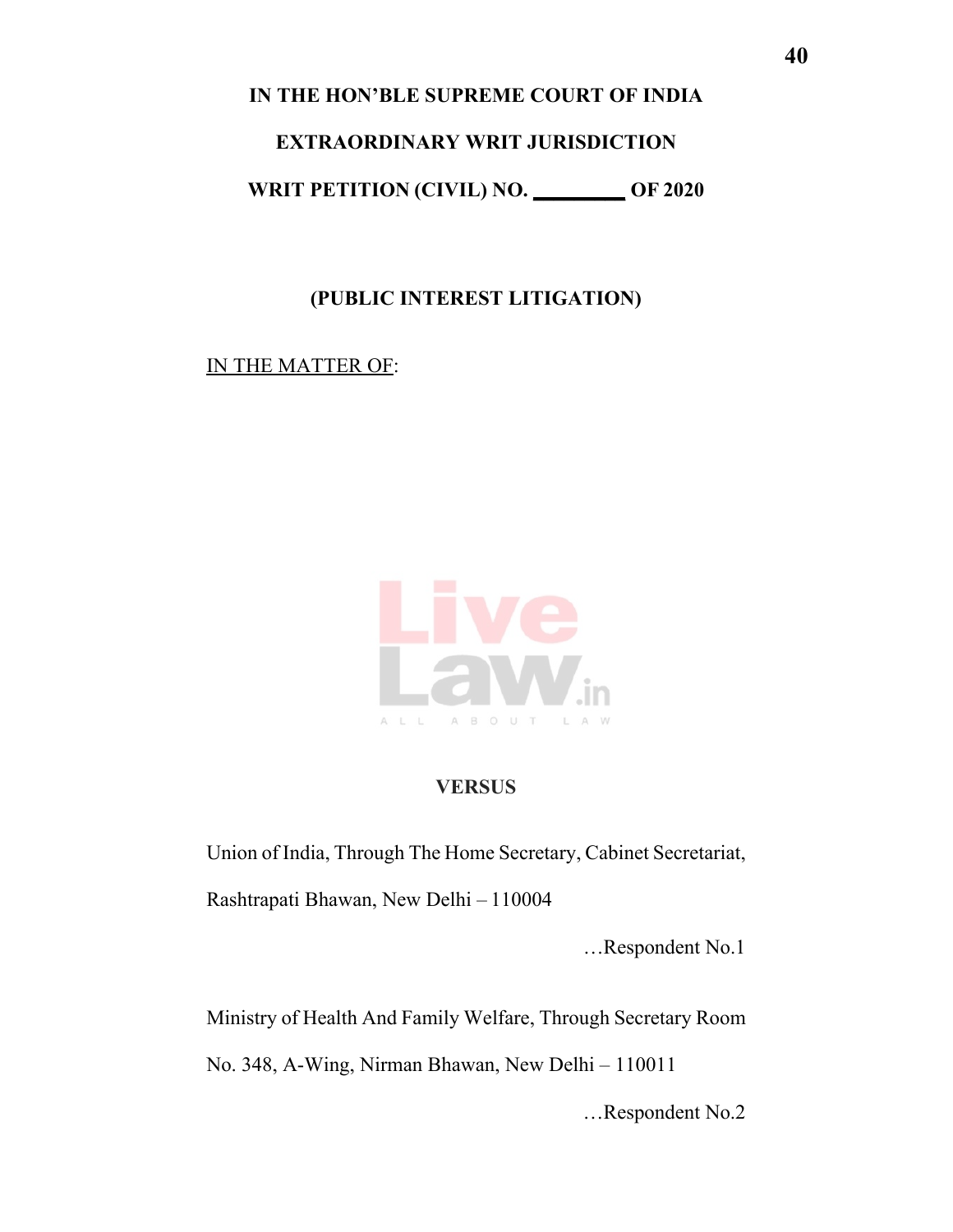**IN THE HON'BLE SUPREME COURT OF INDIA**

**EXTRAORDINARY WRIT JURISDICTION**

**WRIT PETITION (CIVIL) NO. _________ OF 2020**

**(PUBLIC INTEREST LITIGATION)**

IN THE MATTER OF:

**VERSUS**

Union of India, Through The Home Secretary, Cabinet Secretariat, Rashtrapati Bhawan, New Delhi – 110004

…Respondent No.1

Ministry of Health And Family Welfare, Through Secretary Room No. 348, A-Wing, Nirman Bhawan, New Delhi – 110011

…Respondent No.2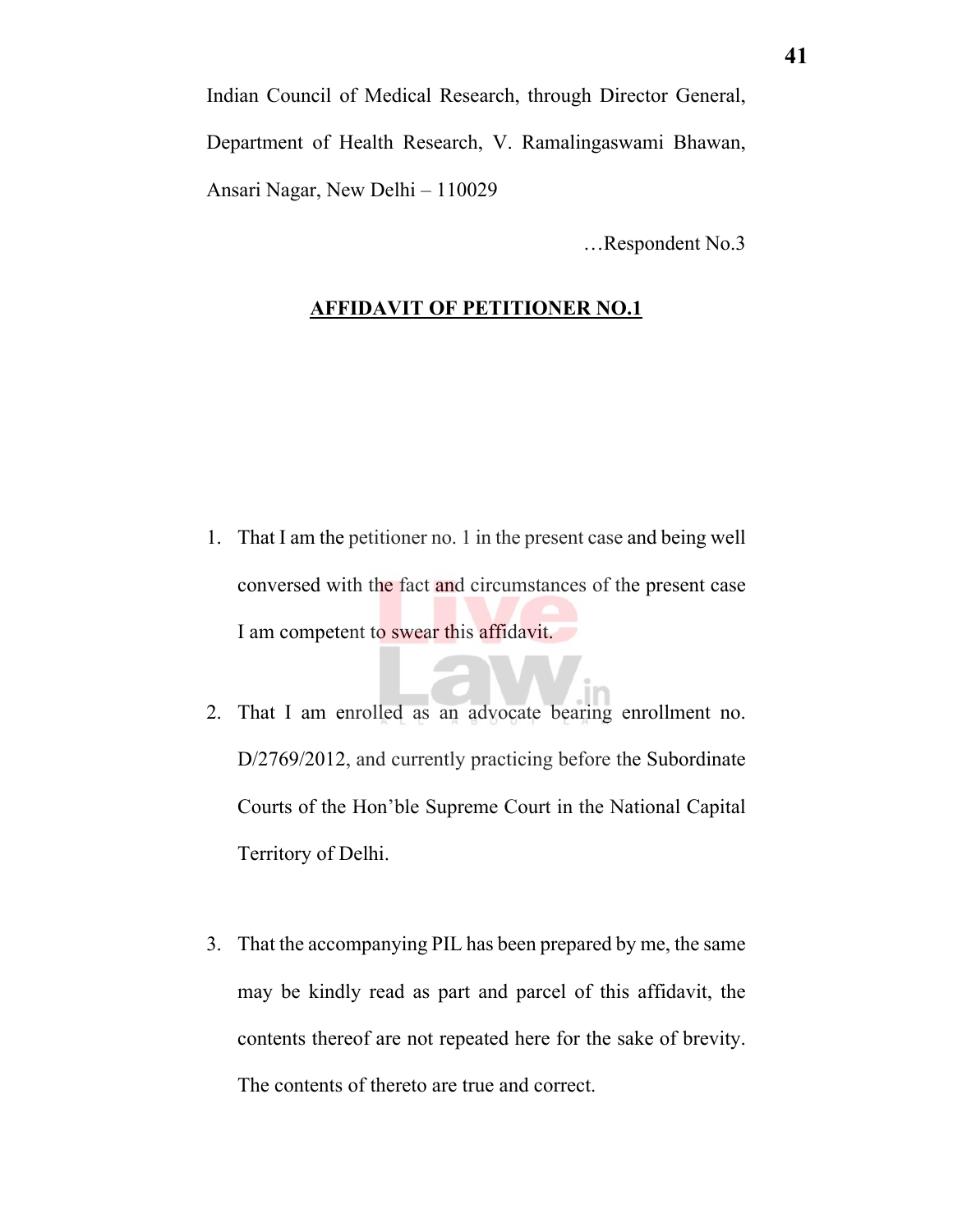Indian Council of Medical Research, through Director General, Department of Health Research, V. Ramalingaswami Bhawan, Ansari Nagar, New Delhi – 110029

…Respondent No.3

**AFFIDAVIT OF PETITIONER NO.1**

1. That I am the petitioner no. 1 in the present case and being well conversed with the fact and circumstances of the present case I am competent to swear this affidavit.

2. That I am enrolled as an advocate bearing enrollment no. D/2769/2012, and currently practicing before the Subordinate Courts of the Hon'ble Supreme Court in the National Capital Territory of Delhi.

3. That the accompanying PIL has been prepared by me, the same may be kindly read as part and parcel of this affidavit, the contents thereof are not repeated here for the sake of brevity. The contents of thereto are true and correct.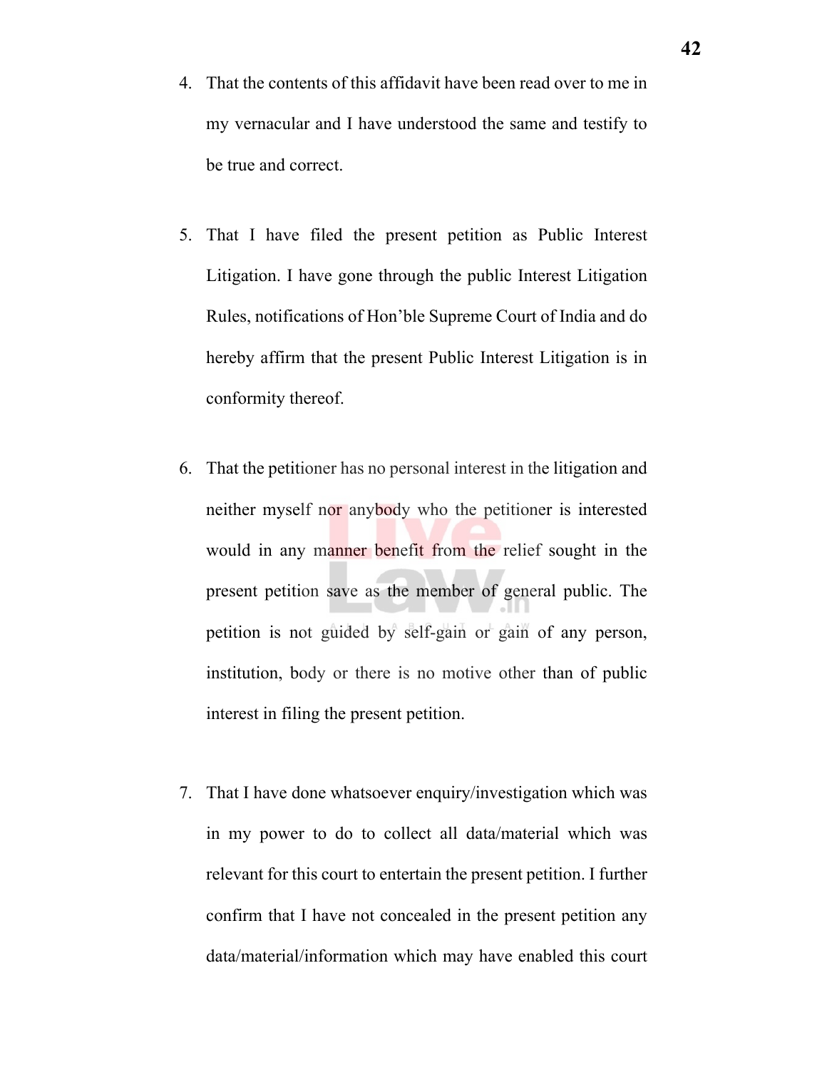4. That the contents of this affidavit have been read over to me in my vernacular and I have understood the same and testify to be true and correct.

5. That I have filed the present petition as Public Interest Litigation. I have gone through the public Interest Litigation Rules, notifications of Hon'ble Supreme Court of India and do hereby affirm that the present Public Interest Litigation is in conformity thereof.

6. That the petitioner has no personal interest in the litigation and neither myself nor anybody who the petitioner is interested would in any manner benefit from the relief sought in the present petition save as the member of general public. The petition is not guided by self-gain or gain of any person, institution, body or there is no motive other than of public interest in filing the present petition.

7. That I have done whatsoever enquiry/investigation which was in my power to do to collect all data/material which was relevant for this court to entertain the present petition. I further confirm that I have not concealed in the present petition any data/material/information which may have enabled this court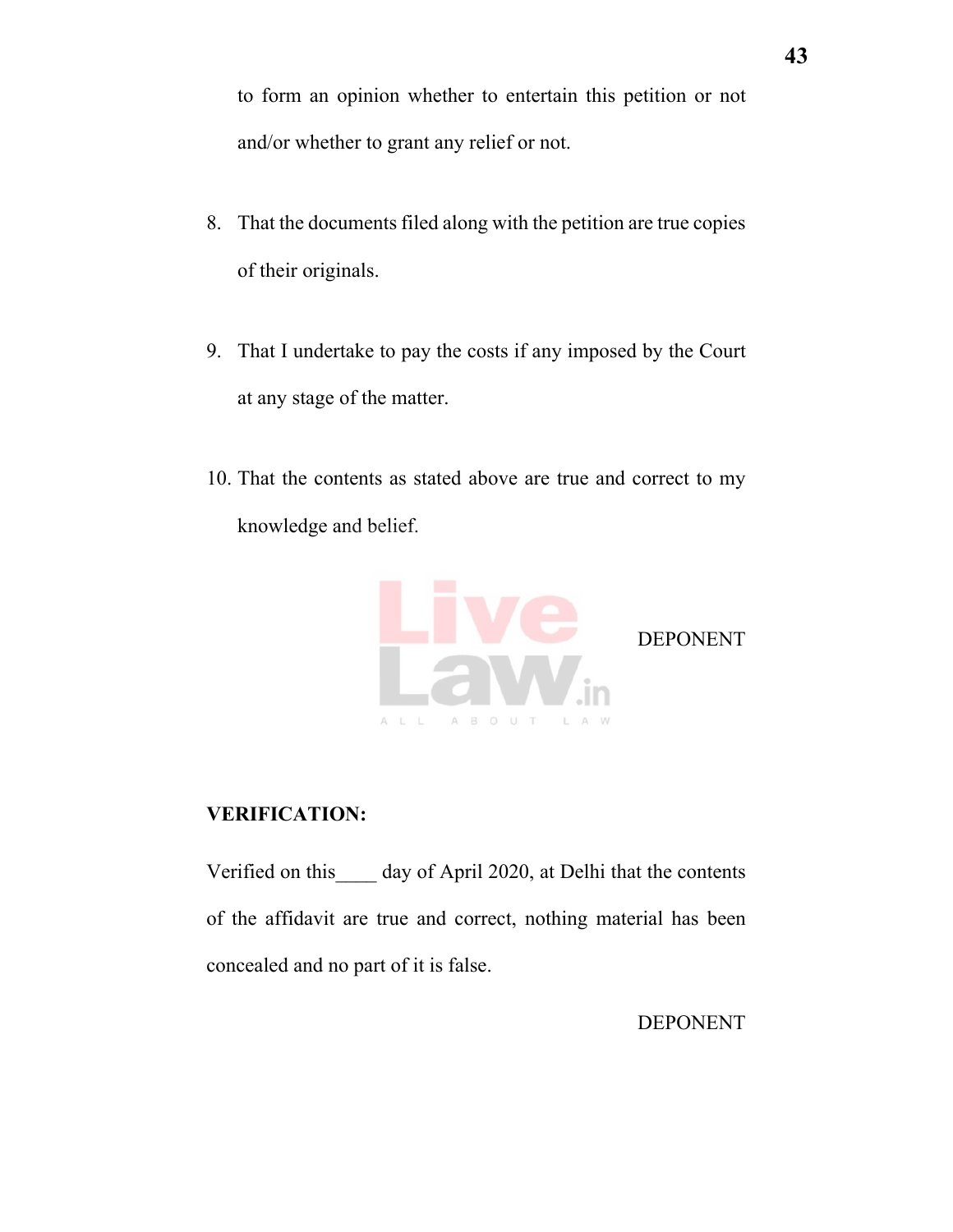to form an opinion whether to entertain this petition or not and/or whether to grant any relief or not.

8. That the documents filed along with the petition are true copies of their originals.

9. That I undertake to pay the costs if any imposed by the Court at any stage of the matter.

10. That the contents as stated above are true and correct to my knowledge and belief.

DEPONENT

**VERIFICATION:**

Verified on this____ day of April 2020, at Delhi that the contents of the affidavit are true and correct, nothing material has been concealed and no part of it is false.

DEPONENT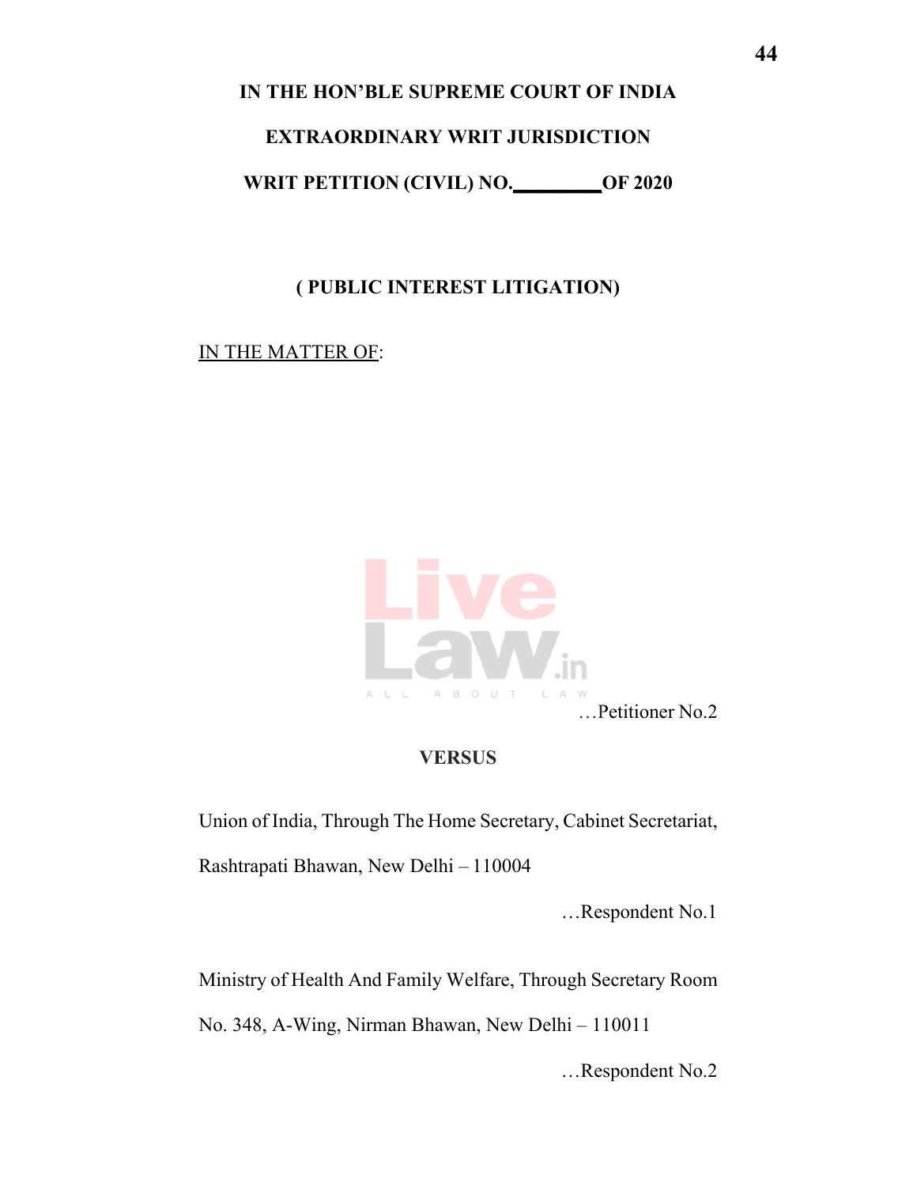**IN THE HON'BLE SUPREME COURT OF INDIA**

**EXTRAORDINARY WRIT JURISDICTION**

**WRIT PETITION (CIVIL) NO.\_\_\_\_\_\_\_\_OF 2020**

**( PUBLIC INTEREST LITIGATION)**

IN THE MATTER OF:

…Petitioner No.2

**VERSUS**

Union of India, Through The Home Secretary, Cabinet Secretariat, Rashtrapati Bhawan, New Delhi – 110004

…Respondent No.1

Ministry of Health And Family Welfare, Through Secretary Room No. 348, A-Wing, Nirman Bhawan, New Delhi – 110011

…Respondent No.2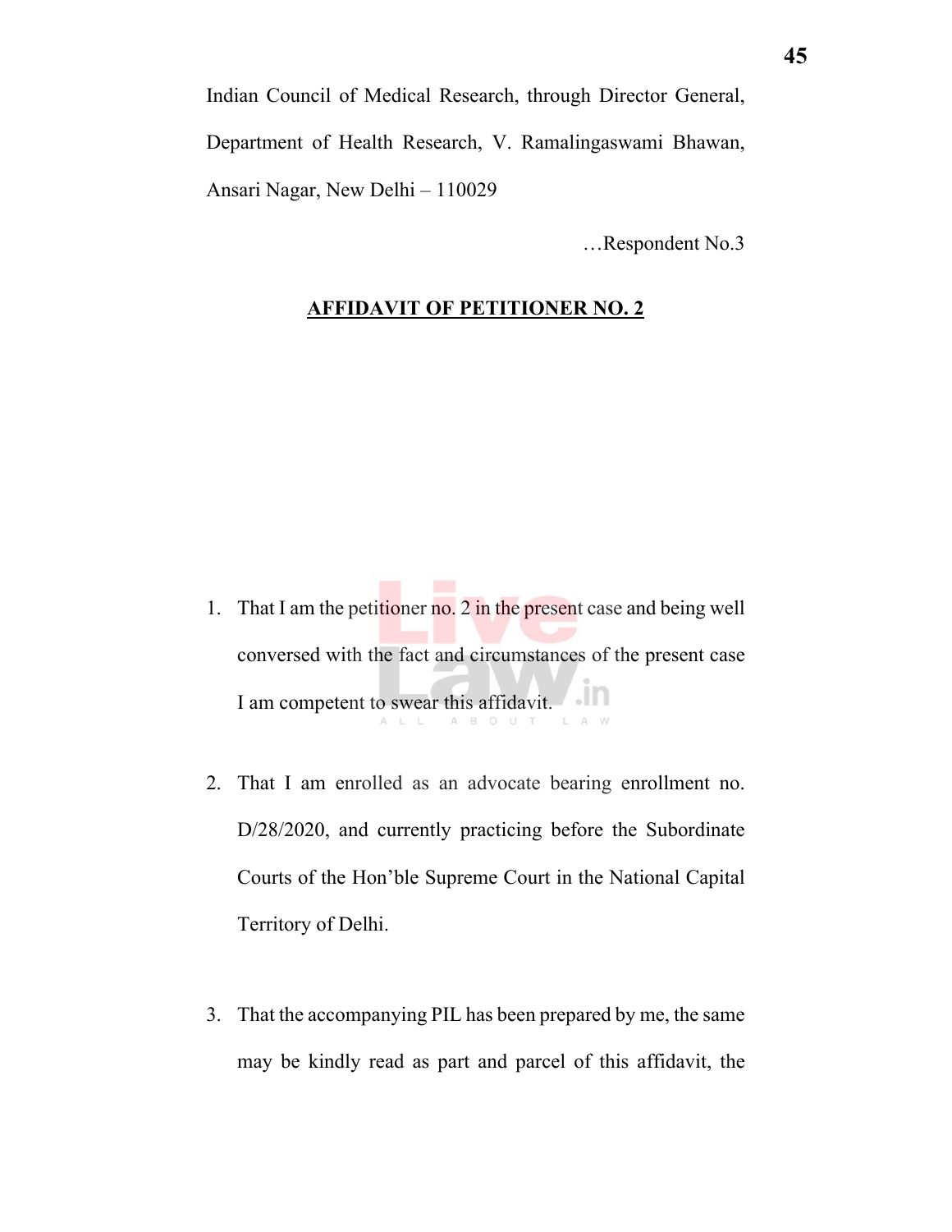Indian Council of Medical Research, through Director General, Department of Health Research, V. Ramalingaswami Bhawan, Ansari Nagar, New Delhi – 110029

…Respondent No.3

**AFFIDAVIT OF PETITIONER NO. 2**

1. That I am the petitioner no. 2 in the present case and being well conversed with the fact and circumstances of the present case I am competent to swear this affidavit.

2. That I am enrolled as an advocate bearing enrollment no. D/28/2020, and currently practicing before the Subordinate Courts of the Hon'ble Supreme Court in the National Capital Territory of Delhi.

3. That the accompanying PIL has been prepared by me, the same may be kindly read as part and parcel of this affidavit, the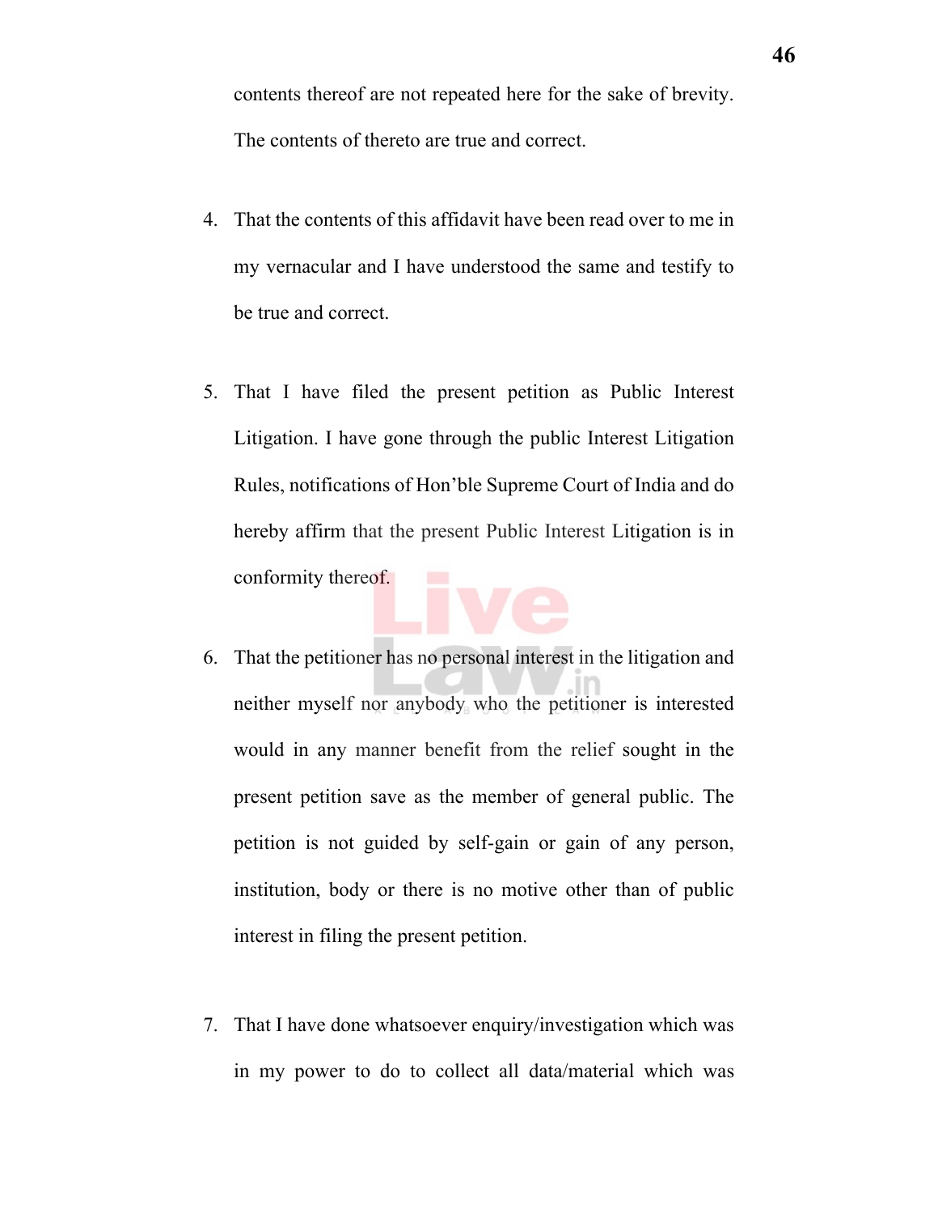contents thereof are not repeated here for the sake of brevity. The contents of thereto are true and correct.

4. That the contents of this affidavit have been read over to me in my vernacular and I have understood the same and testify to be true and correct.

5. That I have filed the present petition as Public Interest Litigation. I have gone through the public Interest Litigation Rules, notifications of Hon'ble Supreme Court of India and do hereby affirm that the present Public Interest Litigation is in conformity thereof.

6. That the petitioner has no personal interest in the litigation and neither myself nor anybody who the petitioner is interested would in any manner benefit from the relief sought in the present petition save as the member of general public. The petition is not guided by self-gain or gain of any person, institution, body or there is no motive other than of public interest in filing the present petition.

7. That I have done whatsoever enquiry/investigation which was in my power to do to collect all data/material which was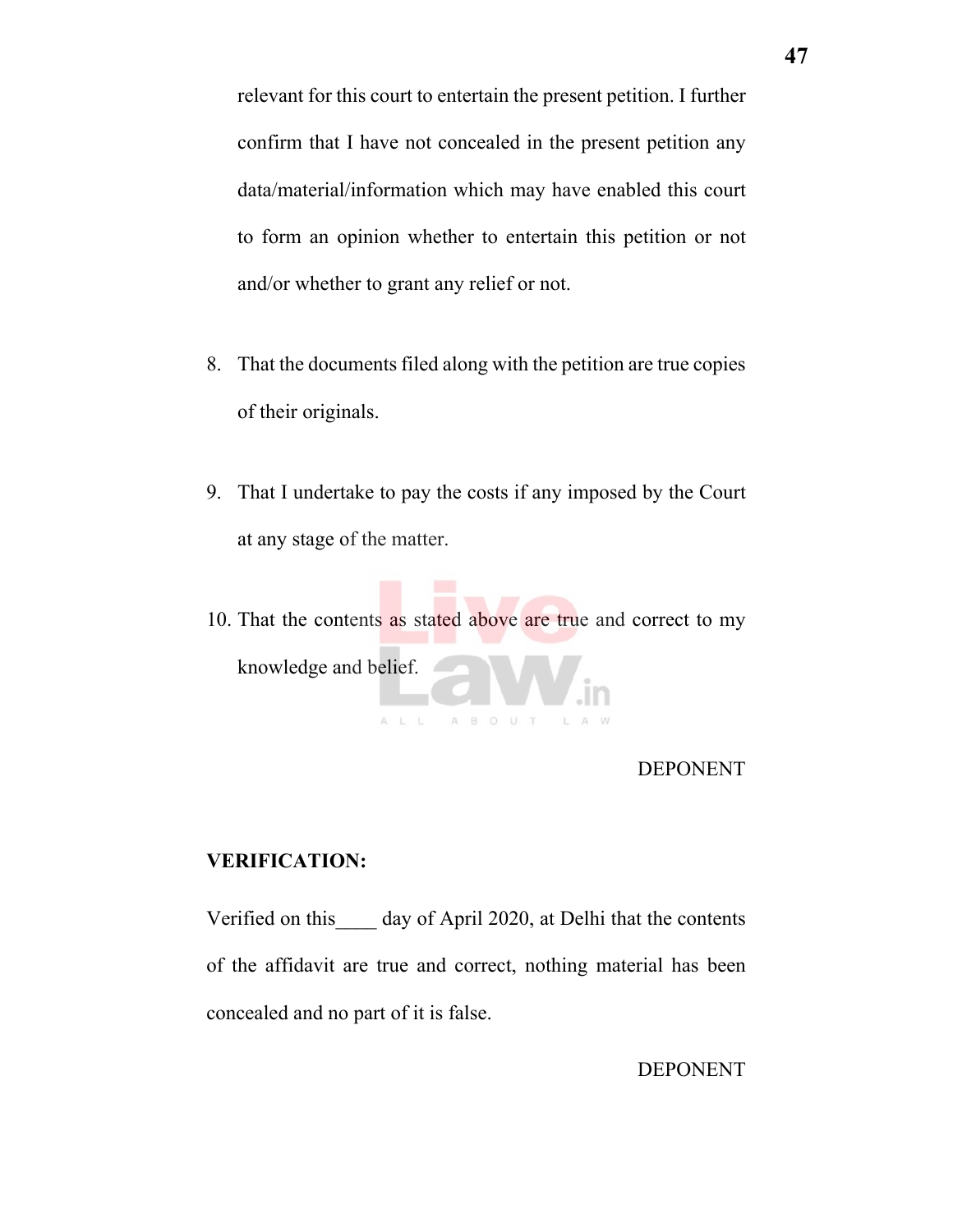relevant for this court to entertain the present petition. I further confirm that I have not concealed in the present petition any data/material/information which may have enabled this court to form an opinion whether to entertain this petition or not and/or whether to grant any relief or not.

8. That the documents filed along with the petition are true copies of their originals.

9. That I undertake to pay the costs if any imposed by the Court at any stage of the matter.

10. That the contents as stated above are true and correct to my knowledge and belief.

DEPONENT

**VERIFICATION:**

Verified on this____ day of April 2020, at Delhi that the contents of the affidavit are true and correct, nothing material has been concealed and no part of it is false.

DEPONENT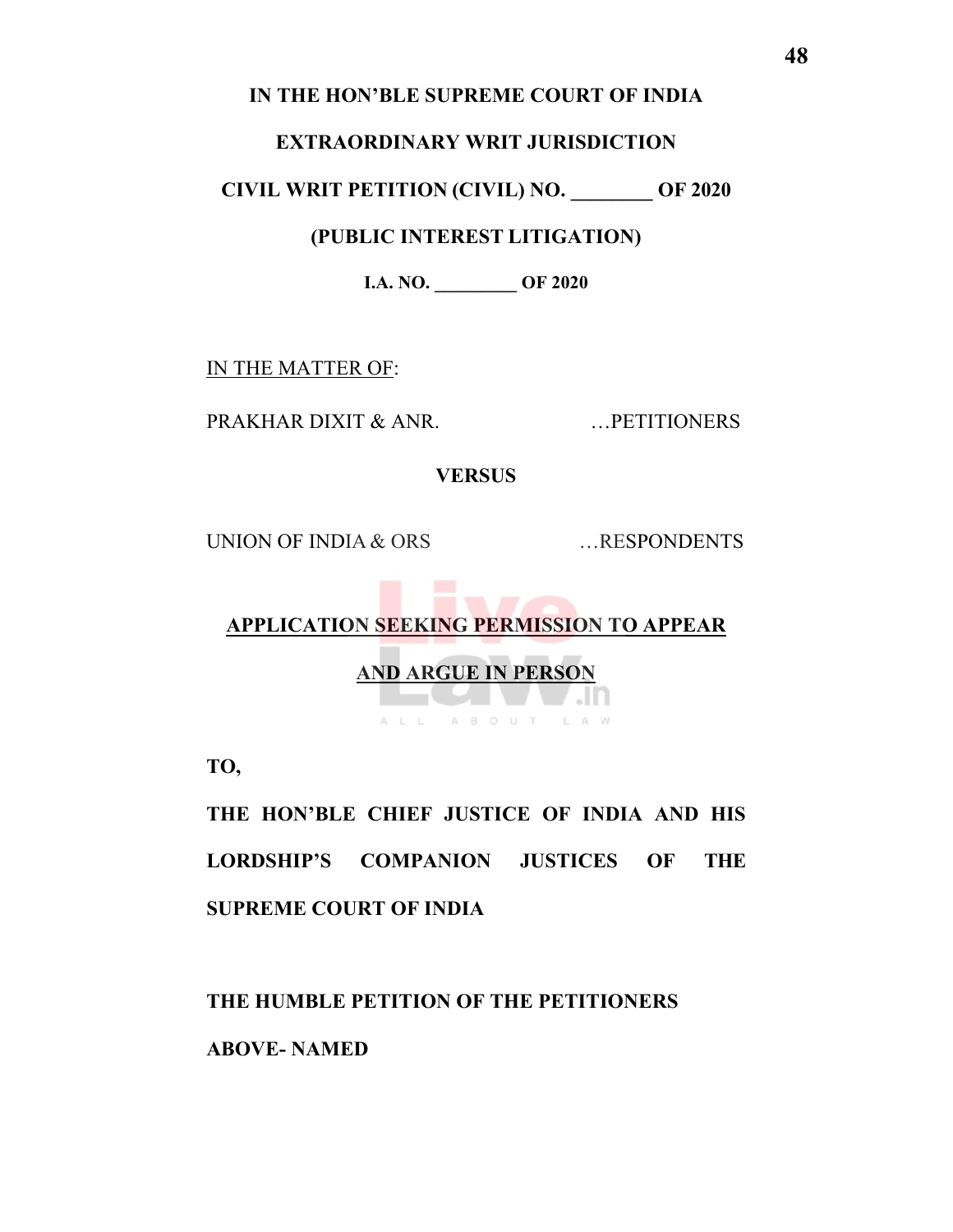**IN THE HON'BLE SUPREME COURT OF INDIA**

**EXTRAORDINARY WRIT JURISDICTION**

**CIVIL WRIT PETITION (CIVIL) NO. ________ OF 2020**

**(PUBLIC INTEREST LITIGATION)**

**I.A. NO. _________ OF 2020**

<u>IN THE MATTER OF</u>:

PRAKHAR DIXIT & ANR. …PETITIONERS

**VERSUS**

UNION OF INDIA & ORS …RESPONDENTS

**<u>APPLICATION SEEKING PERMISSION TO APPEAR AND ARGUE IN PERSON</u>**

**TO,**

**THE HON'BLE CHIEF JUSTICE OF INDIA AND HIS LORDSHIP'S COMPANION JUSTICES OF THE SUPREME COURT OF INDIA**

**THE HUMBLE PETITION OF THE PETITIONERS ABOVE- NAMED**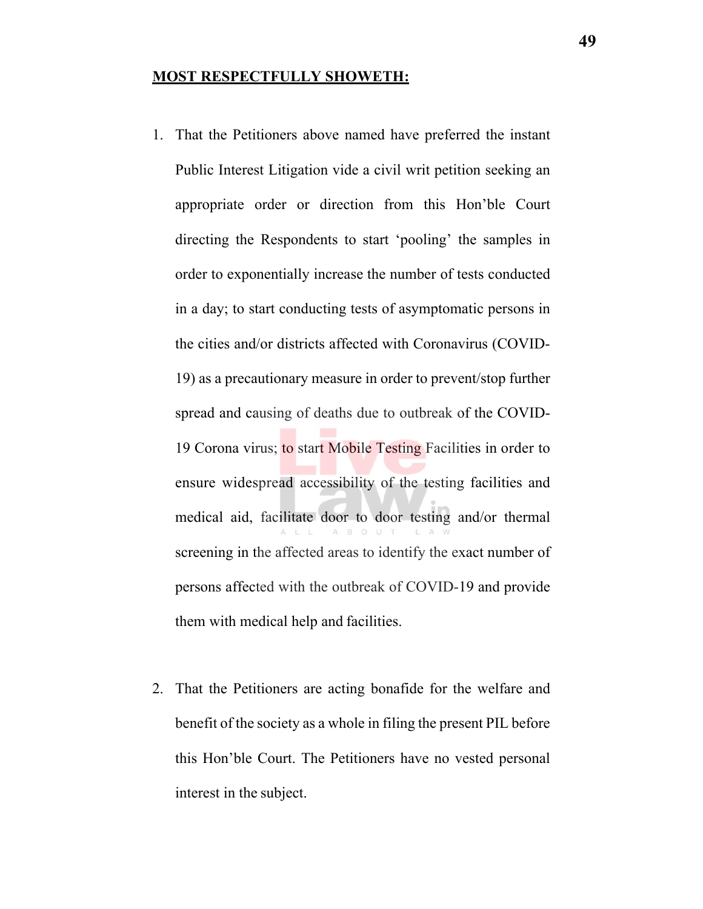**<u>MOST RESPECTFULLY SHOWETH:</u>**

1. That the Petitioners above named have preferred the instant Public Interest Litigation vide a civil writ petition seeking an appropriate order or direction from this Hon'ble Court directing the Respondents to start 'pooling' the samples in order to exponentially increase the number of tests conducted in a day; to start conducting tests of asymptomatic persons in the cities and/or districts affected with Coronavirus (COVID-19) as a precautionary measure in order to prevent/stop further spread and causing of deaths due to outbreak of the COVID-19 Corona virus; to start Mobile Testing Facilities in order to ensure widespread accessibility of the testing facilities and medical aid, facilitate door to door testing and/or thermal screening in the affected areas to identify the exact number of persons affected with the outbreak of COVID-19 and provide them with medical help and facilities.

2. That the Petitioners are acting bonafide for the welfare and benefit of the society as a whole in filing the present PIL before this Hon'ble Court. The Petitioners have no vested personal interest in the subject.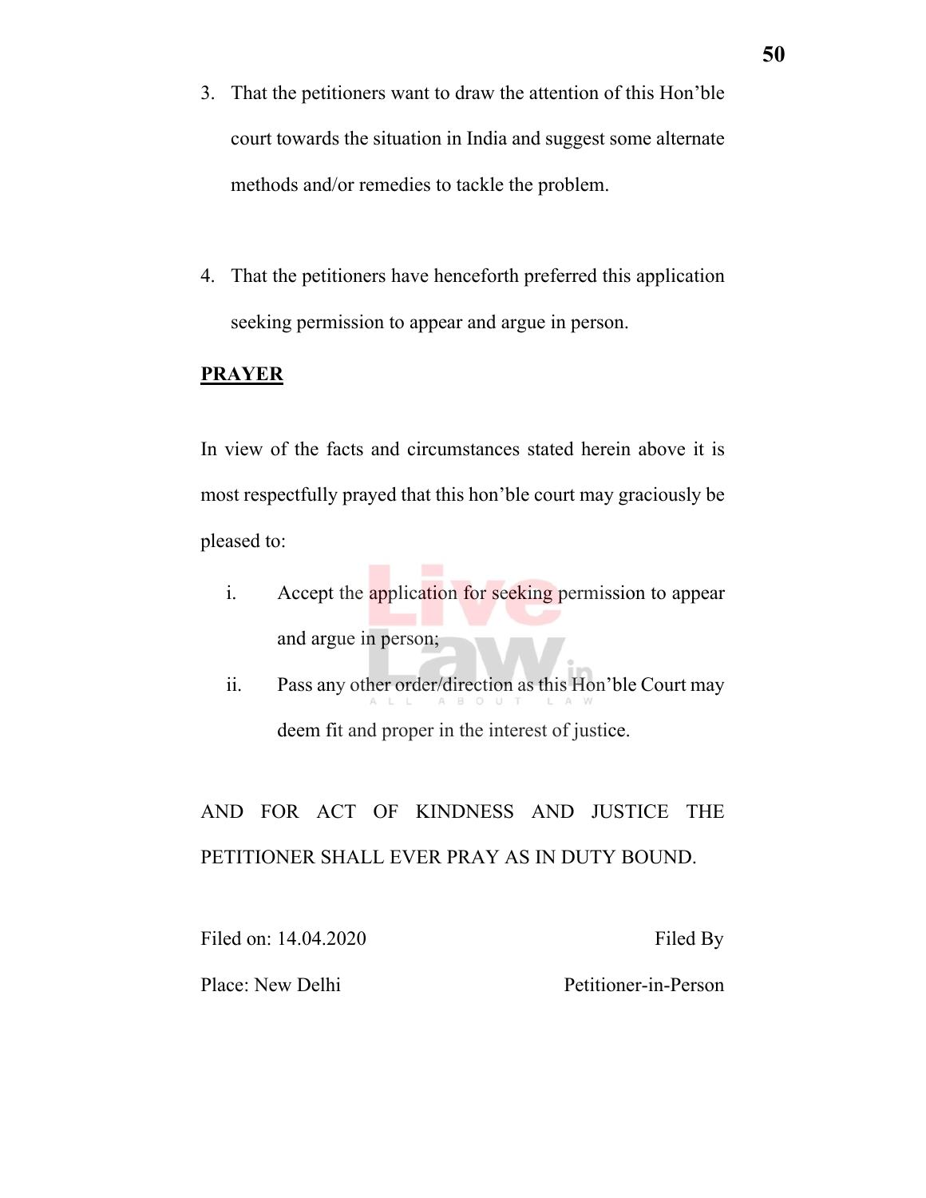3. That the petitioners want to draw the attention of this Hon'ble court towards the situation in India and suggest some alternate methods and/or remedies to tackle the problem.

4. That the petitioners have henceforth preferred this application seeking permission to appear and argue in person.

**PRAYER**

In view of the facts and circumstances stated herein above it is most respectfully prayed that this hon'ble court may graciously be pleased to:

i. Accept the application for seeking permission to appear and argue in person;

ii. Pass any other order/direction as this Hon'ble Court may deem fit and proper in the interest of justice.

AND FOR ACT OF KINDNESS AND JUSTICE THE PETITIONER SHALL EVER PRAY AS IN DUTY BOUND.

Filed on: 14.04.2020 Filed By

Place: New Delhi Petitioner-in-Person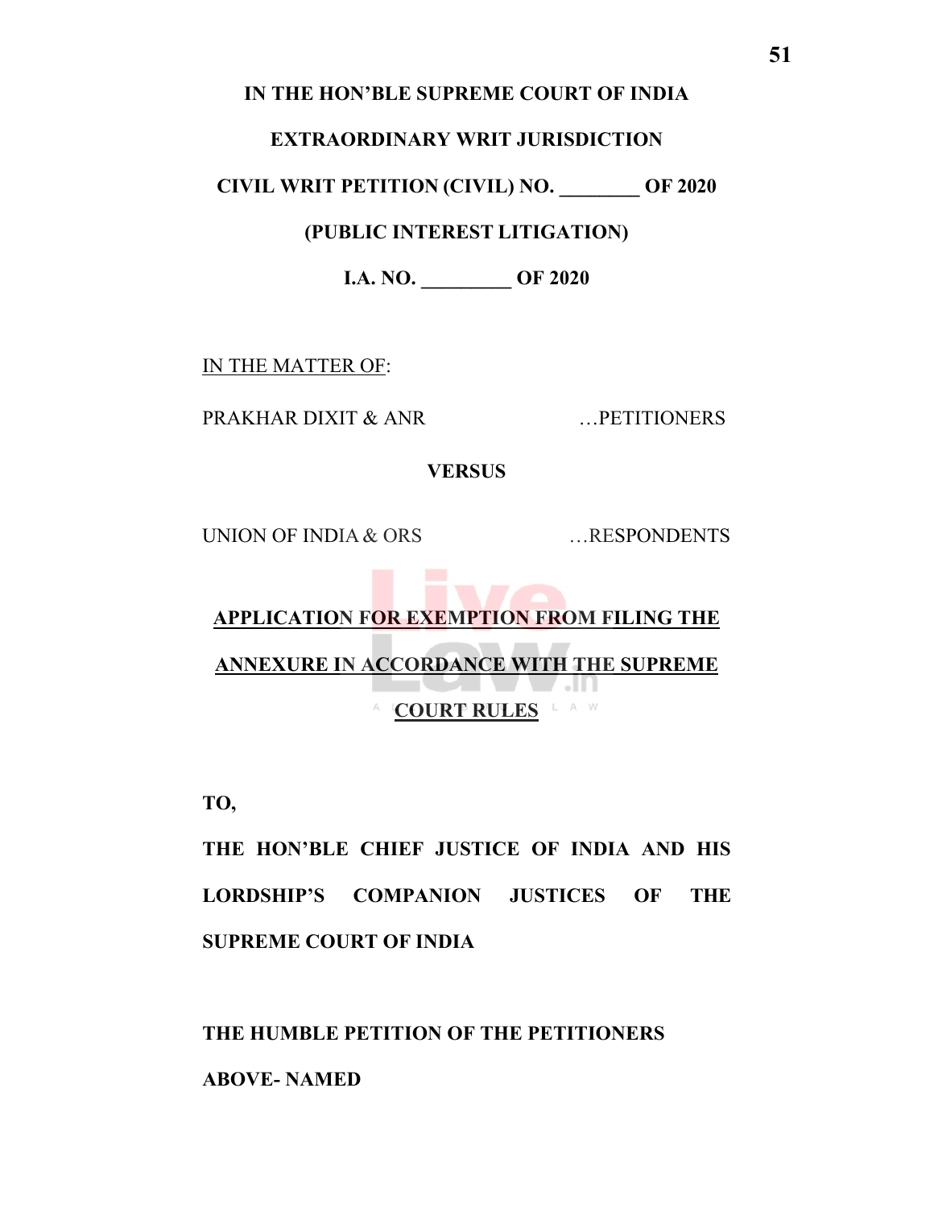**IN THE HON'BLE SUPREME COURT OF INDIA**

**EXTRAORDINARY WRIT JURISDICTION**

**CIVIL WRIT PETITION (CIVIL) NO. ________ OF 2020**

**(PUBLIC INTEREST LITIGATION)**

**I.A. NO. _________ OF 2020**

IN THE MATTER OF:

PRAKHAR DIXIT & ANR …PETITIONERS

**VERSUS**

UNION OF INDIA & ORS …RESPONDENTS

**APPLICATION FOR EXEMPTION FROM FILING THE ANNEXURE IN ACCORDANCE WITH THE SUPREME COURT RULES**

**TO,**

**THE HON'BLE CHIEF JUSTICE OF INDIA AND HIS LORDSHIP'S COMPANION JUSTICES OF THE SUPREME COURT OF INDIA**

**THE HUMBLE PETITION OF THE PETITIONERS ABOVE- NAMED**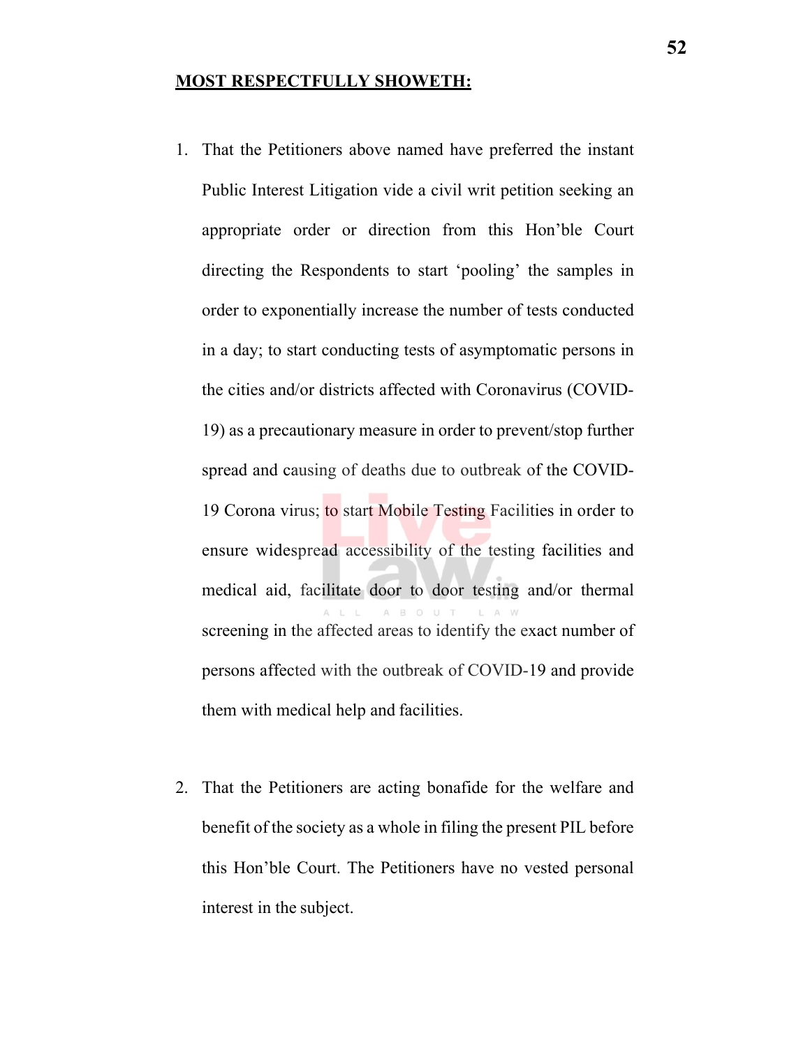**MOST RESPECTFULLY SHOWETH:**

1. That the Petitioners above named have preferred the instant Public Interest Litigation vide a civil writ petition seeking an appropriate order or direction from this Hon'ble Court directing the Respondents to start 'pooling' the samples in order to exponentially increase the number of tests conducted in a day; to start conducting tests of asymptomatic persons in the cities and/or districts affected with Coronavirus (COVID-19) as a precautionary measure in order to prevent/stop further spread and causing of deaths due to outbreak of the COVID-19 Corona virus; to start Mobile Testing Facilities in order to ensure widespread accessibility of the testing facilities and medical aid, facilitate door to door testing and/or thermal screening in the affected areas to identify the exact number of persons affected with the outbreak of COVID-19 and provide them with medical help and facilities.

2. That the Petitioners are acting bonafide for the welfare and benefit of the society as a whole in filing the present PIL before this Hon'ble Court. The Petitioners have no vested personal interest in the subject.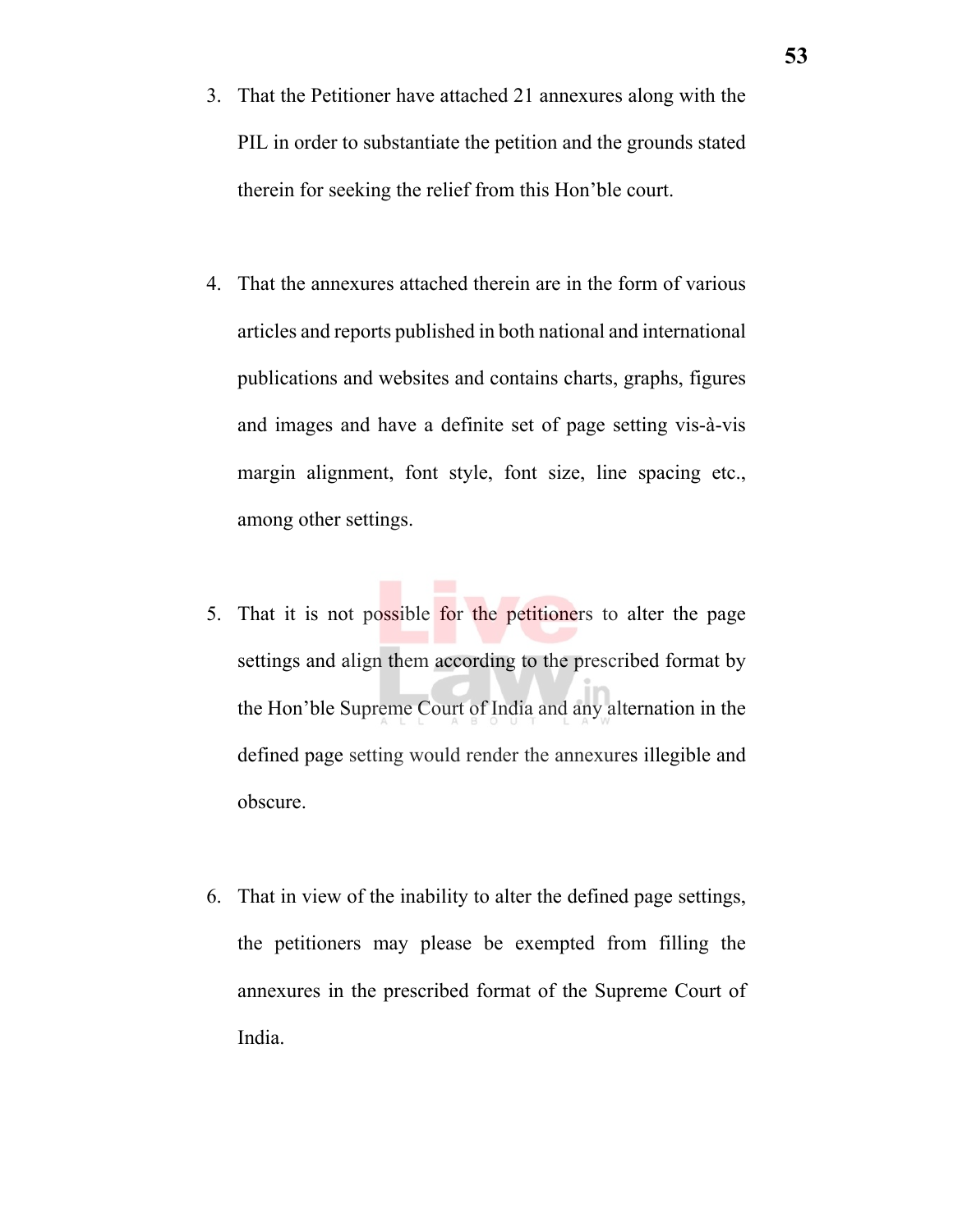3. That the Petitioner have attached 21 annexures along with the PIL in order to substantiate the petition and the grounds stated therein for seeking the relief from this Hon'ble court.

4. That the annexures attached therein are in the form of various articles and reports published in both national and international publications and websites and contains charts, graphs, figures and images and have a definite set of page setting vis-à-vis margin alignment, font style, font size, line spacing etc., among other settings.

5. That it is not possible for the petitioners to alter the page settings and align them according to the prescribed format by the Hon'ble Supreme Court of India and any alternation in the defined page setting would render the annexures illegible and obscure.

6. That in view of the inability to alter the defined page settings, the petitioners may please be exempted from filling the annexures in the prescribed format of the Supreme Court of India.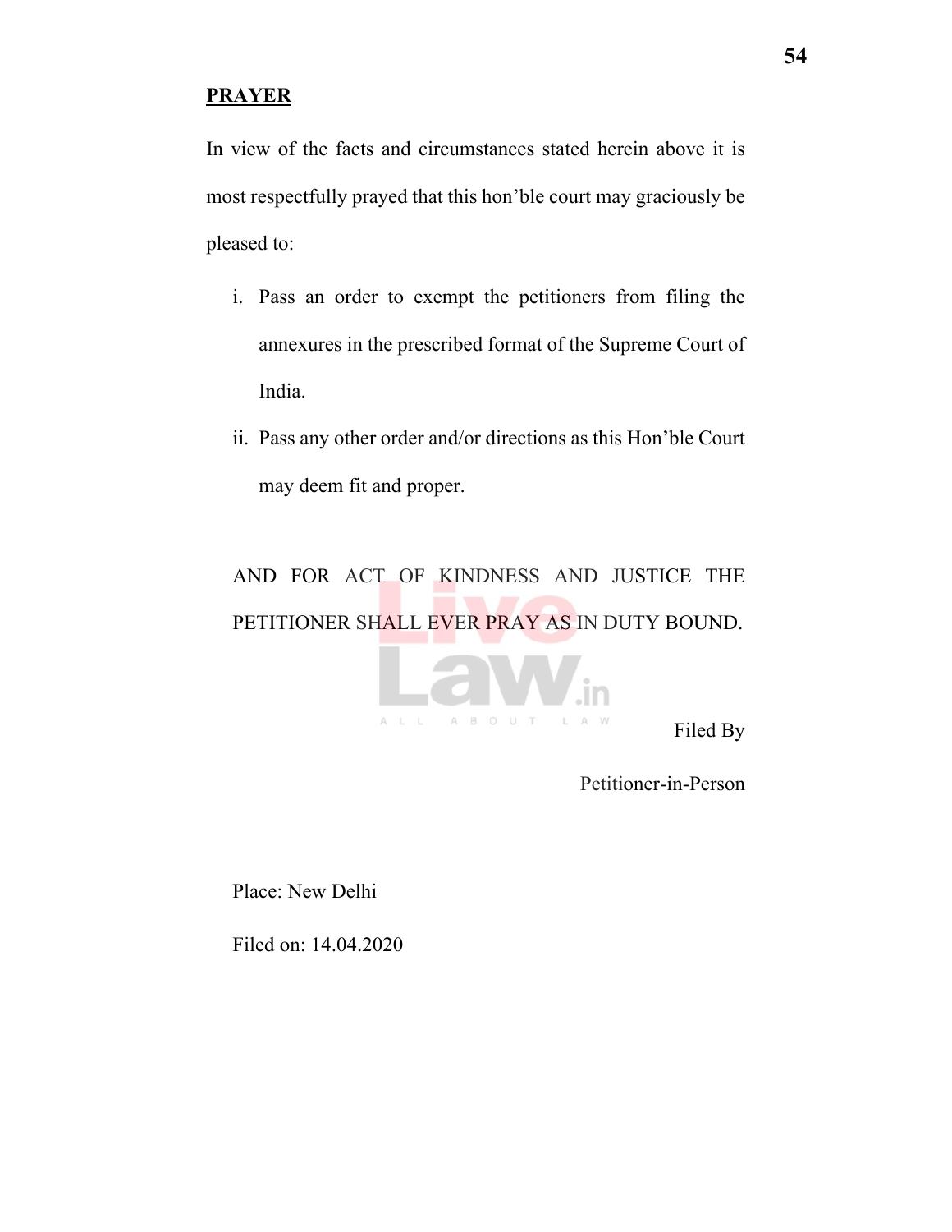## PRAYER

In view of the facts and circumstances stated herein above it is most respectfully prayed that this hon'ble court may graciously be pleased to:

i. Pass an order to exempt the petitioners from filing the annexures in the prescribed format of the Supreme Court of India.

ii. Pass any other order and/or directions as this Hon'ble Court may deem fit and proper.

AND FOR ACT OF KINDNESS AND JUSTICE THE PETITIONER SHALL EVER PRAY AS IN DUTY BOUND.

Filed By

Petitioner-in-Person

Place: New Delhi

Filed on: 14.04.2020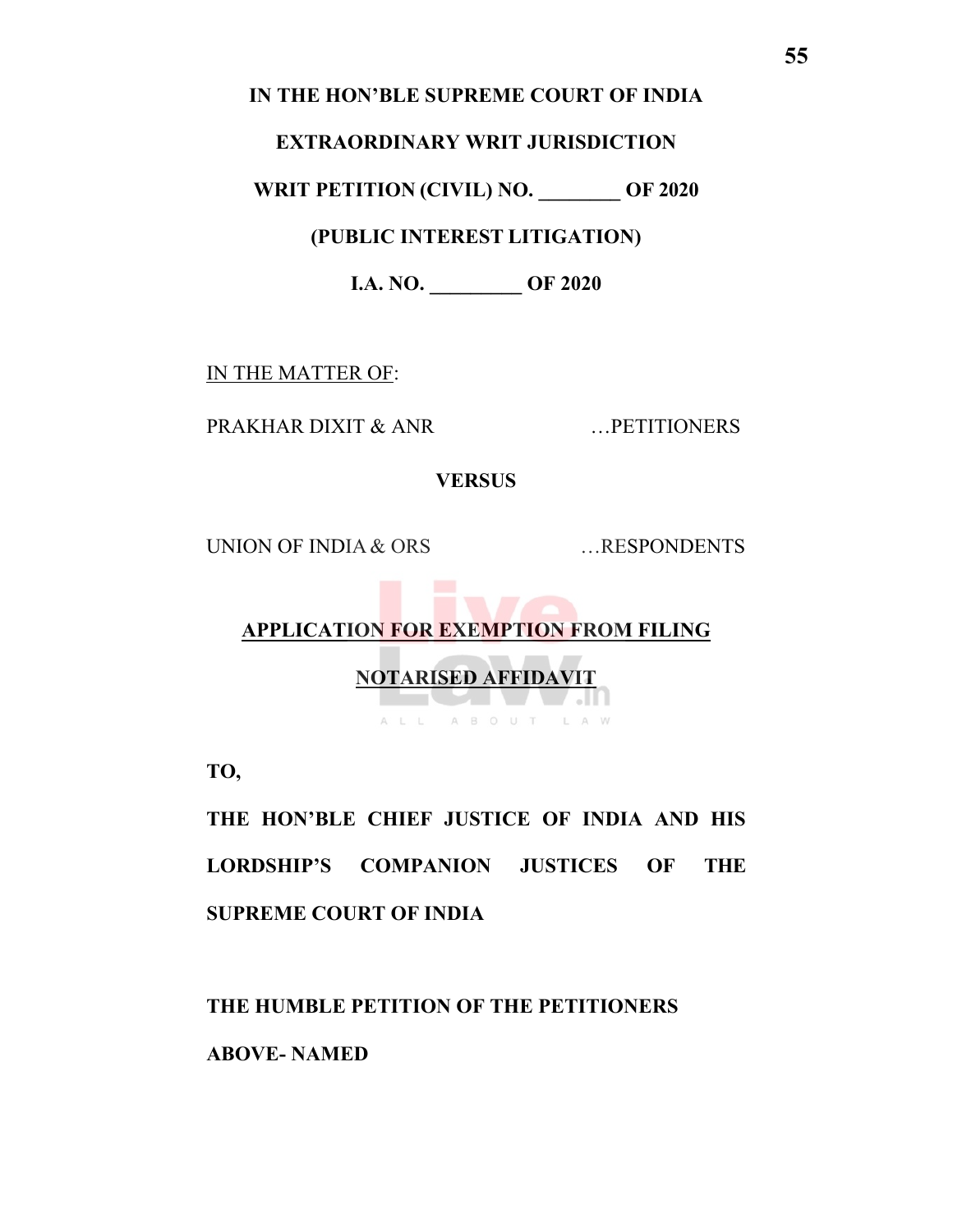**IN THE HON'BLE SUPREME COURT OF INDIA**

**EXTRAORDINARY WRIT JURISDICTION**

**WRIT PETITION (CIVIL) NO. ________ OF 2020**

**(PUBLIC INTEREST LITIGATION)**

**I.A. NO. _________ OF 2020**

IN THE MATTER OF:

PRAKHAR DIXIT & ANR …PETITIONERS

**VERSUS**

UNION OF INDIA & ORS …RESPONDENTS

**APPLICATION FOR EXEMPTION FROM FILING NOTARISED AFFIDAVIT**

**TO,**

**THE HON'BLE CHIEF JUSTICE OF INDIA AND HIS LORDSHIP'S COMPANION JUSTICES OF THE SUPREME COURT OF INDIA**

**THE HUMBLE PETITION OF THE PETITIONERS ABOVE- NAMED**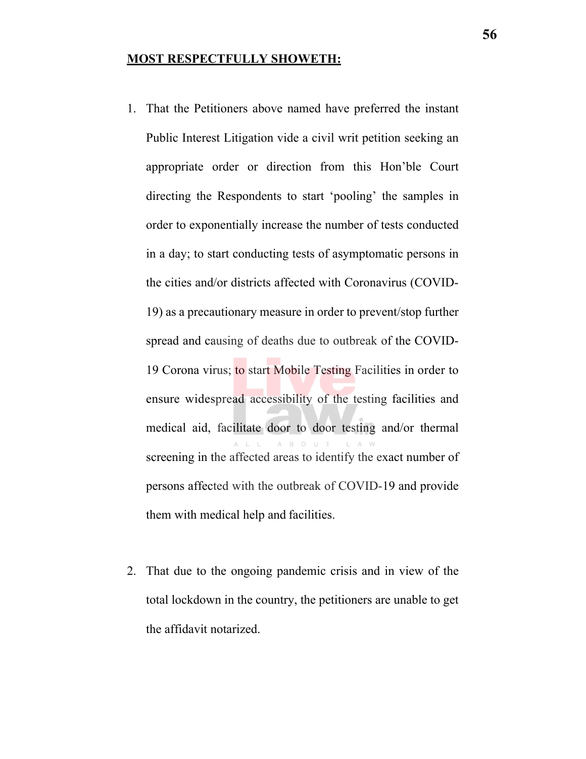**<u>MOST RESPECTFULLY SHOWETH:</u>**

1. That the Petitioners above named have preferred the instant Public Interest Litigation vide a civil writ petition seeking an appropriate order or direction from this Hon'ble Court directing the Respondents to start 'pooling' the samples in order to exponentially increase the number of tests conducted in a day; to start conducting tests of asymptomatic persons in the cities and/or districts affected with Coronavirus (COVID-19) as a precautionary measure in order to prevent/stop further spread and causing of deaths due to outbreak of the COVID-19 Corona virus; to start Mobile Testing Facilities in order to ensure widespread accessibility of the testing facilities and medical aid, facilitate door to door testing and/or thermal screening in the affected areas to identify the exact number of persons affected with the outbreak of COVID-19 and provide them with medical help and facilities.

2. That due to the ongoing pandemic crisis and in view of the total lockdown in the country, the petitioners are unable to get the affidavit notarized.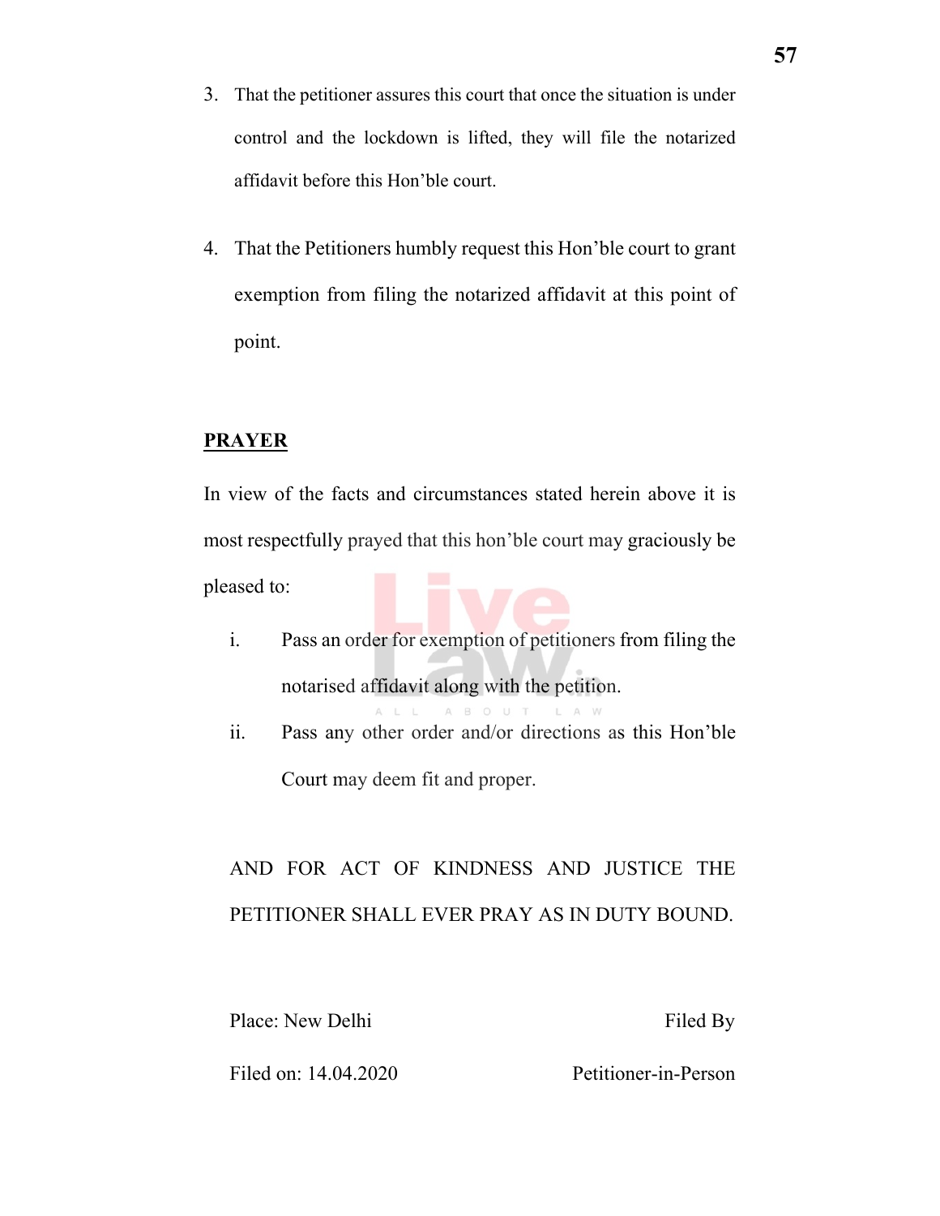3. That the petitioner assures this court that once the situation is under control and the lockdown is lifted, they will file the notarized affidavit before this Hon'ble court.

4. That the Petitioners humbly request this Hon'ble court to grant exemption from filing the notarized affidavit at this point of point.

**PRAYER**

In view of the facts and circumstances stated herein above it is most respectfully prayed that this hon'ble court may graciously be pleased to:

i. Pass an order for exemption of petitioners from filing the notarised affidavit along with the petition.

ii. Pass any other order and/or directions as this Hon'ble Court may deem fit and proper.

AND FOR ACT OF KINDNESS AND JUSTICE THE PETITIONER SHALL EVER PRAY AS IN DUTY BOUND.

Place: New Delhi　　　　　　　　　　　　Filed By

Filed on: 14.04.2020　　　　　　　　　Petitioner-in-Person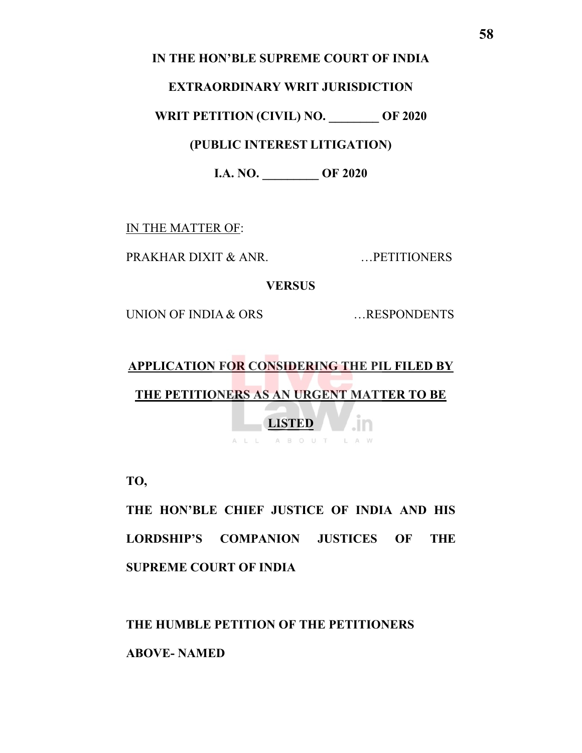**IN THE HON'BLE SUPREME COURT OF INDIA**

**EXTRAORDINARY WRIT JURISDICTION**

**WRIT PETITION (CIVIL) NO. ________ OF 2020**

**(PUBLIC INTEREST LITIGATION)**

**I.A. NO. _________ OF 2020**

IN THE MATTER OF:

PRAKHAR DIXIT & ANR. …PETITIONERS

**VERSUS**

UNION OF INDIA & ORS …RESPONDENTS

**APPLICATION FOR CONSIDERING THE PIL FILED BY THE PETITIONERS AS AN URGENT MATTER TO BE LISTED**

**TO,**

**THE HON'BLE CHIEF JUSTICE OF INDIA AND HIS LORDSHIP'S COMPANION JUSTICES OF THE SUPREME COURT OF INDIA**

**THE HUMBLE PETITION OF THE PETITIONERS ABOVE- NAMED**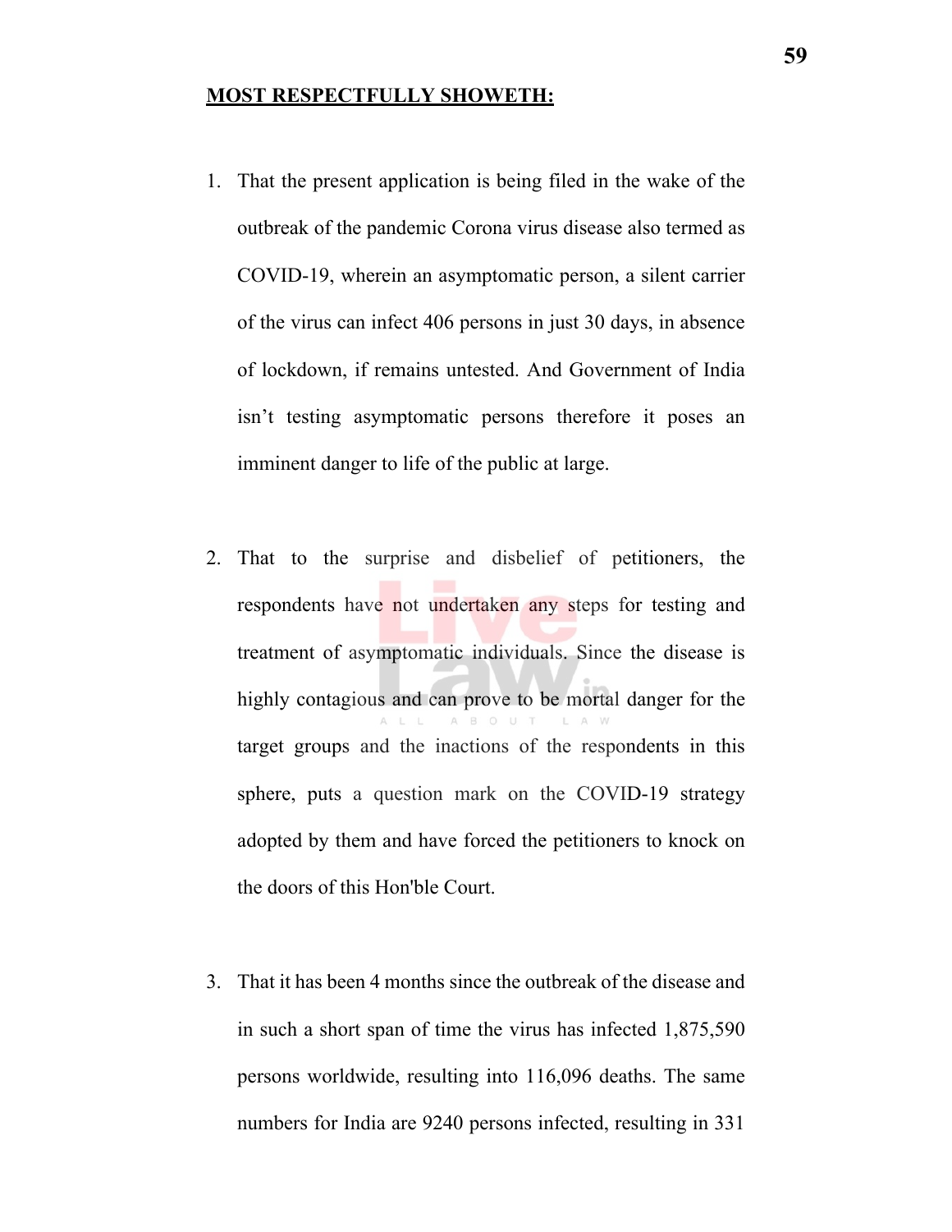**MOST RESPECTFULLY SHOWETH:**

1. That the present application is being filed in the wake of the outbreak of the pandemic Corona virus disease also termed as COVID-19, wherein an asymptomatic person, a silent carrier of the virus can infect 406 persons in just 30 days, in absence of lockdown, if remains untested. And Government of India isn't testing asymptomatic persons therefore it poses an imminent danger to life of the public at large.

2. That to the surprise and disbelief of petitioners, the respondents have not undertaken any steps for testing and treatment of asymptomatic individuals. Since the disease is highly contagious and can prove to be mortal danger for the target groups and the inactions of the respondents in this sphere, puts a question mark on the COVID-19 strategy adopted by them and have forced the petitioners to knock on the doors of this Hon'ble Court.

3. That it has been 4 months since the outbreak of the disease and in such a short span of time the virus has infected 1,875,590 persons worldwide, resulting into 116,096 deaths. The same numbers for India are 9240 persons infected, resulting in 331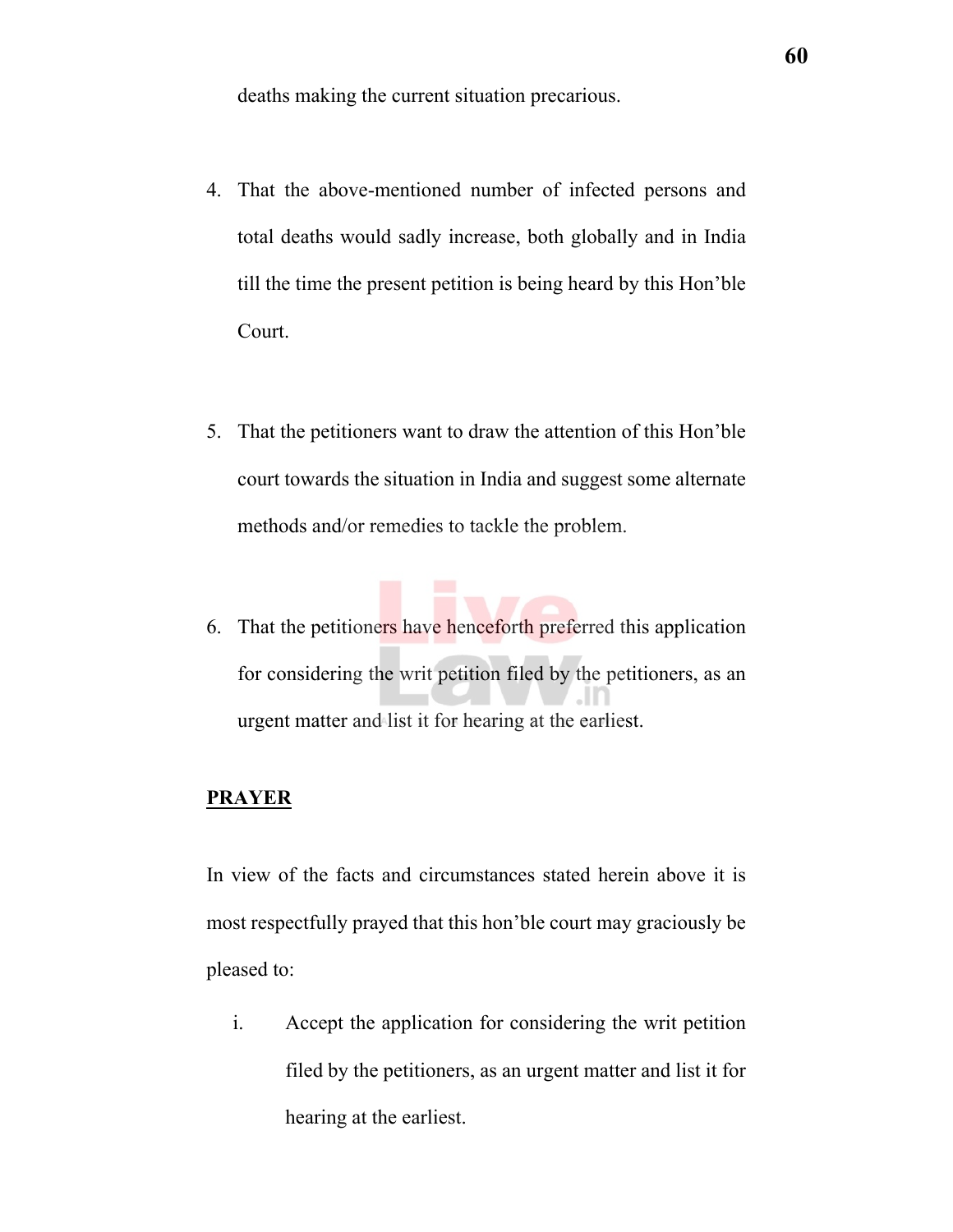deaths making the current situation precarious.

4. That the above-mentioned number of infected persons and total deaths would sadly increase, both globally and in India till the time the present petition is being heard by this Hon'ble Court.

5. That the petitioners want to draw the attention of this Hon'ble court towards the situation in India and suggest some alternate methods and/or remedies to tackle the problem.

6. That the petitioners have henceforth preferred this application for considering the writ petition filed by the petitioners, as an urgent matter and list it for hearing at the earliest.

**PRAYER**

In view of the facts and circumstances stated herein above it is most respectfully prayed that this hon'ble court may graciously be pleased to:

i. Accept the application for considering the writ petition filed by the petitioners, as an urgent matter and list it for hearing at the earliest.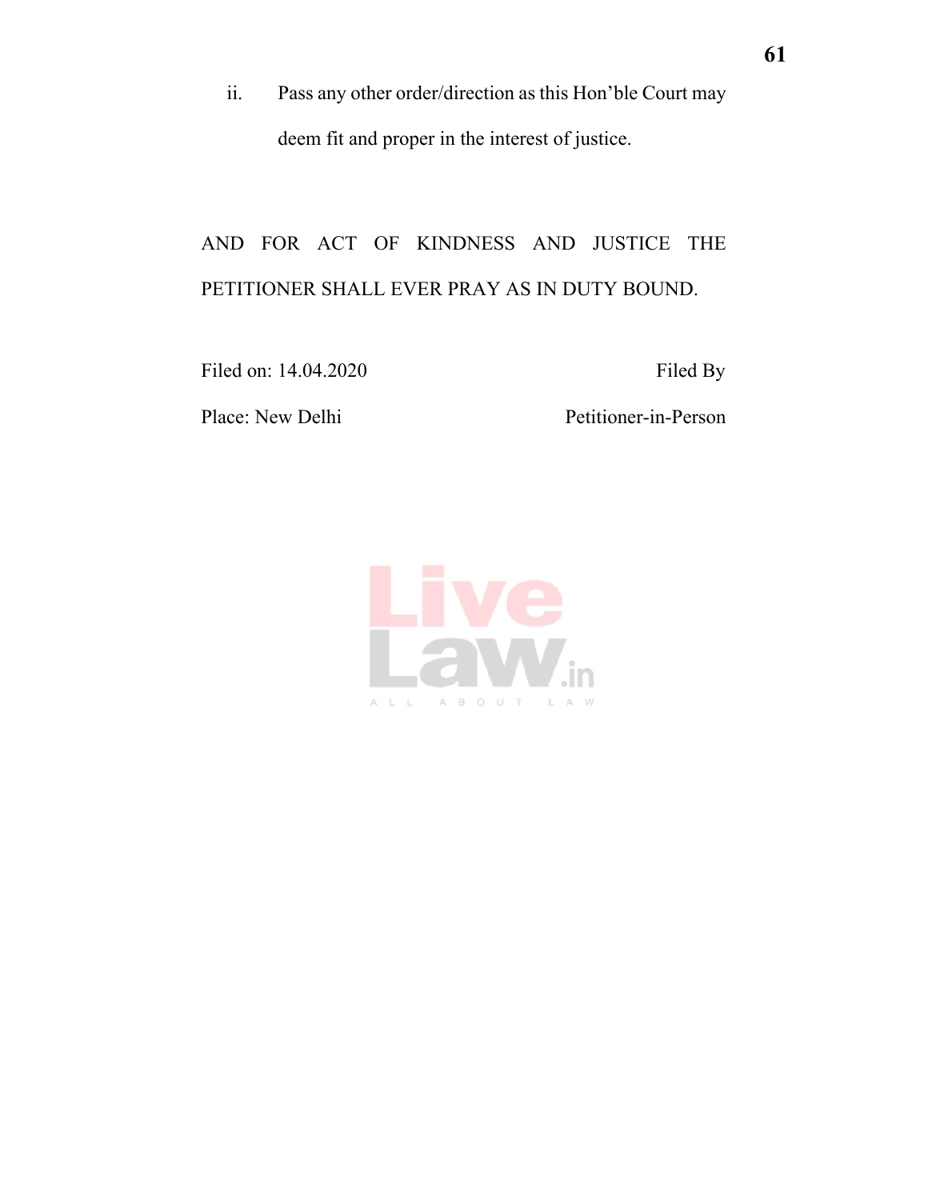ii. Pass any other order/direction as this Hon'ble Court may deem fit and proper in the interest of justice.

AND FOR ACT OF KINDNESS AND JUSTICE THE PETITIONER SHALL EVER PRAY AS IN DUTY BOUND.

Filed on: 14.04.2020 | Filed By

Place: New Delhi | Petitioner-in-Person